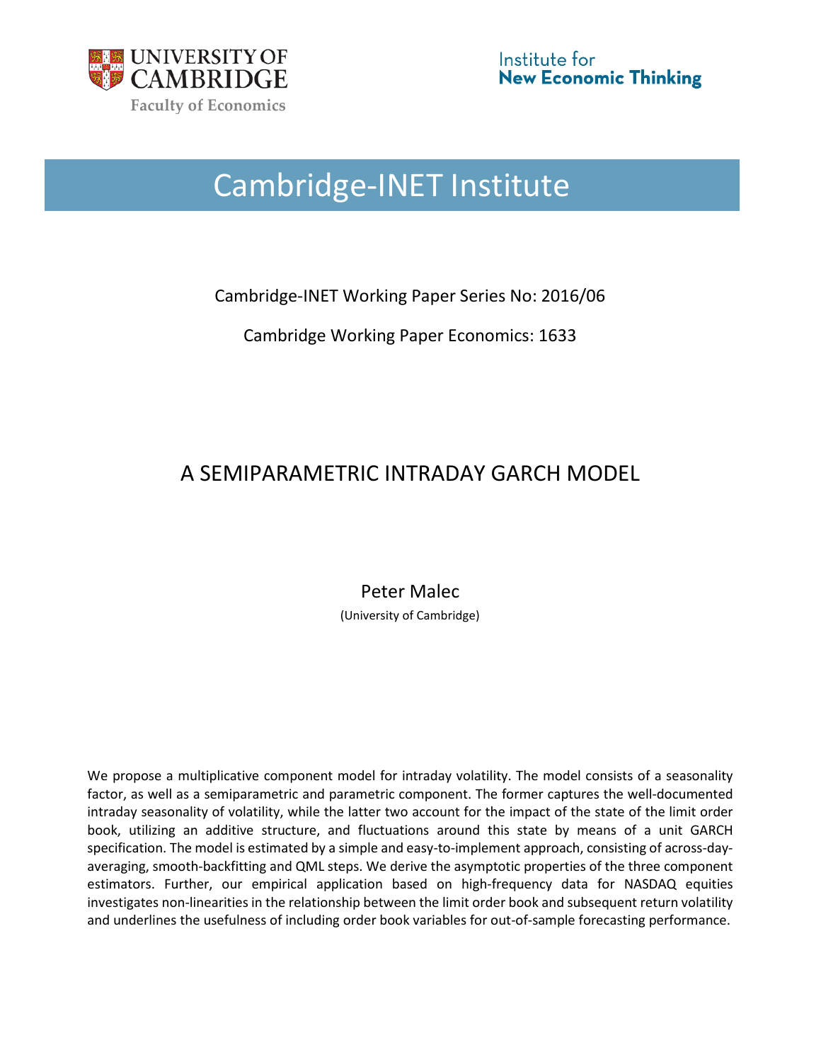UNIVERSITY OF CAMBRIDGE

Faculty of Economics

Institute for New Economic Thinking

# Cambridge-INET Institute

Cambridge-INET Working Paper Series No: 2016/06

Cambridge Working Paper Economics: 1633

## A SEMIPARAMETRIC INTRADAY GARCH MODEL

Peter Malec

(University of Cambridge)

We propose a multiplicative component model for intraday volatility. The model consists of a seasonality factor, as well as a semiparametric and parametric component. The former captures the well-documented intraday seasonality of volatility, while the latter two account for the impact of the state of the limit order book, utilizing an additive structure, and fluctuations around this state by means of a unit GARCH specification. The model is estimated by a simple and easy-to-implement approach, consisting of across-day-averaging, smooth-backfitting and QML steps. We derive the asymptotic properties of the three component estimators. Further, our empirical application based on high-frequency data for NASDAQ equities investigates non-linearities in the relationship between the limit order book and subsequent return volatility and underlines the usefulness of including order book variables for out-of-sample forecasting performance.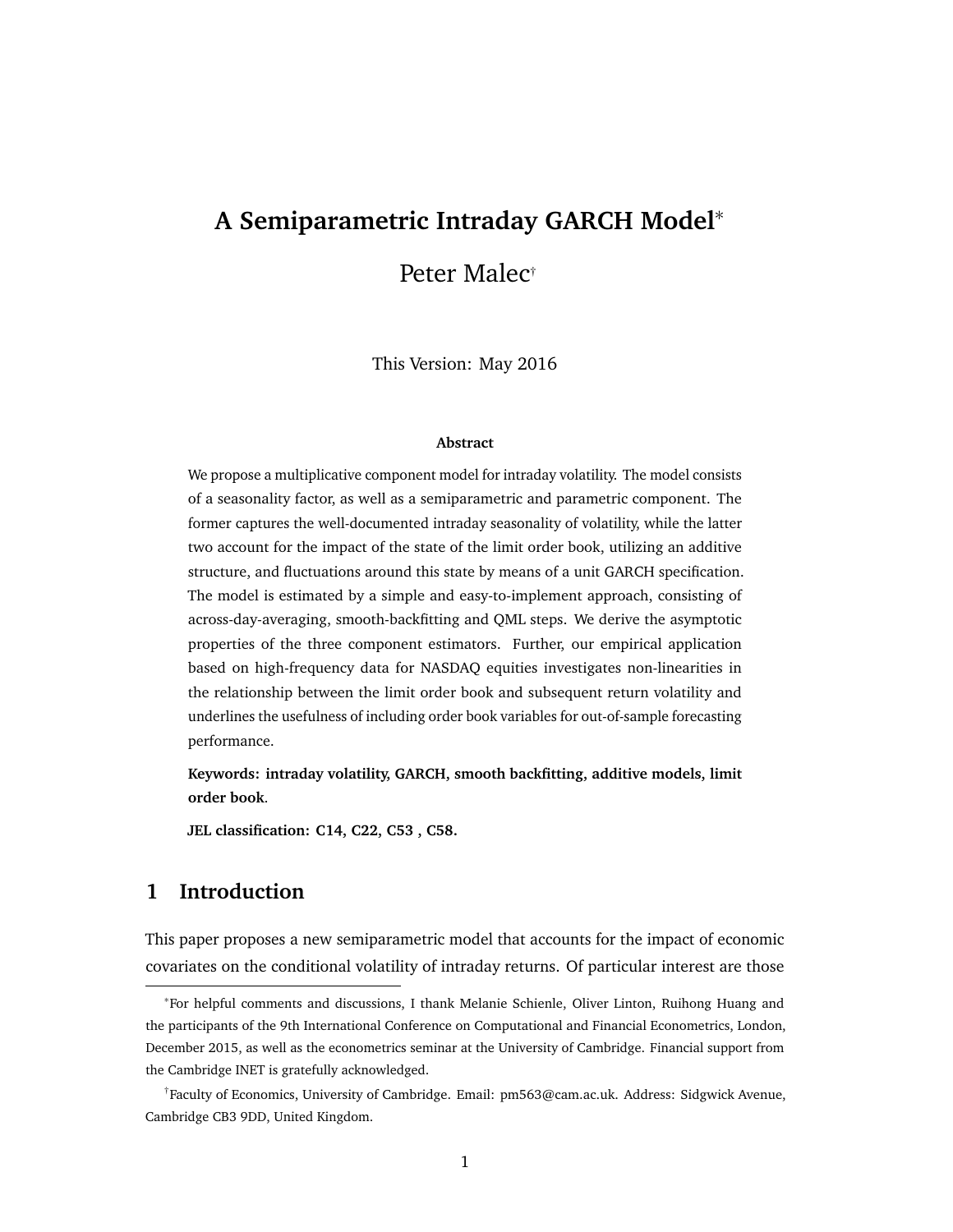# A Semiparametric Intraday GARCH Model*

Peter Malec†

This Version: May 2016

**Abstract**

We propose a multiplicative component model for intraday volatility. The model consists of a seasonality factor, as well as a semiparametric and parametric component. The former captures the well-documented intraday seasonality of volatility, while the latter two account for the impact of the state of the limit order book, utilizing an additive structure, and fluctuations around this state by means of a unit GARCH specification. The model is estimated by a simple and easy-to-implement approach, consisting of across-day-averaging, smooth-backfitting and QML steps. We derive the asymptotic properties of the three component estimators. Further, our empirical application based on high-frequency data for NASDAQ equities investigates non-linearities in the relationship between the limit order book and subsequent return volatility and underlines the usefulness of including order book variables for out-of-sample forecasting performance.

**Keywords: intraday volatility, GARCH, smooth backfitting, additive models, limit order book.**

**JEL classification: C14, C22, C53 , C58.**

## 1 Introduction

This paper proposes a new semiparametric model that accounts for the impact of economic covariates on the conditional volatility of intraday returns. Of particular interest are those

*For helpful comments and discussions, I thank Melanie Schienle, Oliver Linton, Ruihong Huang and the participants of the 9th International Conference on Computational and Financial Econometrics, London, December 2015, as well as the econometrics seminar at the University of Cambridge. Financial support from the Cambridge INET is gratefully acknowledged.

†Faculty of Economics, University of Cambridge. Email: pm563@cam.ac.uk. Address: Sidgwick Avenue, Cambridge CB3 9DD, United Kingdom.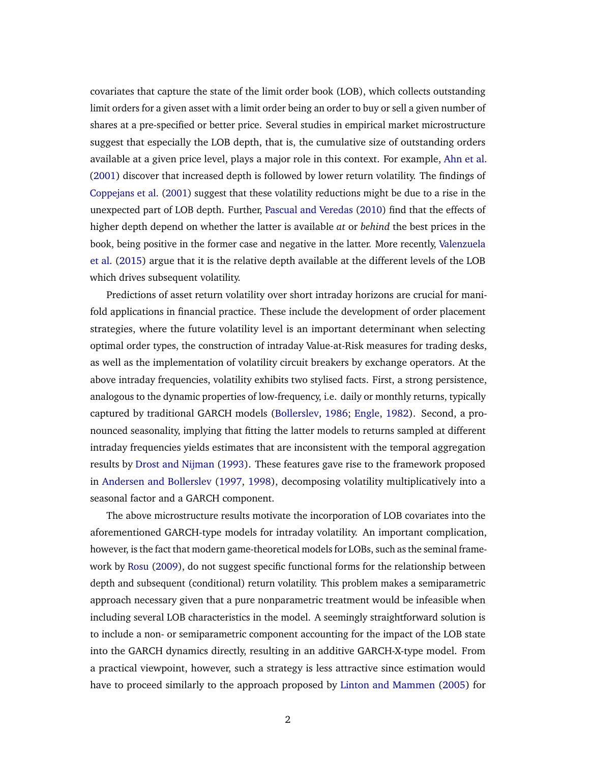covariates that capture the state of the limit order book (LOB), which collects outstanding limit orders for a given asset with a limit order being an order to buy or sell a given number of shares at a pre-specified or better price. Several studies in empirical market microstructure suggest that especially the LOB depth, that is, the cumulative size of outstanding orders available at a given price level, plays a major role in this context. For example, Ahn et al. (2001) discover that increased depth is followed by lower return volatility. The findings of Coppejans et al. (2001) suggest that these volatility reductions might be due to a rise in the unexpected part of LOB depth. Further, Pascual and Veredas (2010) find that the effects of higher depth depend on whether the latter is available *at* or *behind* the best prices in the book, being positive in the former case and negative in the latter. More recently, Valenzuela et al. (2015) argue that it is the relative depth available at the different levels of the LOB which drives subsequent volatility.

Predictions of asset return volatility over short intraday horizons are crucial for manifold applications in financial practice. These include the development of order placement strategies, where the future volatility level is an important determinant when selecting optimal order types, the construction of intraday Value-at-Risk measures for trading desks, as well as the implementation of volatility circuit breakers by exchange operators. At the above intraday frequencies, volatility exhibits two stylised facts. First, a strong persistence, analogous to the dynamic properties of low-frequency, i.e. daily or monthly returns, typically captured by traditional GARCH models (Bollerslev, 1986; Engle, 1982). Second, a pronounced seasonality, implying that fitting the latter models to returns sampled at different intraday frequencies yields estimates that are inconsistent with the temporal aggregation results by Drost and Nijman (1993). These features gave rise to the framework proposed in Andersen and Bollerslev (1997, 1998), decomposing volatility multiplicatively into a seasonal factor and a GARCH component.

The above microstructure results motivate the incorporation of LOB covariates into the aforementioned GARCH-type models for intraday volatility. An important complication, however, is the fact that modern game-theoretical models for LOBs, such as the seminal framework by Rosu (2009), do not suggest specific functional forms for the relationship between depth and subsequent (conditional) return volatility. This problem makes a semiparametric approach necessary given that a pure nonparametric treatment would be infeasible when including several LOB characteristics in the model. A seemingly straightforward solution is to include a non- or semiparametric component accounting for the impact of the LOB state into the GARCH dynamics directly, resulting in an additive GARCH-X-type model. From a practical viewpoint, however, such a strategy is less attractive since estimation would have to proceed similarly to the approach proposed by Linton and Mammen (2005) for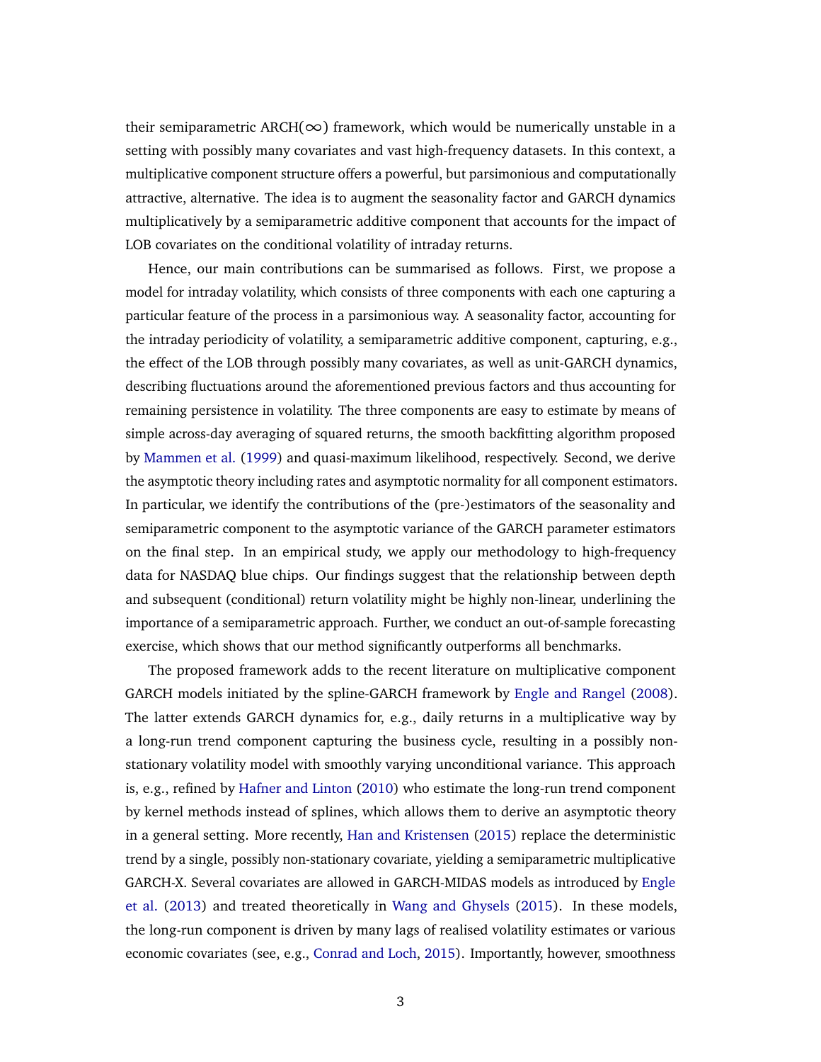their semiparametric ARCH($\infty$) framework, which would be numerically unstable in a setting with possibly many covariates and vast high-frequency datasets. In this context, a multiplicative component structure offers a powerful, but parsimonious and computationally attractive, alternative. The idea is to augment the seasonality factor and GARCH dynamics multiplicatively by a semiparametric additive component that accounts for the impact of LOB covariates on the conditional volatility of intraday returns.

Hence, our main contributions can be summarised as follows. First, we propose a model for intraday volatility, which consists of three components with each one capturing a particular feature of the process in a parsimonious way. A seasonality factor, accounting for the intraday periodicity of volatility, a semiparametric additive component, capturing, e.g., the effect of the LOB through possibly many covariates, as well as unit-GARCH dynamics, describing fluctuations around the aforementioned previous factors and thus accounting for remaining persistence in volatility. The three components are easy to estimate by means of simple across-day averaging of squared returns, the smooth backfitting algorithm proposed by Mammen et al. (1999) and quasi-maximum likelihood, respectively. Second, we derive the asymptotic theory including rates and asymptotic normality for all component estimators. In particular, we identify the contributions of the (pre-)estimators of the seasonality and semiparametric component to the asymptotic variance of the GARCH parameter estimators on the final step. In an empirical study, we apply our methodology to high-frequency data for NASDAQ blue chips. Our findings suggest that the relationship between depth and subsequent (conditional) return volatility might be highly non-linear, underlining the importance of a semiparametric approach. Further, we conduct an out-of-sample forecasting exercise, which shows that our method significantly outperforms all benchmarks.

The proposed framework adds to the recent literature on multiplicative component GARCH models initiated by the spline-GARCH framework by Engle and Rangel (2008). The latter extends GARCH dynamics for, e.g., daily returns in a multiplicative way by a long-run trend component capturing the business cycle, resulting in a possibly non-stationary volatility model with smoothly varying unconditional variance. This approach is, e.g., refined by Hafner and Linton (2010) who estimate the long-run trend component by kernel methods instead of splines, which allows them to derive an asymptotic theory in a general setting. More recently, Han and Kristensen (2015) replace the deterministic trend by a single, possibly non-stationary covariate, yielding a semiparametric multiplicative GARCH-X. Several covariates are allowed in GARCH-MIDAS models as introduced by Engle et al. (2013) and treated theoretically in Wang and Ghysels (2015). In these models, the long-run component is driven by many lags of realised volatility estimates or various economic covariates (see, e.g., Conrad and Loch, 2015). Importantly, however, smoothness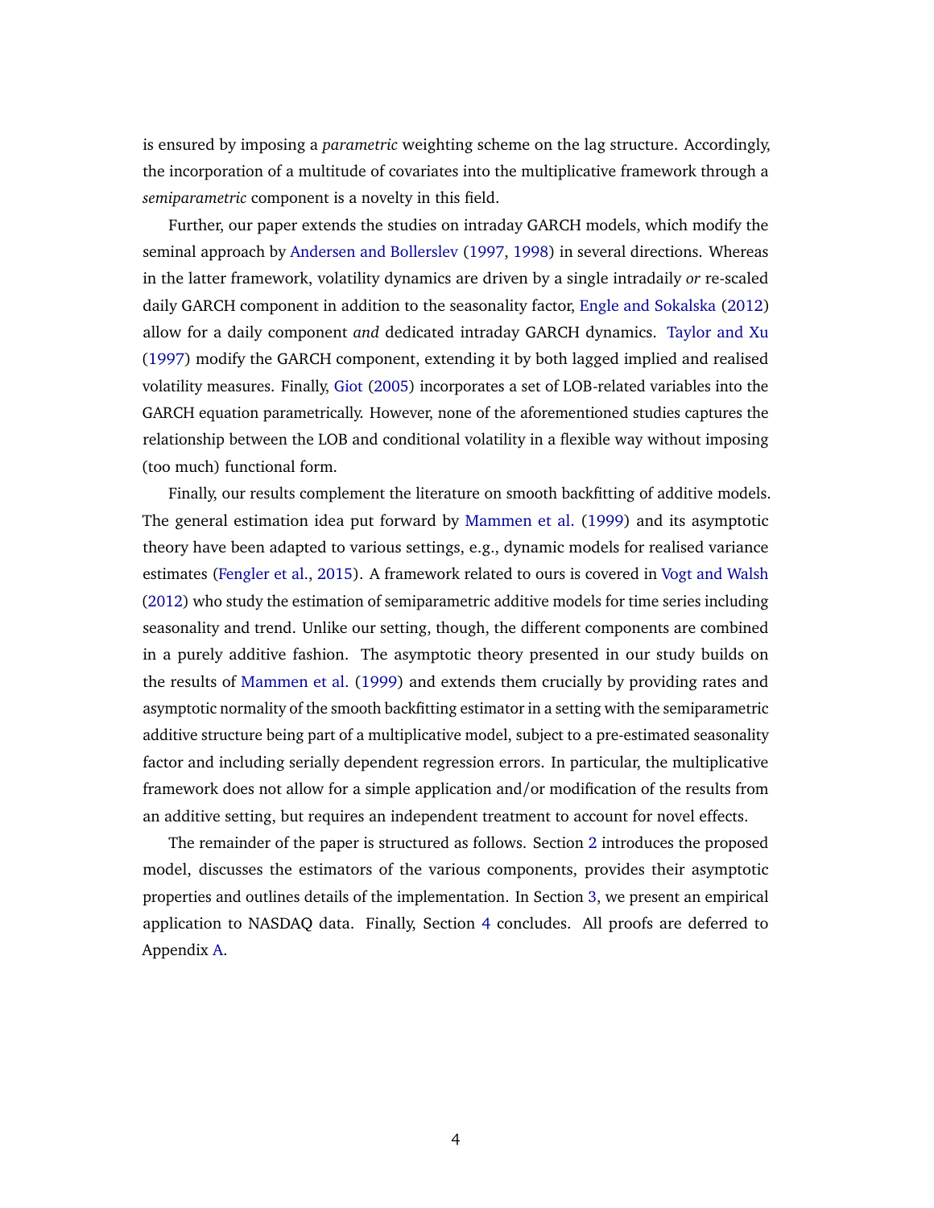is ensured by imposing a *parametric* weighting scheme on the lag structure. Accordingly, the incorporation of a multitude of covariates into the multiplicative framework through a *semiparametric* component is a novelty in this field.

Further, our paper extends the studies on intraday GARCH models, which modify the seminal approach by Andersen and Bollerslev (1997, 1998) in several directions. Whereas in the latter framework, volatility dynamics are driven by a single intradaily *or* re-scaled daily GARCH component in addition to the seasonality factor, Engle and Sokalska (2012) allow for a daily component *and* dedicated intraday GARCH dynamics. Taylor and Xu (1997) modify the GARCH component, extending it by both lagged implied and realised volatility measures. Finally, Giot (2005) incorporates a set of LOB-related variables into the GARCH equation parametrically. However, none of the aforementioned studies captures the relationship between the LOB and conditional volatility in a flexible way without imposing (too much) functional form.

Finally, our results complement the literature on smooth backfitting of additive models. The general estimation idea put forward by Mammen et al. (1999) and its asymptotic theory have been adapted to various settings, e.g., dynamic models for realised variance estimates (Fengler et al., 2015). A framework related to ours is covered in Vogt and Walsh (2012) who study the estimation of semiparametric additive models for time series including seasonality and trend. Unlike our setting, though, the different components are combined in a purely additive fashion. The asymptotic theory presented in our study builds on the results of Mammen et al. (1999) and extends them crucially by providing rates and asymptotic normality of the smooth backfitting estimator in a setting with the semiparametric additive structure being part of a multiplicative model, subject to a pre-estimated seasonality factor and including serially dependent regression errors. In particular, the multiplicative framework does not allow for a simple application and/or modification of the results from an additive setting, but requires an independent treatment to account for novel effects.

The remainder of the paper is structured as follows. Section 2 introduces the proposed model, discusses the estimators of the various components, provides their asymptotic properties and outlines details of the implementation. In Section 3, we present an empirical application to NASDAQ data. Finally, Section 4 concludes. All proofs are deferred to Appendix A.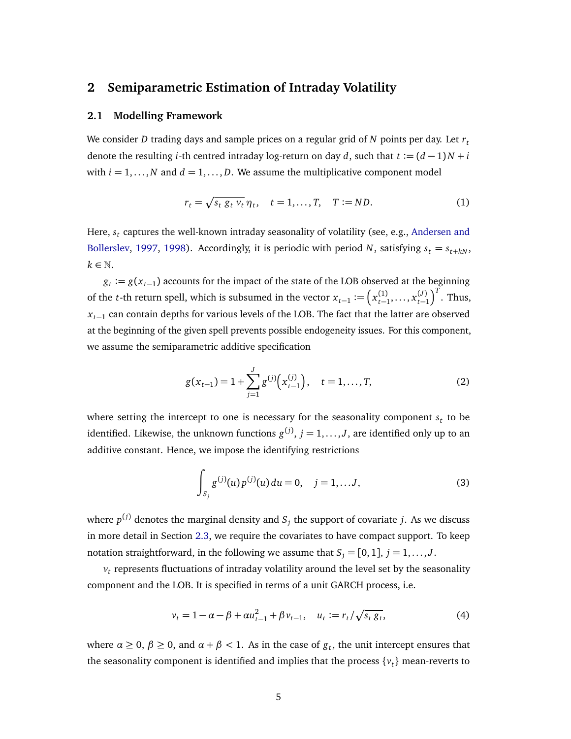## 2 Semiparametric Estimation of Intraday Volatility

### 2.1 Modelling Framework

We consider $D$ trading days and sample prices on a regular grid of $N$ points per day. Let $r_t$ denote the resulting $i$-th centred intraday log-return on day $d$, such that $t := (d-1)N + i$ with $i = 1, \ldots, N$ and $d = 1, \ldots, D$. We assume the multiplicative component model

$$r_t = \sqrt{s_t \, g_t \, v_t} \, \eta_t, \quad t = 1, \ldots, T, \quad T := ND. \tag{1}$$

Here, $s_t$ captures the well-known intraday seasonality of volatility (see, e.g., Andersen and Bollerslev, 1997, 1998). Accordingly, it is periodic with period $N$, satisfying $s_t = s_{t+kN}$, $k \in \mathbb{N}$.

$g_t := g(x_{t-1})$ accounts for the impact of the state of the LOB observed at the beginning of the $t$-th return spell, which is subsumed in the vector $x_{t-1} := \left(x_{t-1}^{(1)}, \ldots, x_{t-1}^{(J)}\right)^T$. Thus, $x_{t-1}$ can contain depths for various levels of the LOB. The fact that the latter are observed at the beginning of the given spell prevents possible endogeneity issues. For this component, we assume the semiparametric additive specification

$$g(x_{t-1}) = 1 + \sum_{j=1}^{J} g^{(j)}\left(x_{t-1}^{(j)}\right), \quad t = 1, \ldots, T, \tag{2}$$

where setting the intercept to one is necessary for the seasonality component $s_t$ to be identified. Likewise, the unknown functions $g^{(j)}$, $j = 1, \ldots, J$, are identified only up to an additive constant. Hence, we impose the identifying restrictions

$$\int_{S_j} g^{(j)}(u) \, p^{(j)}(u) \, du = 0, \quad j = 1, \ldots J, \tag{3}$$

where $p^{(j)}$ denotes the marginal density and $S_j$ the support of covariate $j$. As we discuss in more detail in Section 2.3, we require the covariates to have compact support. To keep notation straightforward, in the following we assume that $S_j = [0, 1]$, $j = 1, \ldots, J$.

$v_t$ represents fluctuations of intraday volatility around the level set by the seasonality component and the LOB. It is specified in terms of a unit GARCH process, i.e.

$$v_t = 1 - \alpha - \beta + \alpha u_{t-1}^2 + \beta v_{t-1}, \quad u_t := r_t / \sqrt{s_t \, g_t}, \tag{4}$$

where $\alpha \geq 0$, $\beta \geq 0$, and $\alpha + \beta < 1$. As in the case of $g_t$, the unit intercept ensures that the seasonality component is identified and implies that the process $\{v_t\}$ mean-reverts to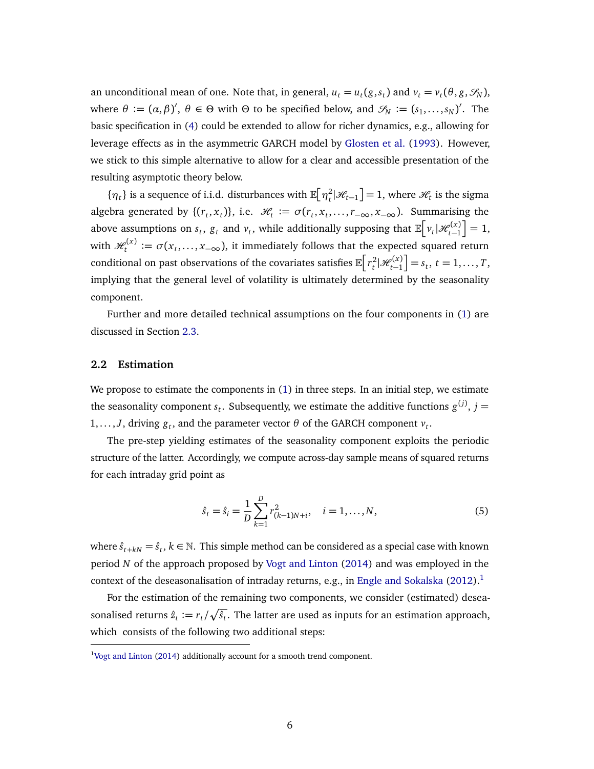an unconditional mean of one. Note that, in general, $u_t = u_t(g, s_t)$ and $v_t = v_t(\theta, g, \mathscr{S}_N)$, where $\theta := (\alpha, \beta)'$, $\theta \in \Theta$ with $\Theta$ to be specified below, and $\mathscr{S}_N := (s_1, \ldots, s_N)'$. The basic specification in (4) could be extended to allow for richer dynamics, e.g., allowing for leverage effects as in the asymmetric GARCH model by Glosten et al. (1993). However, we stick to this simple alternative to allow for a clear and accessible presentation of the resulting asymptotic theory below.

$\{\eta_t\}$ is a sequence of i.i.d. disturbances with $\mathbb{E}\big[\eta_t^2|\mathscr{H}_{t-1}\big] = 1$, where $\mathscr{H}_t$ is the sigma algebra generated by $\{(r_t, x_t)\}$, i.e. $\mathscr{H}_t := \sigma(r_t, x_t, \ldots, r_{-\infty}, x_{-\infty})$. Summarising the above assumptions on $s_t$, $g_t$ and $v_t$, while additionally supposing that $\mathbb{E}\big[v_t|\mathscr{H}_{t-1}^{(x)}\big] = 1$, with $\mathscr{H}_t^{(x)} := \sigma(x_t, \ldots, x_{-\infty})$, it immediately follows that the expected squared return conditional on past observations of the covariates satisfies $\mathbb{E}\big[r_t^2|\mathscr{H}_{t-1}^{(x)}\big] = s_t$, $t = 1, \ldots, T$, implying that the general level of volatility is ultimately determined by the seasonality component.

Further and more detailed technical assumptions on the four components in (1) are discussed in Section 2.3.

## 2.2 Estimation

We propose to estimate the components in (1) in three steps. In an initial step, we estimate the seasonality component $s_t$. Subsequently, we estimate the additive functions $g^{(j)}$, $j = 1, \ldots, J$, driving $g_t$, and the parameter vector $\theta$ of the GARCH component $v_t$.

The pre-step yielding estimates of the seasonality component exploits the periodic structure of the latter. Accordingly, we compute across-day sample means of squared returns for each intraday grid point as

$$\hat{s}_t = \hat{s}_i = \frac{1}{D} \sum_{k=1}^{D} r_{(k-1)N+i}^2, \quad i = 1, \ldots, N, \tag{5}$$

where $\hat{s}_{t+kN} = \hat{s}_t$, $k \in \mathbb{N}$. This simple method can be considered as a special case with known period $N$ of the approach proposed by Vogt and Linton (2014) and was employed in the context of the deseasonalisation of intraday returns, e.g., in Engle and Sokalska (2012).[1]

For the estimation of the remaining two components, we consider (estimated) deseasonalised returns $\hat{z}_t := r_t / \sqrt{\hat{s}_t}$. The latter are used as inputs for an estimation approach, which consists of the following two additional steps:

[1] Vogt and Linton (2014) additionally account for a smooth trend component.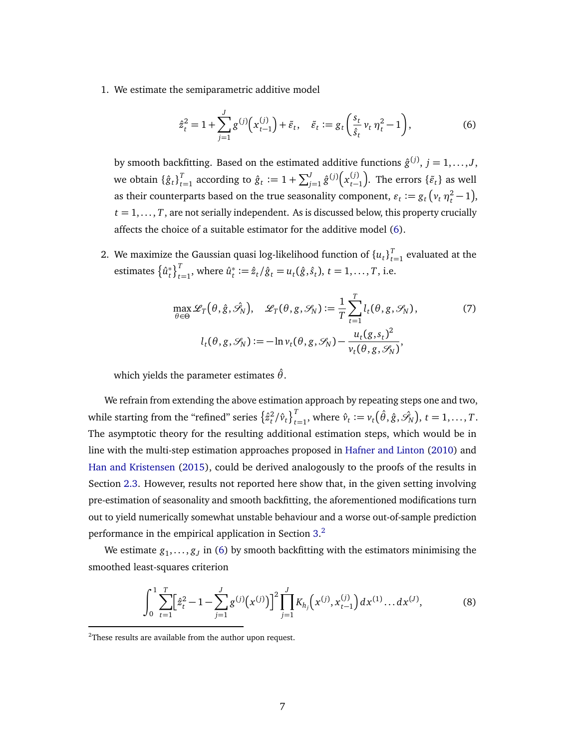1. We estimate the semiparametric additive model

$$\hat{z}_t^2 = 1 + \sum_{j=1}^{J} g^{(j)}\big(x_{t-1}^{(j)}\big) + \tilde{\varepsilon}_t, \quad \tilde{\varepsilon}_t := g_t\left(\frac{s_t}{\hat{s}_t}\, v_t\, \eta_t^2 - 1\right), \tag{6}$$

by smooth backfitting. Based on the estimated additive functions $\hat{g}^{(j)}$, $j = 1, \ldots, J$, we obtain $\{\hat{g}_t\}_{t=1}^T$ according to $\hat{g}_t := 1 + \sum_{j=1}^J \hat{g}^{(j)}\big(x_{t-1}^{(j)}\big)$. The errors $\{\tilde{\varepsilon}_t\}$ as well as their counterparts based on the true seasonality component, $\varepsilon_t := g_t\left(v_t\, \eta_t^2 - 1\right)$, $t = 1, \ldots, T$, are not serially independent. As is discussed below, this property crucially affects the choice of a suitable estimator for the additive model (6).

2. We maximize the Gaussian quasi log-likelihood function of $\{u_t\}_{t=1}^T$ evaluated at the estimates $\left\{\hat{u}_t^*\right\}_{t=1}^T$, where $\hat{u}_t^* := \hat{z}_t / \hat{g}_t = u_t(\hat{g}, \hat{s}_t)$, $t = 1, \ldots, T$, i.e.

$$\max_{\theta \in \Theta} \mathscr{L}_T\big(\theta, \hat{g}, \hat{\mathscr{S}}_N\big), \quad \mathscr{L}_T(\theta, g, \mathscr{S}_N) := \frac{1}{T} \sum_{t=1}^{T} l_t(\theta, g, \mathscr{S}_N), \tag{7}$$
$$l_t(\theta, g, \mathscr{S}_N) := -\ln v_t(\theta, g, \mathscr{S}_N) - \frac{u_t(g, s_t)^2}{v_t(\theta, g, \mathscr{S}_N)},$$

which yields the parameter estimates $\hat{\theta}$.

We refrain from extending the above estimation approach by repeating steps one and two, while starting from the "refined" series $\left\{\hat{z}_t^2 / \hat{v}_t\right\}_{t=1}^T$, where $\hat{v}_t := v_t\big(\hat{\theta}, \hat{g}, \hat{\mathscr{S}}_N\big)$, $t = 1, \ldots, T$. The asymptotic theory for the resulting additional estimation steps, which would be in line with the multi-step estimation approaches proposed in Hafner and Linton (2010) and Han and Kristensen (2015), could be derived analogously to the proofs of the results in Section 2.3. However, results not reported here show that, in the given setting involving pre-estimation of seasonality and smooth backfitting, the aforementioned modifications turn out to yield numerically somewhat unstable behaviour and a worse out-of-sample prediction performance in the empirical application in Section 3.[2]

We estimate $g_1, \ldots, g_J$ in (6) by smooth backfitting with the estimators minimising the smoothed least-squares criterion

$$\int_0^1 \sum_{t=1}^{T} \Big[\hat{z}_t^2 - 1 - \sum_{j=1}^{J} g^{(j)}\big(x^{(j)}\big)\Big]^2 \prod_{j=1}^{J} K_{h_j}\Big(x^{(j)}, x_{t-1}^{(j)}\Big)\, dx^{(1)} \ldots dx^{(J)}, \tag{8}$$

[2] These results are available from the author upon request.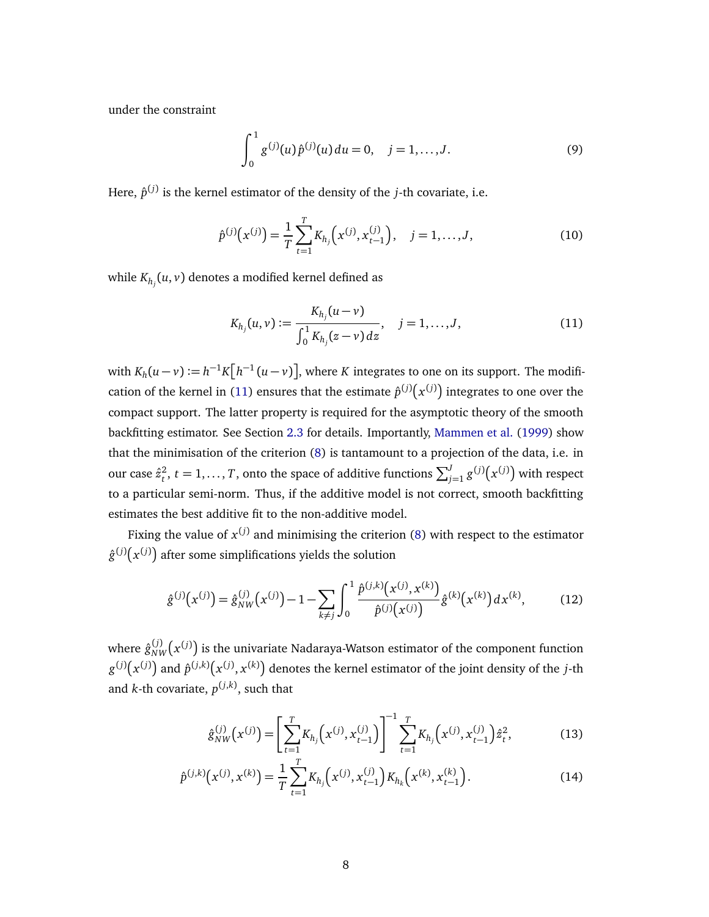under the constraint

$$\int_0^1 g^{(j)}(u)\,\hat{p}^{(j)}(u)\,du = 0, \quad j = 1, \ldots, J. \tag{9}$$

Here, $\hat{p}^{(j)}$ is the kernel estimator of the density of the $j$-th covariate, i.e.

$$\hat{p}^{(j)}\big(x^{(j)}\big) = \frac{1}{T}\sum_{t=1}^{T} K_{h_j}\Big(x^{(j)}, x_{t-1}^{(j)}\Big), \quad j = 1, \ldots, J, \tag{10}$$

while $K_{h_j}(u, v)$ denotes a modified kernel defined as

$$K_{h_j}(u, v) := \frac{K_{h_j}(u - v)}{\int_0^1 K_{h_j}(z - v)\,dz}, \quad j = 1, \ldots, J, \tag{11}$$

with $K_h(u - v) := h^{-1}K\big[h^{-1}(u - v)\big]$, where $K$ integrates to one on its support. The modification of the kernel in (11) ensures that the estimate $\hat{p}^{(j)}\big(x^{(j)}\big)$ integrates to one over the compact support. The latter property is required for the asymptotic theory of the smooth backfitting estimator. See Section 2.3 for details. Importantly, Mammen et al. (1999) show that the minimisation of the criterion (8) is tantamount to a projection of the data, i.e. in our case $\hat{z}_t^2$, $t = 1, \ldots, T$, onto the space of additive functions $\sum_{j=1}^{J} g^{(j)}\big(x^{(j)}\big)$ with respect to a particular semi-norm. Thus, if the additive model is not correct, smooth backfitting estimates the best additive fit to the non-additive model.

Fixing the value of $x^{(j)}$ and minimising the criterion (8) with respect to the estimator $\hat{g}^{(j)}\big(x^{(j)}\big)$ after some simplifications yields the solution

$$\hat{g}^{(j)}\big(x^{(j)}\big) = \hat{g}_{NW}^{(j)}\big(x^{(j)}\big) - 1 - \sum_{k \neq j}\int_0^1 \frac{\hat{p}^{(j,k)}\big(x^{(j)}, x^{(k)}\big)}{\hat{p}^{(j)}\big(x^{(j)}\big)}\,\hat{g}^{(k)}\big(x^{(k)}\big)\,dx^{(k)}, \tag{12}$$

where $\hat{g}_{NW}^{(j)}\big(x^{(j)}\big)$ is the univariate Nadaraya-Watson estimator of the component function $g^{(j)}\big(x^{(j)}\big)$ and $\hat{p}^{(j,k)}\big(x^{(j)}, x^{(k)}\big)$ denotes the kernel estimator of the joint density of the $j$-th and $k$-th covariate, $p^{(j,k)}$, such that

$$\hat{g}_{NW}^{(j)}\big(x^{(j)}\big) = \left[\sum_{t=1}^{T} K_{h_j}\Big(x^{(j)}, x_{t-1}^{(j)}\Big)\right]^{-1} \sum_{t=1}^{T} K_{h_j}\Big(x^{(j)}, x_{t-1}^{(j)}\Big)\hat{z}_t^2, \tag{13}$$

$$\hat{p}^{(j,k)}\big(x^{(j)}, x^{(k)}\big) = \frac{1}{T}\sum_{t=1}^{T} K_{h_j}\Big(x^{(j)}, x_{t-1}^{(j)}\Big) K_{h_k}\Big(x^{(k)}, x_{t-1}^{(k)}\Big). \tag{14}$$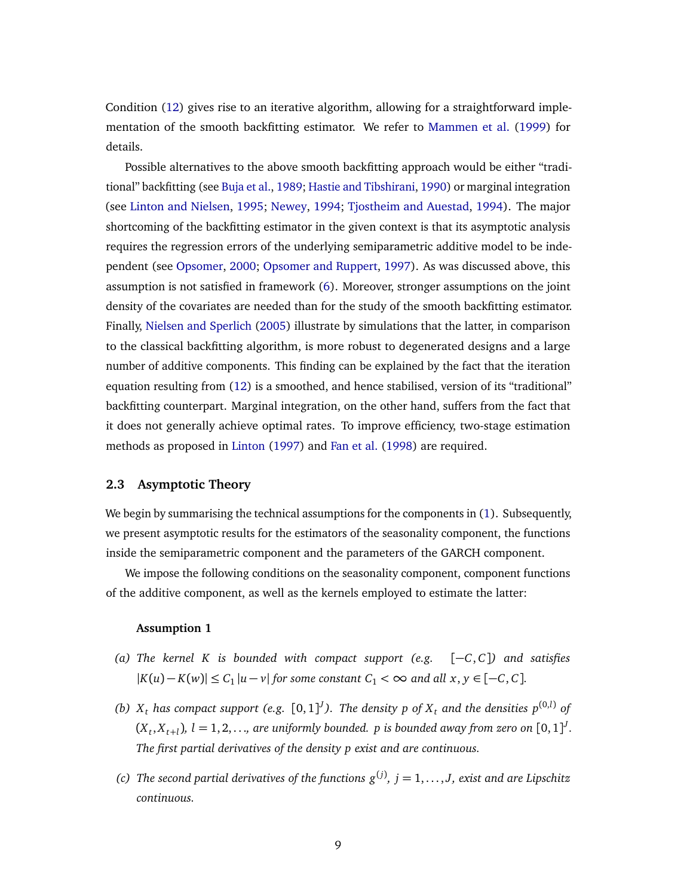Condition (12) gives rise to an iterative algorithm, allowing for a straightforward implementation of the smooth backfitting estimator. We refer to Mammen et al. (1999) for details.

Possible alternatives to the above smooth backfitting approach would be either "traditional" backfitting (see Buja et al., 1989; Hastie and Tibshirani, 1990) or marginal integration (see Linton and Nielsen, 1995; Newey, 1994; Tjostheim and Auestad, 1994). The major shortcoming of the backfitting estimator in the given context is that its asymptotic analysis requires the regression errors of the underlying semiparametric additive model to be independent (see Opsomer, 2000; Opsomer and Ruppert, 1997). As was discussed above, this assumption is not satisfied in framework (6). Moreover, stronger assumptions on the joint density of the covariates are needed than for the study of the smooth backfitting estimator. Finally, Nielsen and Sperlich (2005) illustrate by simulations that the latter, in comparison to the classical backfitting algorithm, is more robust to degenerated designs and a large number of additive components. This finding can be explained by the fact that the iteration equation resulting from (12) is a smoothed, and hence stabilised, version of its "traditional" backfitting counterpart. Marginal integration, on the other hand, suffers from the fact that it does not generally achieve optimal rates. To improve efficiency, two-stage estimation methods as proposed in Linton (1997) and Fan et al. (1998) are required.

### 2.3 Asymptotic Theory

We begin by summarising the technical assumptions for the components in (1). Subsequently, we present asymptotic results for the estimators of the seasonality component, the functions inside the semiparametric component and the parameters of the GARCH component.

We impose the following conditions on the seasonality component, component functions of the additive component, as well as the kernels employed to estimate the latter:

**Assumption 1**

*(a) The kernel $K$ is bounded with compact support (e.g. $[-C,C]$) and satisfies $|K(u)-K(w)| \leq C_1 |u-v|$ for some constant $C_1 < \infty$ and all $x,y \in [-C,C]$.*

*(b) $X_t$ has compact support (e.g. $[0,1]^J$). The density $p$ of $X_t$ and the densities $p^{(0,l)}$ of $(X_t, X_{t+l})$, $l = 1,2,\ldots$, are uniformly bounded. $p$ is bounded away from zero on $[0,1]^J$. The first partial derivatives of the density $p$ exist and are continuous.*

*(c) The second partial derivatives of the functions $g^{(j)}$, $j = 1,\ldots,J$, exist and are Lipschitz continuous.*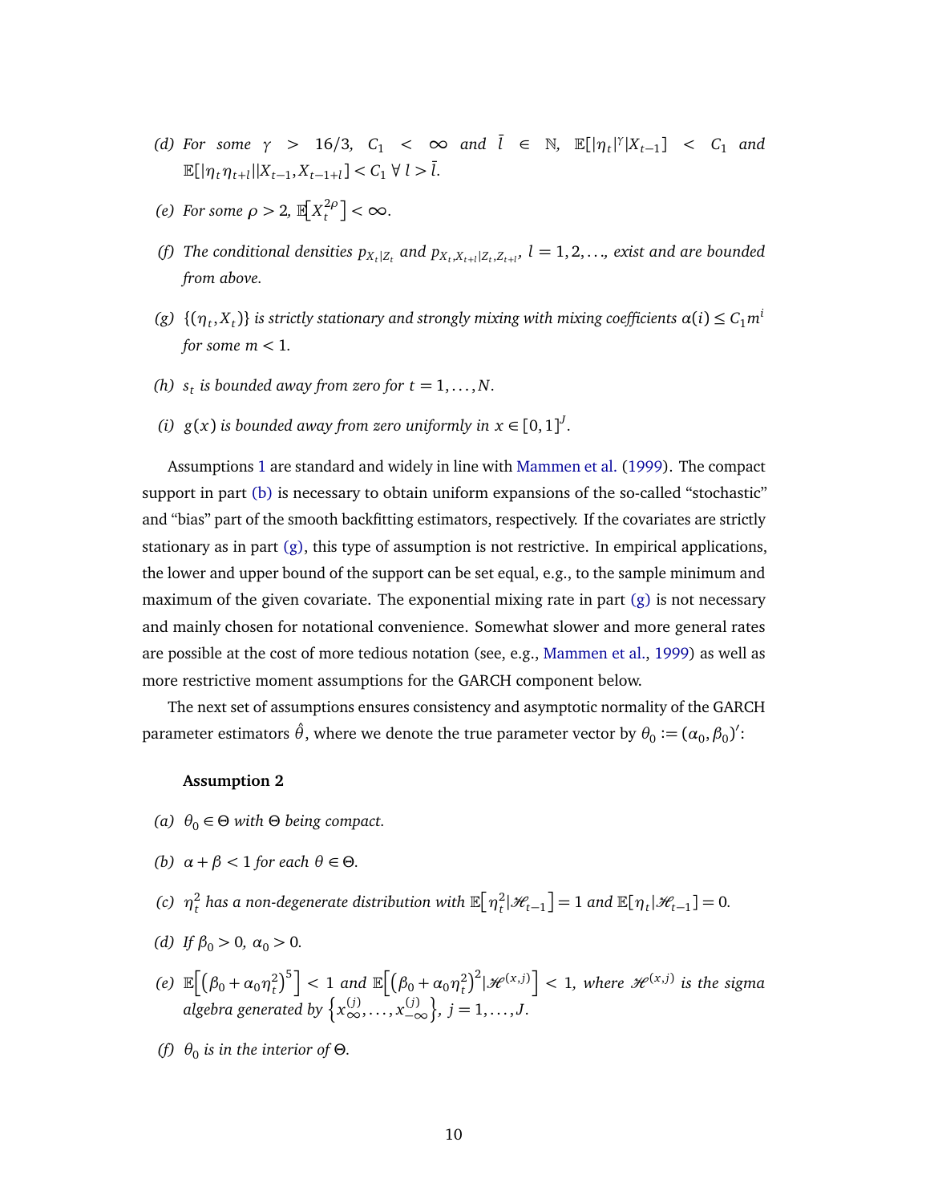(d) *For some* $\gamma > 16/3$, $C_1 < \infty$ *and* $\bar{l} \in \mathbb{N}$, $\mathbb{E}[|\eta_t|^\gamma | X_{t-1}] < C_1$ *and* $\mathbb{E}[|\eta_t \eta_{t+l}||X_{t-1}, X_{t-1+l}] < C_1 \; \forall \; l > \bar{l}$.

(e) *For some* $\rho > 2$, $\mathbb{E}\big[X_t^{2\rho}\big] < \infty$.

(f) *The conditional densities* $p_{X_t|Z_t}$ *and* $p_{X_t, X_{t+l}|Z_t, Z_{t+l}}$, $l = 1, 2, \ldots$, *exist and are bounded from above.*

(g) $\{(\eta_t, X_t)\}$ *is strictly stationary and strongly mixing with mixing coefficients* $\alpha(i) \leq C_1 m^i$ *for some* $m < 1$.

(h) $s_t$ *is bounded away from zero for* $t = 1, \ldots, N$.

(i) $g(x)$ *is bounded away from zero uniformly in* $x \in [0, 1]^J$.

Assumptions 1 are standard and widely in line with Mammen et al. (1999). The compact support in part (b) is necessary to obtain uniform expansions of the so-called "stochastic" and "bias" part of the smooth backfitting estimators, respectively. If the covariates are strictly stationary as in part (g), this type of assumption is not restrictive. In empirical applications, the lower and upper bound of the support can be set equal, e.g., to the sample minimum and maximum of the given covariate. The exponential mixing rate in part (g) is not necessary and mainly chosen for notational convenience. Somewhat slower and more general rates are possible at the cost of more tedious notation (see, e.g., Mammen et al., 1999) as well as more restrictive moment assumptions for the GARCH component below.

The next set of assumptions ensures consistency and asymptotic normality of the GARCH parameter estimators $\hat{\theta}$, where we denote the true parameter vector by $\theta_0 := (\alpha_0, \beta_0)'$:

**Assumption 2**

(a) $\theta_0 \in \Theta$ *with* $\Theta$ *being compact.*

(b) $\alpha + \beta < 1$ *for each* $\theta \in \Theta$.

(c) $\eta_t^2$ *has a non-degenerate distribution with* $\mathbb{E}\big[\eta_t^2 | \mathscr{H}_{t-1}\big] = 1$ *and* $\mathbb{E}[\eta_t | \mathscr{H}_{t-1}] = 0$.

(d) *If* $\beta_0 > 0$, $\alpha_0 > 0$.

(e) $\mathbb{E}\Big[\big(\beta_0 + \alpha_0 \eta_t^2\big)^5\Big] < 1$ *and* $\mathbb{E}\Big[\big(\beta_0 + \alpha_0 \eta_t^2\big)^2 | \mathscr{H}^{(x,j)}\Big] < 1$, *where* $\mathscr{H}^{(x,j)}$ *is the sigma algebra generated by* $\Big\{x_{\infty}^{(j)}, \ldots, x_{-\infty}^{(j)}\Big\}$, $j = 1, \ldots, J$.

(f) $\theta_0$ *is in the interior of* $\Theta$.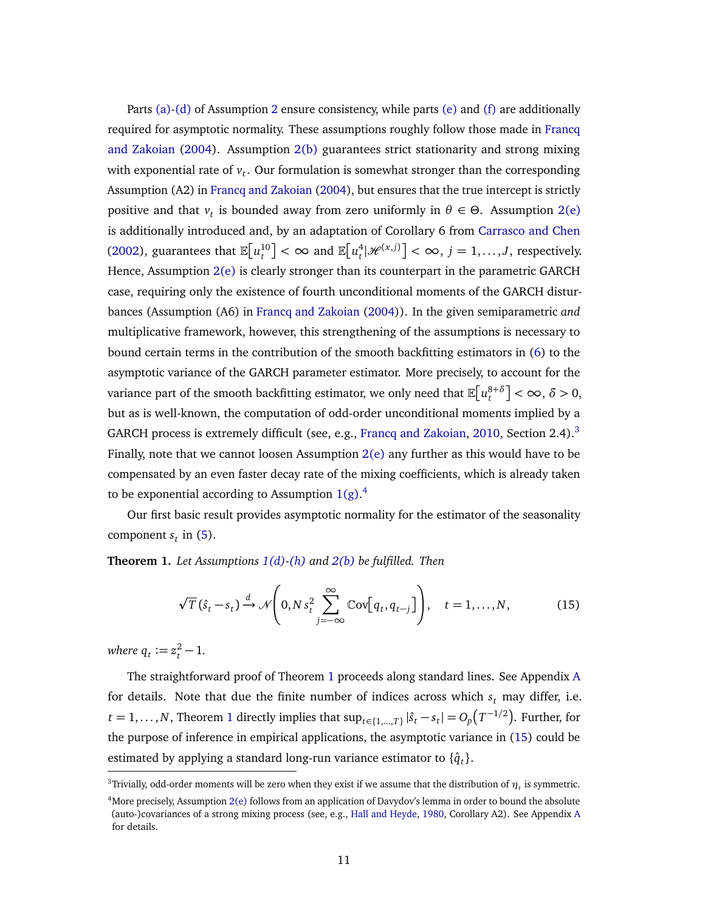Parts (a)-(d) of Assumption 2 ensure consistency, while parts (e) and (f) are additionally required for asymptotic normality. These assumptions roughly follow those made in Francq and Zakoian (2004). Assumption 2(b) guarantees strict stationarity and strong mixing with exponential rate of $v_t$. Our formulation is somewhat stronger than the corresponding Assumption (A2) in Francq and Zakoian (2004), but ensures that the true intercept is strictly positive and that $v_t$ is bounded away from zero uniformly in $\theta \in \Theta$. Assumption 2(e) is additionally introduced and, by an adaptation of Corollary 6 from Carrasco and Chen (2002), guarantees that $\mathbb{E}\big[u_t^{10}\big] < \infty$ and $\mathbb{E}\big[u_t^4 | \mathscr{H}^{(x,j)}\big] < \infty$, $j = 1, \ldots, J$, respectively. Hence, Assumption 2(e) is clearly stronger than its counterpart in the parametric GARCH case, requiring only the existence of fourth unconditional moments of the GARCH disturbances (Assumption (A6) in Francq and Zakoian (2004)). In the given semiparametric *and* multiplicative framework, however, this strengthening of the assumptions is necessary to bound certain terms in the contribution of the smooth backfitting estimators in (6) to the asymptotic variance of the GARCH parameter estimator. More precisely, to account for the variance part of the smooth backfitting estimator, we only need that $\mathbb{E}\big[u_t^{8+\delta}\big] < \infty$, $\delta > 0$, but as is well-known, the computation of odd-order unconditional moments implied by a GARCH process is extremely difficult (see, e.g., Francq and Zakoian, 2010, Section 2.4).[3] Finally, note that we cannot loosen Assumption 2(e) any further as this would have to be compensated by an even faster decay rate of the mixing coefficients, which is already taken to be exponential according to Assumption 1(g).[4]

Our first basic result provides asymptotic normality for the estimator of the seasonality component $s_t$ in (5).

**Theorem 1.** *Let Assumptions 1(d)-(h) and 2(b) be fulfilled. Then*

$$\sqrt{T}\,(\hat{s}_t - s_t) \xrightarrow{d} \mathcal{N}\left(0, N\, s_t^2 \sum_{j=-\infty}^{\infty} \mathbb{C}\text{ov}\big[q_t, q_{t-j}\big]\right), \quad t = 1, \ldots, N, \tag{15}$$

*where* $q_t := z_t^2 - 1$.

The straightforward proof of Theorem 1 proceeds along standard lines. See Appendix A for details. Note that due the finite number of indices across which $s_t$ may differ, i.e. $t = 1, \ldots, N$, Theorem 1 directly implies that $\sup_{t \in \{1,\ldots,T\}} |\hat{s}_t - s_t| = O_p\big(T^{-1/2}\big)$. Further, for the purpose of inference in empirical applications, the asymptotic variance in (15) could be estimated by applying a standard long-run variance estimator to $\{\hat{q}_t\}$.

---

[3] Trivially, odd-order moments will be zero when they exist if we assume that the distribution of $\eta_t$ is symmetric.

[4] More precisely, Assumption 2(e) follows from an application of Davydov's lemma in order to bound the absolute (auto-)covariances of a strong mixing process (see, e.g., Hall and Heyde, 1980, Corollary A2). See Appendix A for details.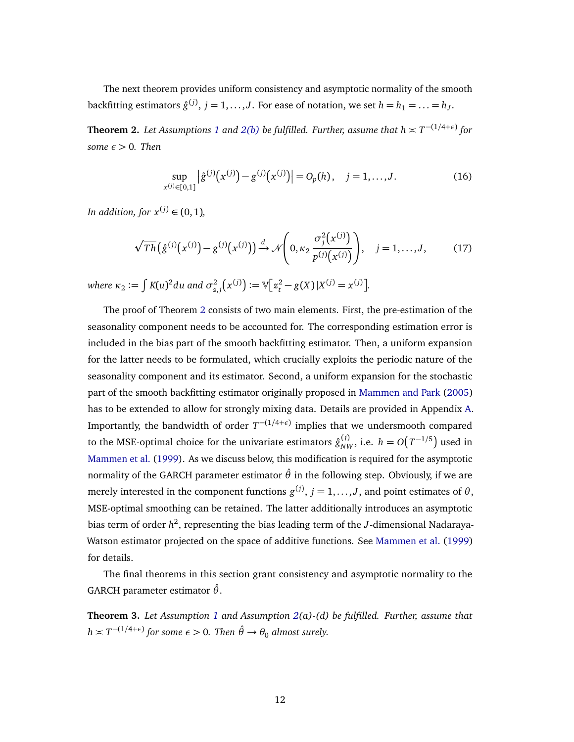The next theorem provides uniform consistency and asymptotic normality of the smooth backfitting estimators $\hat{g}^{(j)}$, $j = 1, \ldots, J$. For ease of notation, we set $h = h_1 = \ldots = h_J$.

**Theorem 2.** *Let Assumptions 1 and 2(b) be fulfilled. Further, assume that $h \asymp T^{-(1/4+\epsilon)}$ for some $\epsilon > 0$. Then*

$$\sup_{x^{(j)} \in [0,1]} \left| \hat{g}^{(j)}\big(x^{(j)}\big) - g^{(j)}\big(x^{(j)}\big) \right| = O_p(h), \quad j = 1, \ldots, J. \tag{16}$$

*In addition, for $x^{(j)} \in (0,1)$,*

$$\sqrt{Th}\left(\hat{g}^{(j)}\big(x^{(j)}\big) - g^{(j)}\big(x^{(j)}\big)\right) \xrightarrow{d} \mathcal{N}\left(0, \kappa_2 \frac{\sigma_j^2\big(x^{(j)}\big)}{p^{(j)}\big(x^{(j)}\big)}\right), \quad j = 1, \ldots, J, \tag{17}$$

*where $\kappa_2 := \int K(u)^2 du$ and $\sigma_{z,j}^2\big(x^{(j)}\big) := \mathbb{V}\big[z_t^2 - g(X) \,|X^{(j)} = x^{(j)}\big]$.*

The proof of Theorem 2 consists of two main elements. First, the pre-estimation of the seasonality component needs to be accounted for. The corresponding estimation error is included in the bias part of the smooth backfitting estimator. Then, a uniform expansion for the latter needs to be formulated, which crucially exploits the periodic nature of the seasonality component and its estimator. Second, a uniform expansion for the stochastic part of the smooth backfitting estimator originally proposed in Mammen and Park (2005) has to be extended to allow for strongly mixing data. Details are provided in Appendix A. Importantly, the bandwidth of order $T^{-(1/4+\epsilon)}$ implies that we undersmooth compared to the MSE-optimal choice for the univariate estimators $\hat{g}_{NW}^{(j)}$, i.e. $h = O\big(T^{-1/5}\big)$ used in Mammen et al. (1999). As we discuss below, this modification is required for the asymptotic normality of the GARCH parameter estimator $\hat{\theta}$ in the following step. Obviously, if we are merely interested in the component functions $g^{(j)}$, $j = 1, \ldots, J$, and point estimates of $\theta$, MSE-optimal smoothing can be retained. The latter additionally introduces an asymptotic bias term of order $h^2$, representing the bias leading term of the $J$-dimensional Nadaraya-Watson estimator projected on the space of additive functions. See Mammen et al. (1999) for details.

The final theorems in this section grant consistency and asymptotic normality to the GARCH parameter estimator $\hat{\theta}$.

**Theorem 3.** *Let Assumption 1 and Assumption 2(a)-(d) be fulfilled. Further, assume that $h \asymp T^{-(1/4+\epsilon)}$ for some $\epsilon > 0$. Then $\hat{\theta} \to \theta_0$ almost surely.*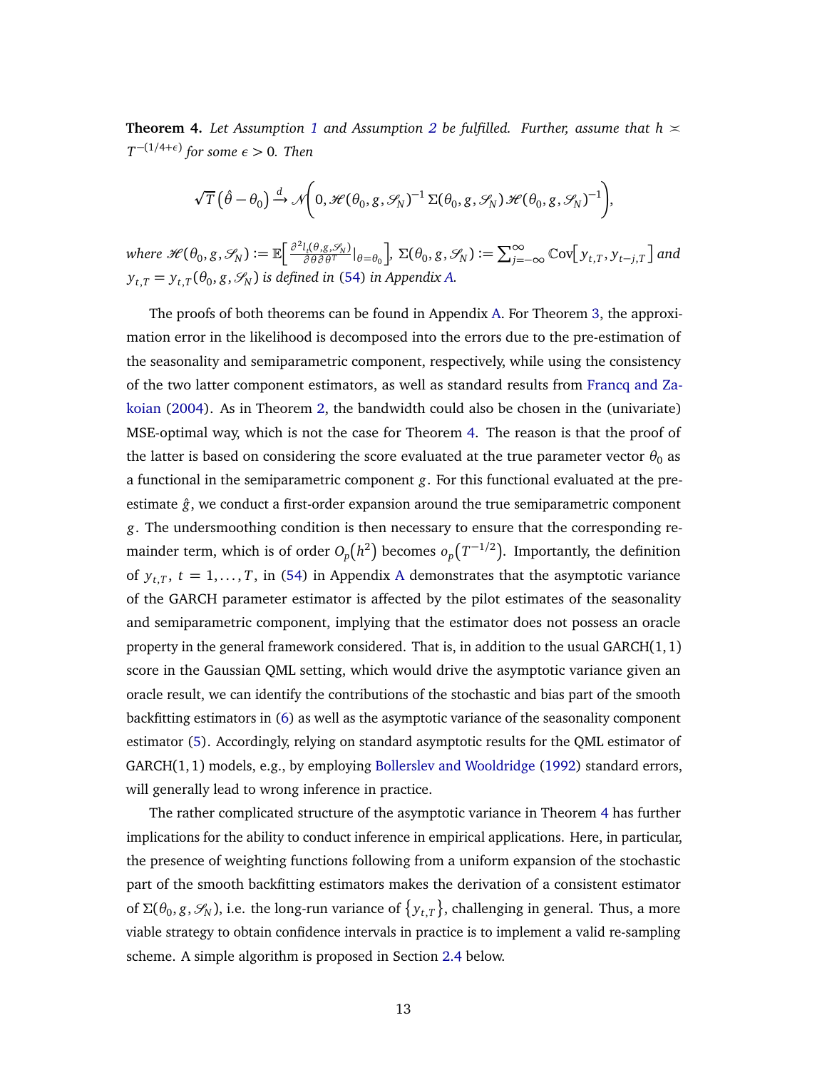**Theorem 4.** *Let Assumption 1 and Assumption 2 be fulfilled. Further, assume that $h \asymp T^{-(1/4+\epsilon)}$ for some $\epsilon > 0$. Then*

$$\sqrt{T}\left(\hat{\theta} - \theta_0\right) \xrightarrow{d} \mathcal{N}\left(0, \mathscr{H}(\theta_0, g, \mathscr{S}_N)^{-1}\, \Sigma(\theta_0, g, \mathscr{S}_N)\, \mathscr{H}(\theta_0, g, \mathscr{S}_N)^{-1}\right),$$

*where* $\mathscr{H}(\theta_0, g, \mathscr{S}_N) := \mathbb{E}\left[\frac{\partial^2 l_t(\theta, g, \mathscr{S}_N)}{\partial \theta \partial \theta^T}\big|_{\theta=\theta_0}\right]$, $\Sigma(\theta_0, g, \mathscr{S}_N) := \sum_{j=-\infty}^{\infty} \mathbb{C}\mathrm{ov}\left[y_{t,T}, y_{t-j,T}\right]$ *and* $y_{t,T} = y_{t,T}(\theta_0, g, \mathscr{S}_N)$ *is defined in (54) in Appendix A.*

The proofs of both theorems can be found in Appendix A. For Theorem 3, the approximation error in the likelihood is decomposed into the errors due to the pre-estimation of the seasonality and semiparametric component, respectively, while using the consistency of the two latter component estimators, as well as standard results from Francq and Zakoian (2004). As in Theorem 2, the bandwidth could also be chosen in the (univariate) MSE-optimal way, which is not the case for Theorem 4. The reason is that the proof of the latter is based on considering the score evaluated at the true parameter vector $\theta_0$ as a functional in the semiparametric component $g$. For this functional evaluated at the pre-estimate $\hat{g}$, we conduct a first-order expansion around the true semiparametric component $g$. The undersmoothing condition is then necessary to ensure that the corresponding remainder term, which is of order $O_p(h^2)$ becomes $o_p(T^{-1/2})$. Importantly, the definition of $y_{t,T}$, $t = 1, \ldots, T$, in (54) in Appendix A demonstrates that the asymptotic variance of the GARCH parameter estimator is affected by the pilot estimates of the seasonality and semiparametric component, implying that the estimator does not possess an oracle property in the general framework considered. That is, in addition to the usual GARCH$(1,1)$ score in the Gaussian QML setting, which would drive the asymptotic variance given an oracle result, we can identify the contributions of the stochastic and bias part of the smooth backfitting estimators in (6) as well as the asymptotic variance of the seasonality component estimator (5). Accordingly, relying on standard asymptotic results for the QML estimator of GARCH$(1,1)$ models, e.g., by employing Bollerslev and Wooldridge (1992) standard errors, will generally lead to wrong inference in practice.

The rather complicated structure of the asymptotic variance in Theorem 4 has further implications for the ability to conduct inference in empirical applications. Here, in particular, the presence of weighting functions following from a uniform expansion of the stochastic part of the smooth backfitting estimators makes the derivation of a consistent estimator of $\Sigma(\theta_0, g, \mathscr{S}_N)$, i.e. the long-run variance of $\{y_{t,T}\}$, challenging in general. Thus, a more viable strategy to obtain confidence intervals in practice is to implement a valid re-sampling scheme. A simple algorithm is proposed in Section 2.4 below.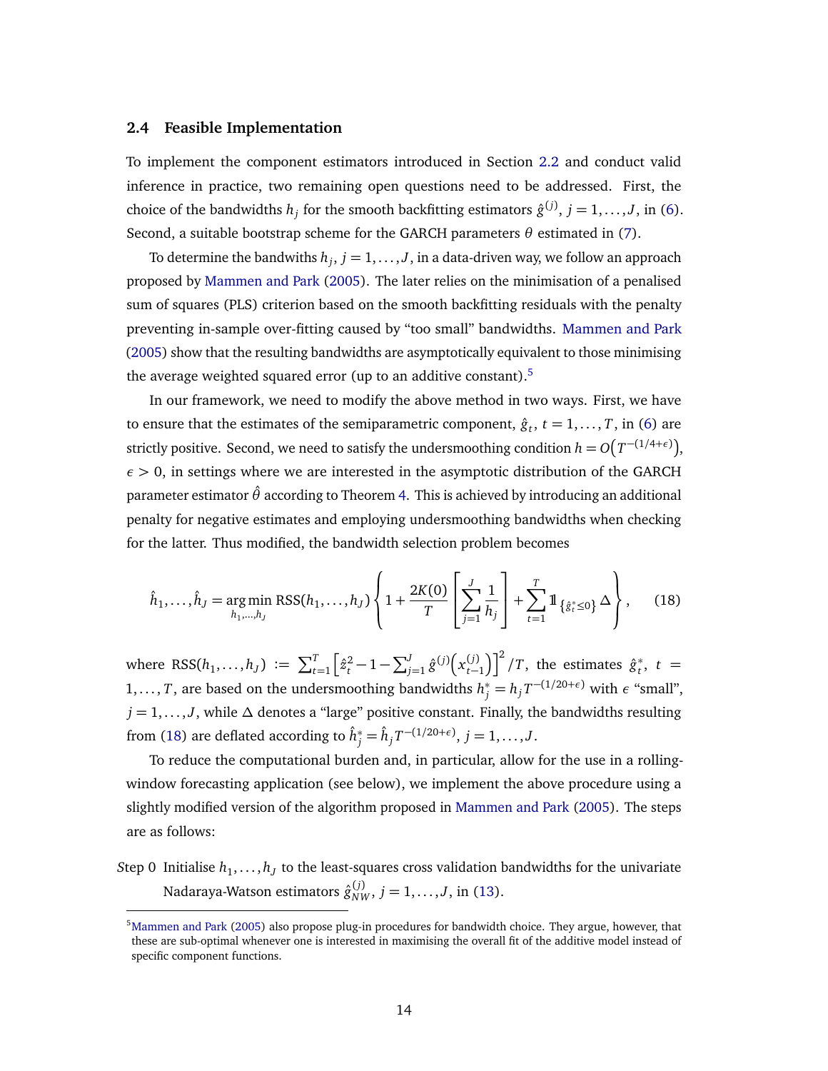### 2.4 Feasible Implementation

To implement the component estimators introduced in Section 2.2 and conduct valid inference in practice, two remaining open questions need to be addressed. First, the choice of the bandwidths $h_j$ for the smooth backfitting estimators $\hat{g}^{(j)}$, $j = 1, \ldots, J$, in (6). Second, a suitable bootstrap scheme for the GARCH parameters $\theta$ estimated in (7).

To determine the bandwiths $h_j$, $j = 1, \ldots, J$, in a data-driven way, we follow an approach proposed by Mammen and Park (2005). The later relies on the minimisation of a penalised sum of squares (PLS) criterion based on the smooth backfitting residuals with the penalty preventing in-sample over-fitting caused by "too small" bandwidths. Mammen and Park (2005) show that the resulting bandwidths are asymptotically equivalent to those minimising the average weighted squared error (up to an additive constant).[5]

In our framework, we need to modify the above method in two ways. First, we have to ensure that the estimates of the semiparametric component, $\hat{g}_t$, $t = 1, \ldots, T$, in (6) are strictly positive. Second, we need to satisfy the undersmoothing condition $h = O\big(T^{-(1/4+\epsilon)}\big)$, $\epsilon > 0$, in settings where we are interested in the asymptotic distribution of the GARCH parameter estimator $\hat{\theta}$ according to Theorem 4. This is achieved by introducing an additional penalty for negative estimates and employing undersmoothing bandwidths when checking for the latter. Thus modified, the bandwidth selection problem becomes

$$\hat{h}_1, \ldots, \hat{h}_J = \underset{h_1, \ldots, h_J}{\arg\min}\, \mathrm{RSS}(h_1, \ldots, h_J) \left\{ 1 + \frac{2K(0)}{T} \left[ \sum_{j=1}^{J} \frac{1}{h_j} \right] + \sum_{t=1}^{T} \mathbb{1}_{\{\hat{g}_t^* \leq 0\}} \Delta \right\}, \tag{18}$$

where $\mathrm{RSS}(h_1, \ldots, h_J) := \sum_{t=1}^{T} \Big[ \hat{z}_t^2 - 1 - \sum_{j=1}^{J} \hat{g}^{(j)}\big(x_{t-1}^{(j)}\big) \Big]^2 / T$, the estimates $\hat{g}_t^*$, $t = 1, \ldots, T$, are based on the undersmoothing bandwidths $h_j^* = h_j T^{-(1/20+\epsilon)}$ with $\epsilon$ "small", $j = 1, \ldots, J$, while $\Delta$ denotes a "large" positive constant. Finally, the bandwidths resulting from (18) are deflated according to $\hat{h}_j^* = \hat{h}_j T^{-(1/20+\epsilon)}$, $j = 1, \ldots, J$.

To reduce the computational burden and, in particular, allow for the use in a rolling-window forecasting application (see below), we implement the above procedure using a slightly modified version of the algorithm proposed in Mammen and Park (2005). The steps are as follows:

*Step 0* Initialise $h_1, \ldots, h_J$ to the least-squares cross validation bandwidths for the univariate Nadaraya-Watson estimators $\hat{g}_{NW}^{(j)}$, $j = 1, \ldots, J$, in (13).

[5] Mammen and Park (2005) also propose plug-in procedures for bandwidth choice. They argue, however, that these are sub-optimal whenever one is interested in maximising the overall fit of the additive model instead of specific component functions.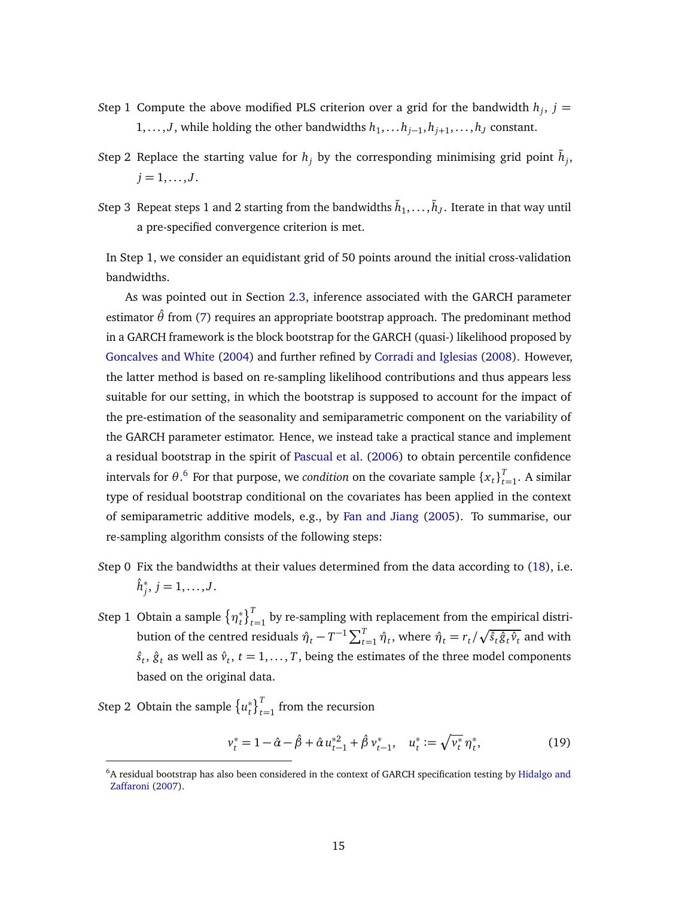*S*tep 1 Compute the above modified PLS criterion over a grid for the bandwidth $h_j$, $j = 1,\ldots,J$, while holding the other bandwidths $h_1,\ldots h_{j-1}, h_{j+1},\ldots,h_J$ constant.

*S*tep 2 Replace the starting value for $h_j$ by the corresponding minimising grid point $\tilde{h}_j$, $j = 1,\ldots,J$.

*S*tep 3 Repeat steps 1 and 2 starting from the bandwidths $\tilde{h}_1,\ldots,\tilde{h}_J$. Iterate in that way until a pre-specified convergence criterion is met.

In Step 1, we consider an equidistant grid of 50 points around the initial cross-validation bandwidths.

As was pointed out in Section 2.3, inference associated with the GARCH parameter estimator $\hat{\theta}$ from (7) requires an appropriate bootstrap approach. The predominant method in a GARCH framework is the block bootstrap for the GARCH (quasi-) likelihood proposed by Goncalves and White (2004) and further refined by Corradi and Iglesias (2008). However, the latter method is based on re-sampling likelihood contributions and thus appears less suitable for our setting, in which the bootstrap is supposed to account for the impact of the pre-estimation of the seasonality and semiparametric component on the variability of the GARCH parameter estimator. Hence, we instead take a practical stance and implement a residual bootstrap in the spirit of Pascual et al. (2006) to obtain percentile confidence intervals for $\theta$.[6] For that purpose, we *condition* on the covariate sample $\{x_t\}_{t=1}^{T}$. A similar type of residual bootstrap conditional on the covariates has been applied in the context of semiparametric additive models, e.g., by Fan and Jiang (2005). To summarise, our re-sampling algorithm consists of the following steps:

*S*tep 0 Fix the bandwidths at their values determined from the data according to (18), i.e. $\hat{h}_j^*$, $j = 1,\ldots,J$.

*S*tep 1 Obtain a sample $\left\{\eta_t^*\right\}_{t=1}^{T}$ by re-sampling with replacement from the empirical distribution of the centred residuals $\hat{\eta}_t - T^{-1}\sum_{t=1}^{T}\hat{\eta}_t$, where $\hat{\eta}_t = r_t/\sqrt{\hat{s}_t\hat{g}_t\hat{v}_t}$ and with $\hat{s}_t$, $\hat{g}_t$ as well as $\hat{v}_t$, $t = 1,\ldots,T$, being the estimates of the three model components based on the original data.

*S*tep 2 Obtain the sample $\left\{u_t^*\right\}_{t=1}^{T}$ from the recursion

$$v_t^* = 1 - \hat{\alpha} - \hat{\beta} + \hat{\alpha}\, u_{t-1}^{*2} + \hat{\beta}\, v_{t-1}^*, \quad u_t^* := \sqrt{v_t^*}\,\eta_t^*, \tag{19}$$

[6] A residual bootstrap has also been considered in the context of GARCH specification testing by Hidalgo and Zaffaroni (2007).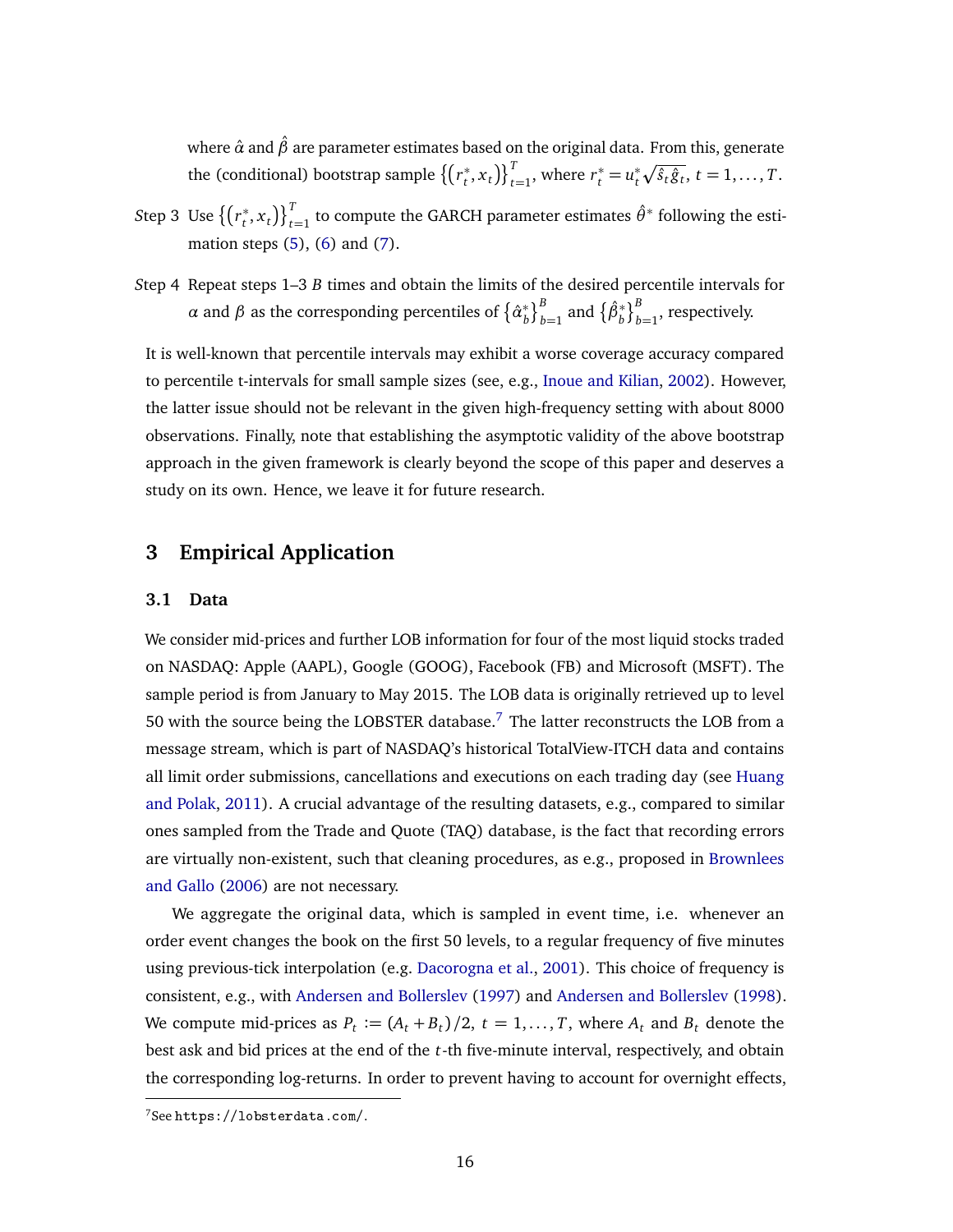where $\hat{\alpha}$ and $\hat{\beta}$ are parameter estimates based on the original data. From this, generate the (conditional) bootstrap sample $\{(r_t^*, x_t)\}_{t=1}^T$, where $r_t^* = u_t^* \sqrt{\hat{s}_t \hat{g}_t}$, $t = 1, \ldots, T$.

*S*tep 3 Use $\{(r_t^*, x_t)\}_{t=1}^T$ to compute the GARCH parameter estimates $\hat{\theta}^*$ following the estimation steps (5), (6) and (7).

*S*tep 4 Repeat steps 1–3 $B$ times and obtain the limits of the desired percentile intervals for $\alpha$ and $\beta$ as the corresponding percentiles of $\{\hat{\alpha}_b^*\}_{b=1}^B$ and $\{\hat{\beta}_b^*\}_{b=1}^B$, respectively.

It is well-known that percentile intervals may exhibit a worse coverage accuracy compared to percentile t-intervals for small sample sizes (see, e.g., Inoue and Kilian, 2002). However, the latter issue should not be relevant in the given high-frequency setting with about 8000 observations. Finally, note that establishing the asymptotic validity of the above bootstrap approach in the given framework is clearly beyond the scope of this paper and deserves a study on its own. Hence, we leave it for future research.

## 3 Empirical Application

### 3.1 Data

We consider mid-prices and further LOB information for four of the most liquid stocks traded on NASDAQ: Apple (AAPL), Google (GOOG), Facebook (FB) and Microsoft (MSFT). The sample period is from January to May 2015. The LOB data is originally retrieved up to level 50 with the source being the LOBSTER database.[7] The latter reconstructs the LOB from a message stream, which is part of NASDAQ's historical TotalView-ITCH data and contains all limit order submissions, cancellations and executions on each trading day (see Huang and Polak, 2011). A crucial advantage of the resulting datasets, e.g., compared to similar ones sampled from the Trade and Quote (TAQ) database, is the fact that recording errors are virtually non-existent, such that cleaning procedures, as e.g., proposed in Brownlees and Gallo (2006) are not necessary.

We aggregate the original data, which is sampled in event time, i.e. whenever an order event changes the book on the first 50 levels, to a regular frequency of five minutes using previous-tick interpolation (e.g. Dacorogna et al., 2001). This choice of frequency is consistent, e.g., with Andersen and Bollerslev (1997) and Andersen and Bollerslev (1998). We compute mid-prices as $P_t := (A_t + B_t)/2$, $t = 1, \ldots, T$, where $A_t$ and $B_t$ denote the best ask and bid prices at the end of the $t$-th five-minute interval, respectively, and obtain the corresponding log-returns. In order to prevent having to account for overnight effects,

[7] See `https://lobsterdata.com/`.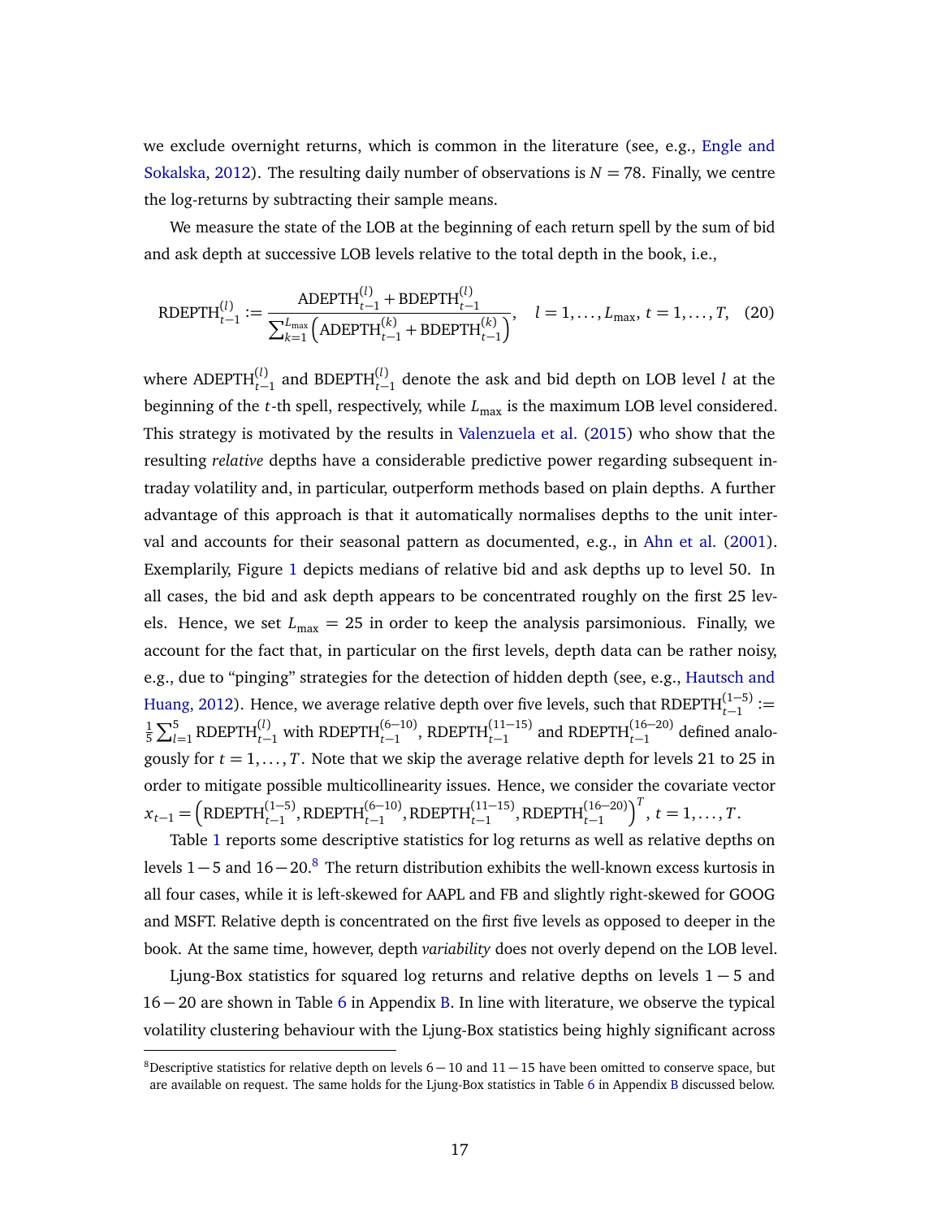we exclude overnight returns, which is common in the literature (see, e.g., Engle and Sokalska, 2012). The resulting daily number of observations is $N = 78$. Finally, we centre the log-returns by subtracting their sample means.

We measure the state of the LOB at the beginning of each return spell by the sum of bid and ask depth at successive LOB levels relative to the total depth in the book, i.e.,

$$\text{RDEPTH}_{t-1}^{(l)} := \frac{\text{ADEPTH}_{t-1}^{(l)} + \text{BDEPTH}_{t-1}^{(l)}}{\sum_{k=1}^{L_{\max}} \left( \text{ADEPTH}_{t-1}^{(k)} + \text{BDEPTH}_{t-1}^{(k)} \right)}, \quad l = 1, \ldots, L_{\max},\ t = 1, \ldots, T, \quad (20)$$

where $\text{ADEPTH}_{t-1}^{(l)}$ and $\text{BDEPTH}_{t-1}^{(l)}$ denote the ask and bid depth on LOB level $l$ at the beginning of the $t$-th spell, respectively, while $L_{\max}$ is the maximum LOB level considered. This strategy is motivated by the results in Valenzuela et al. (2015) who show that the resulting *relative* depths have a considerable predictive power regarding subsequent intraday volatility and, in particular, outperform methods based on plain depths. A further advantage of this approach is that it automatically normalises depths to the unit interval and accounts for their seasonal pattern as documented, e.g., in Ahn et al. (2001). Exemplarily, Figure 1 depicts medians of relative bid and ask depths up to level 50. In all cases, the bid and ask depth appears to be concentrated roughly on the first 25 levels. Hence, we set $L_{\max} = 25$ in order to keep the analysis parsimonious. Finally, we account for the fact that, in particular on the first levels, depth data can be rather noisy, e.g., due to "pinging" strategies for the detection of hidden depth (see, e.g., Hautsch and Huang, 2012). Hence, we average relative depth over five levels, such that $\text{RDEPTH}_{t-1}^{(1-5)} := \frac{1}{5}\sum_{l=1}^{5} \text{RDEPTH}_{t-1}^{(l)}$ with $\text{RDEPTH}_{t-1}^{(6-10)}$, $\text{RDEPTH}_{t-1}^{(11-15)}$ and $\text{RDEPTH}_{t-1}^{(16-20)}$ defined analogously for $t = 1, \ldots, T$. Note that we skip the average relative depth for levels 21 to 25 in order to mitigate possible multicollinearity issues. Hence, we consider the covariate vector $x_{t-1} = \left( \text{RDEPTH}_{t-1}^{(1-5)}, \text{RDEPTH}_{t-1}^{(6-10)}, \text{RDEPTH}_{t-1}^{(11-15)}, \text{RDEPTH}_{t-1}^{(16-20)} \right)^T$, $t = 1, \ldots, T$.

Table 1 reports some descriptive statistics for log returns as well as relative depths on levels $1-5$ and $16-20$.[8] The return distribution exhibits the well-known excess kurtosis in all four cases, while it is left-skewed for AAPL and FB and slightly right-skewed for GOOG and MSFT. Relative depth is concentrated on the first five levels as opposed to deeper in the book. At the same time, however, depth *variability* does not overly depend on the LOB level.

Ljung-Box statistics for squared log returns and relative depths on levels $1-5$ and $16-20$ are shown in Table 6 in Appendix B. In line with literature, we observe the typical volatility clustering behaviour with the Ljung-Box statistics being highly significant across

[8] Descriptive statistics for relative depth on levels $6-10$ and $11-15$ have been omitted to conserve space, but are available on request. The same holds for the Ljung-Box statistics in Table 6 in Appendix B discussed below.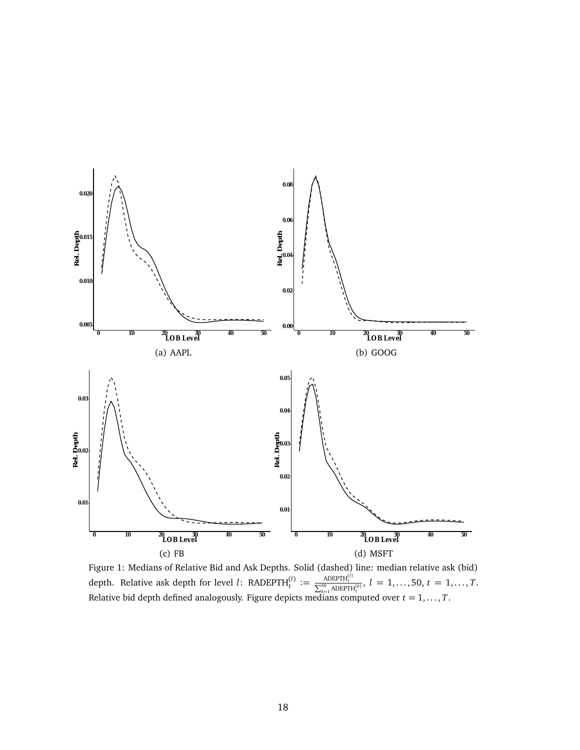(a) AAPL

(b) GOOG

(c) FB

(d) MSFT

Figure 1: Medians of Relative Bid and Ask Depths. Solid (dashed) line: median relative ask (bid) depth. Relative ask depth for level $l$: $\text{RADEPTH}_t^{(l)} := \frac{\text{ADEPTH}_t^{(l)}}{\sum_{k=1}^{50} \text{ADEPTH}_t^{(k)}}$, $l = 1, \ldots, 50$, $t = 1, \ldots, T$. Relative bid depth defined analogously. Figure depicts medians computed over $t = 1, \ldots, T$.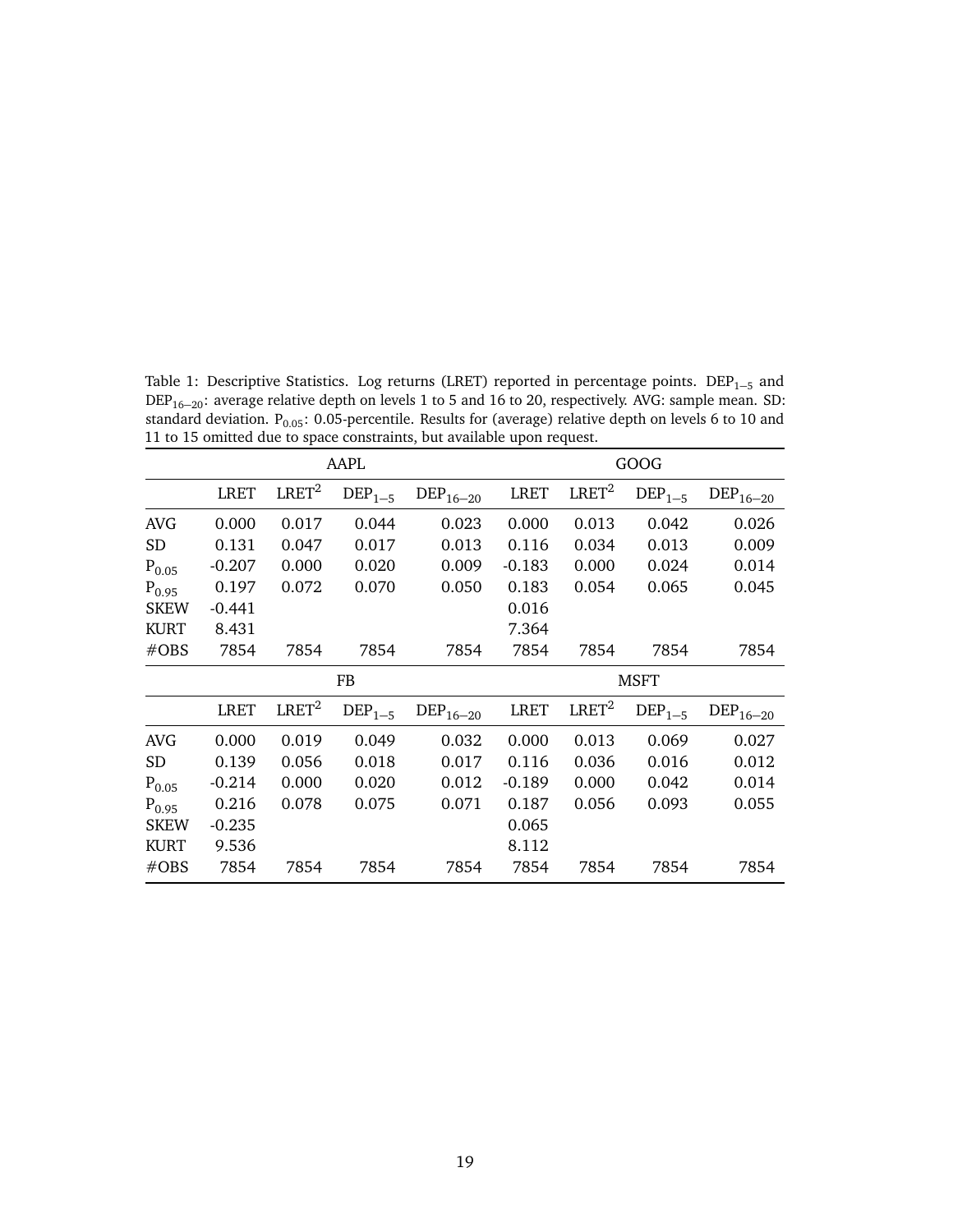Table 1: Descriptive Statistics. Log returns (LRET) reported in percentage points. $DEP_{1-5}$ and $DEP_{16-20}$: average relative depth on levels 1 to 5 and 16 to 20, respectively. AVG: sample mean. SD: standard deviation. $P_{0.05}$: 0.05-percentile. Results for (average) relative depth on levels 6 to 10 and 11 to 15 omitted due to space constraints, but available upon request.

| | AAPL | | | | GOOG | | | |
|---|---|---|---|---|---|---|---|---|
| | LRET | $LRET^2$ | $DEP_{1-5}$ | $DEP_{16-20}$ | LRET | $LRET^2$ | $DEP_{1-5}$ | $DEP_{16-20}$ |
| AVG | 0.000 | 0.017 | 0.044 | 0.023 | 0.000 | 0.013 | 0.042 | 0.026 |
| SD | 0.131 | 0.047 | 0.017 | 0.013 | 0.116 | 0.034 | 0.013 | 0.009 |
| $P_{0.05}$ | -0.207 | 0.000 | 0.020 | 0.009 | -0.183 | 0.000 | 0.024 | 0.014 |
| $P_{0.95}$ | 0.197 | 0.072 | 0.070 | 0.050 | 0.183 | 0.054 | 0.065 | 0.045 |
| SKEW | -0.441 | | | | 0.016 | | | |
| KURT | 8.431 | | | | 7.364 | | | |
| #OBS | 7854 | 7854 | 7854 | 7854 | 7854 | 7854 | 7854 | 7854 |
| | FB | | | | MSFT | | | |
| | LRET | $LRET^2$ | $DEP_{1-5}$ | $DEP_{16-20}$ | LRET | $LRET^2$ | $DEP_{1-5}$ | $DEP_{16-20}$ |
| AVG | 0.000 | 0.019 | 0.049 | 0.032 | 0.000 | 0.013 | 0.069 | 0.027 |
| SD | 0.139 | 0.056 | 0.018 | 0.017 | 0.116 | 0.036 | 0.016 | 0.012 |
| $P_{0.05}$ | -0.214 | 0.000 | 0.020 | 0.012 | -0.189 | 0.000 | 0.042 | 0.014 |
| $P_{0.95}$ | 0.216 | 0.078 | 0.075 | 0.071 | 0.187 | 0.056 | 0.093 | 0.055 |
| SKEW | -0.235 | | | | 0.065 | | | |
| KURT | 9.536 | | | | 8.112 | | | |
| #OBS | 7854 | 7854 | 7854 | 7854 | 7854 | 7854 | 7854 | 7854 |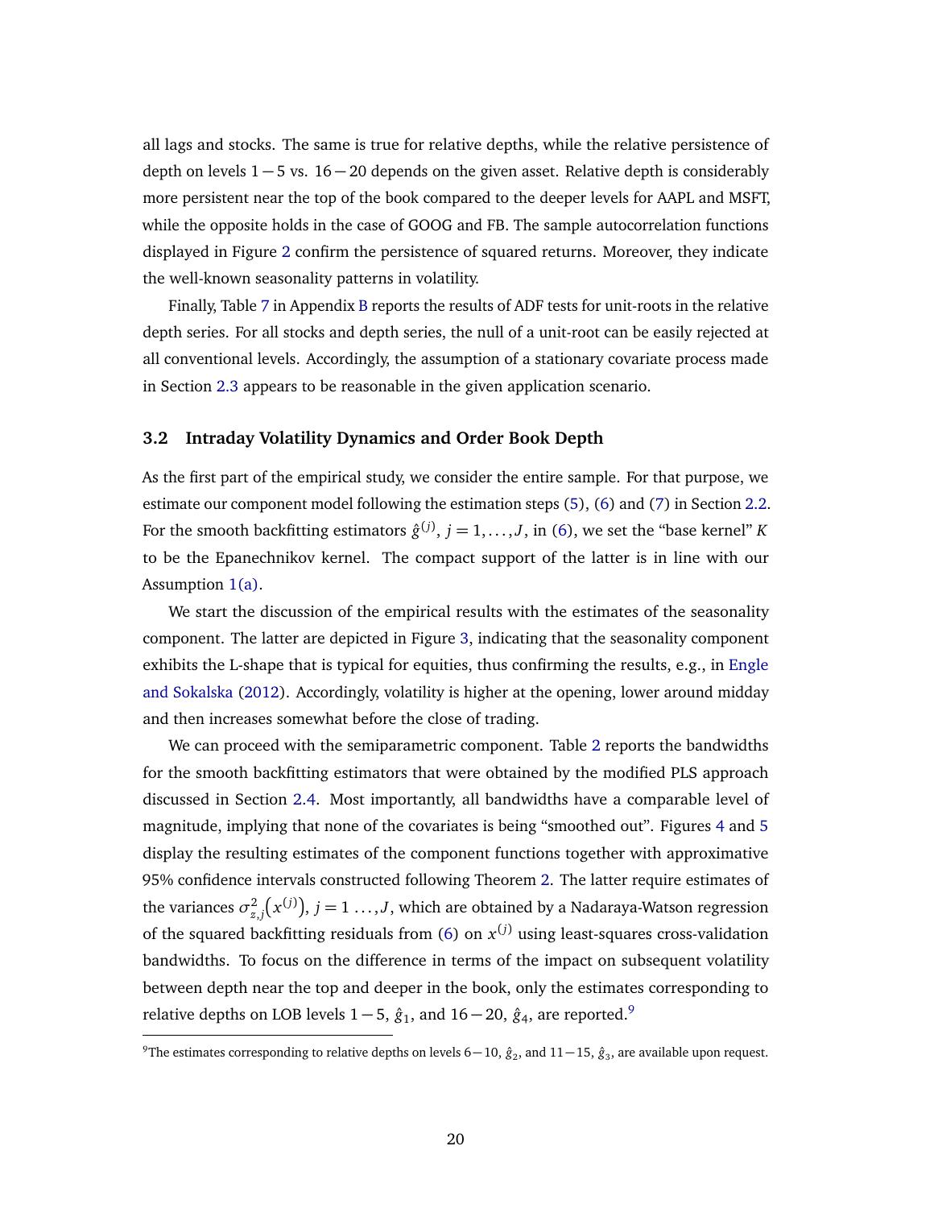all lags and stocks. The same is true for relative depths, while the relative persistence of depth on levels $1-5$ vs. $16-20$ depends on the given asset. Relative depth is considerably more persistent near the top of the book compared to the deeper levels for AAPL and MSFT, while the opposite holds in the case of GOOG and FB. The sample autocorrelation functions displayed in Figure 2 confirm the persistence of squared returns. Moreover, they indicate the well-known seasonality patterns in volatility.

Finally, Table 7 in Appendix B reports the results of ADF tests for unit-roots in the relative depth series. For all stocks and depth series, the null of a unit-root can be easily rejected at all conventional levels. Accordingly, the assumption of a stationary covariate process made in Section 2.3 appears to be reasonable in the given application scenario.

### 3.2 Intraday Volatility Dynamics and Order Book Depth

As the first part of the empirical study, we consider the entire sample. For that purpose, we estimate our component model following the estimation steps (5), (6) and (7) in Section 2.2. For the smooth backfitting estimators $\hat{g}^{(j)}$, $j = 1, \ldots, J$, in (6), we set the "base kernel" $K$ to be the Epanechnikov kernel. The compact support of the latter is in line with our Assumption 1(a).

We start the discussion of the empirical results with the estimates of the seasonality component. The latter are depicted in Figure 3, indicating that the seasonality component exhibits the L-shape that is typical for equities, thus confirming the results, e.g., in Engle and Sokalska (2012). Accordingly, volatility is higher at the opening, lower around midday and then increases somewhat before the close of trading.

We can proceed with the semiparametric component. Table 2 reports the bandwidths for the smooth backfitting estimators that were obtained by the modified PLS approach discussed in Section 2.4. Most importantly, all bandwidths have a comparable level of magnitude, implying that none of the covariates is being "smoothed out". Figures 4 and 5 display the resulting estimates of the component functions together with approximative 95% confidence intervals constructed following Theorem 2. The latter require estimates of the variances $\sigma^2_{z,j}\big(x^{(j)}\big)$, $j = 1 \ldots, J$, which are obtained by a Nadaraya-Watson regression of the squared backfitting residuals from (6) on $x^{(j)}$ using least-squares cross-validation bandwidths. To focus on the difference in terms of the impact on subsequent volatility between depth near the top and deeper in the book, only the estimates corresponding to relative depths on LOB levels $1-5$, $\hat{g}_1$, and $16-20$, $\hat{g}_4$, are reported.[9]

[9]The estimates corresponding to relative depths on levels $6-10$, $\hat{g}_2$, and $11-15$, $\hat{g}_3$, are available upon request.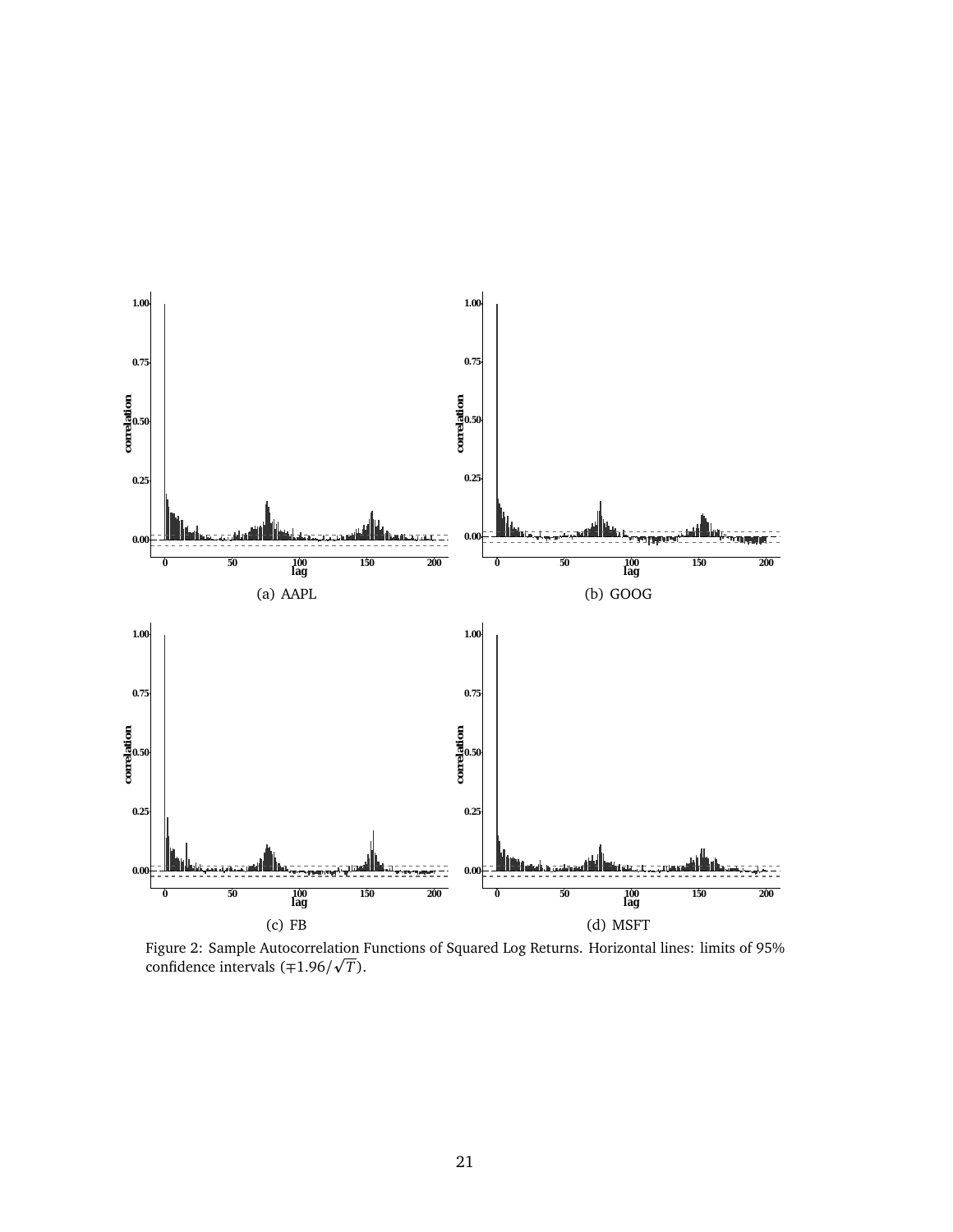(a) AAPL

(b) GOOG

(c) FB

(d) MSFT

Figure 2: Sample Autocorrelation Functions of Squared Log Returns. Horizontal lines: limits of 95% confidence intervals ($\mp 1.96/\sqrt{T}$).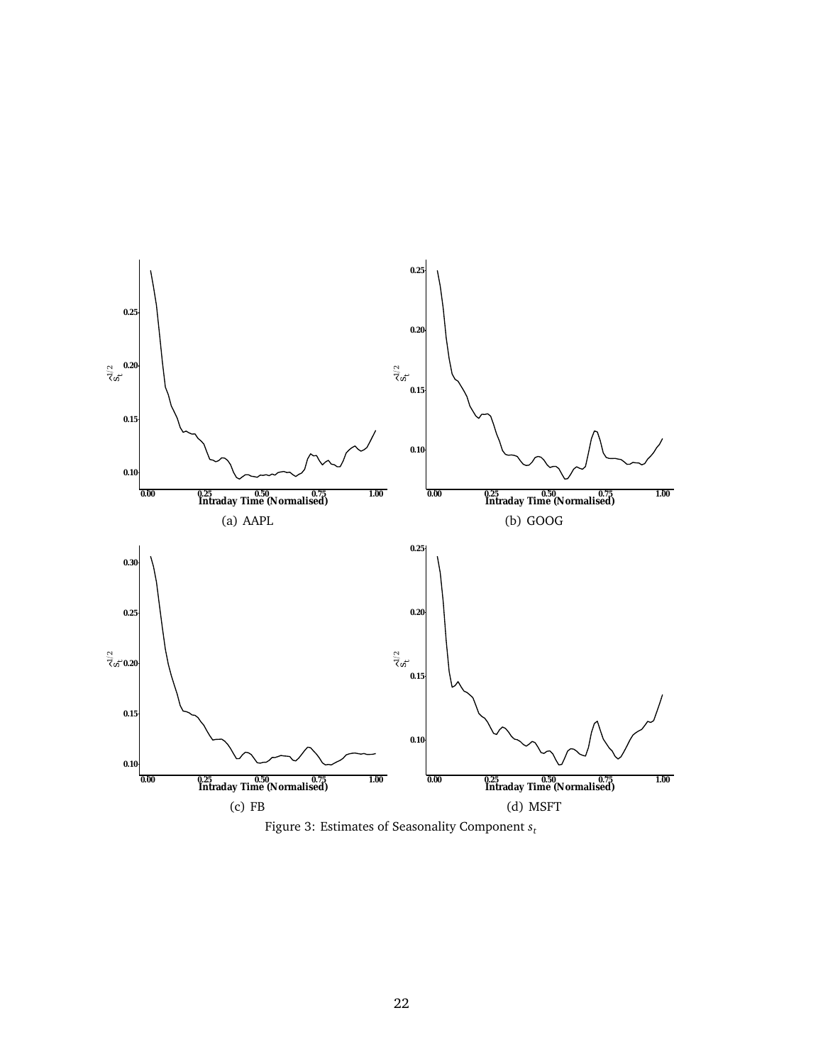(a) AAPL

(b) GOOG

(c) FB

(d) MSFT

Figure 3: Estimates of Seasonality Component $s_t$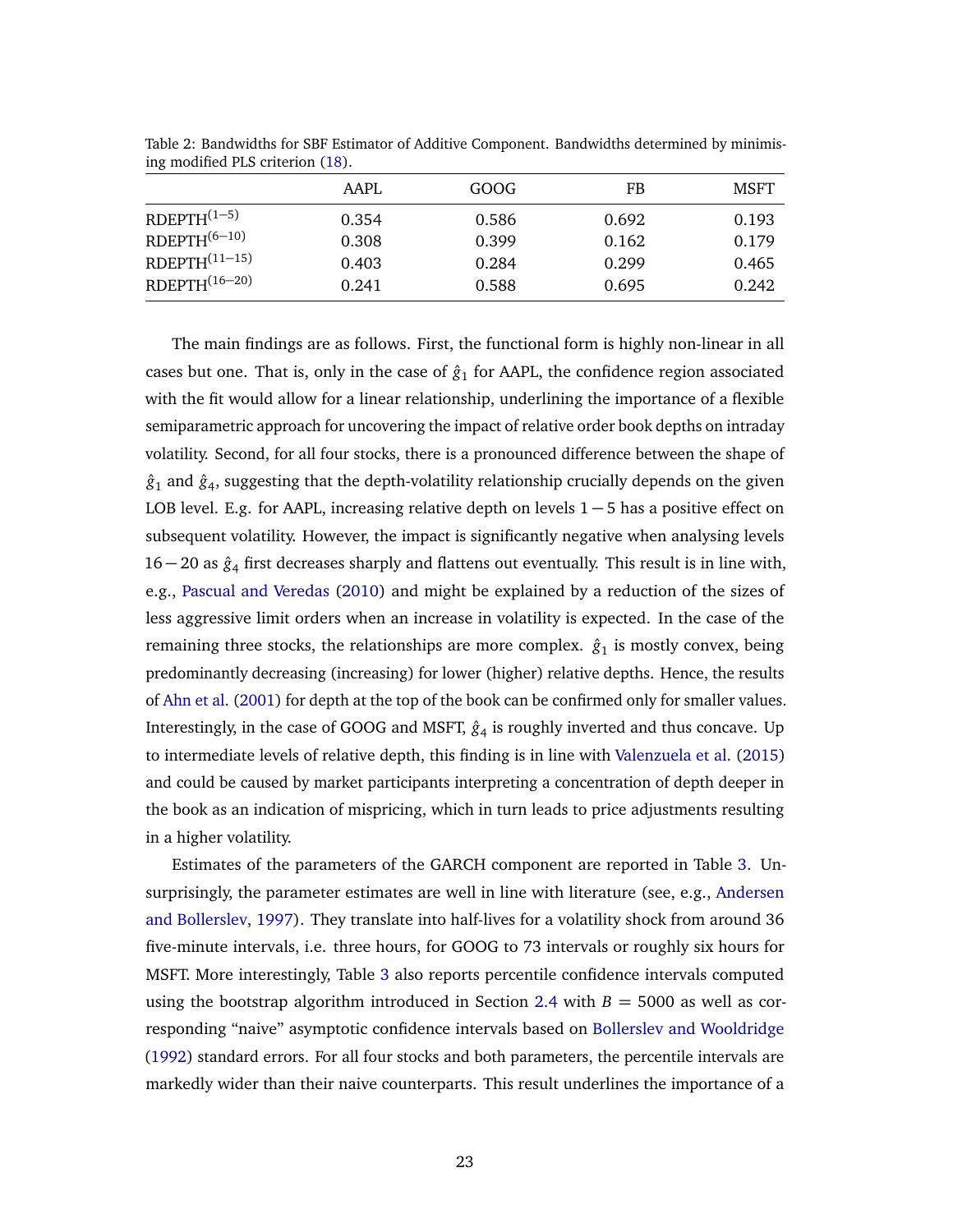Table 2: Bandwidths for SBF Estimator of Additive Component. Bandwidths determined by minimising modified PLS criterion (18).

| | AAPL | GOOG | FB | MSFT |
|---|---|---|---|---|
| $\text{RDEPTH}^{(1-5)}$ | 0.354 | 0.586 | 0.692 | 0.193 |
| $\text{RDEPTH}^{(6-10)}$ | 0.308 | 0.399 | 0.162 | 0.179 |
| $\text{RDEPTH}^{(11-15)}$ | 0.403 | 0.284 | 0.299 | 0.465 |
| $\text{RDEPTH}^{(16-20)}$ | 0.241 | 0.588 | 0.695 | 0.242 |

The main findings are as follows. First, the functional form is highly non-linear in all cases but one. That is, only in the case of $\hat{g}_1$ for AAPL, the confidence region associated with the fit would allow for a linear relationship, underlining the importance of a flexible semiparametric approach for uncovering the impact of relative order book depths on intraday volatility. Second, for all four stocks, there is a pronounced difference between the shape of $\hat{g}_1$ and $\hat{g}_4$, suggesting that the depth-volatility relationship crucially depends on the given LOB level. E.g. for AAPL, increasing relative depth on levels $1-5$ has a positive effect on subsequent volatility. However, the impact is significantly negative when analysing levels $16-20$ as $\hat{g}_4$ first decreases sharply and flattens out eventually. This result is in line with, e.g., Pascual and Veredas (2010) and might be explained by a reduction of the sizes of less aggressive limit orders when an increase in volatility is expected. In the case of the remaining three stocks, the relationships are more complex. $\hat{g}_1$ is mostly convex, being predominantly decreasing (increasing) for lower (higher) relative depths. Hence, the results of Ahn et al. (2001) for depth at the top of the book can be confirmed only for smaller values. Interestingly, in the case of GOOG and MSFT, $\hat{g}_4$ is roughly inverted and thus concave. Up to intermediate levels of relative depth, this finding is in line with Valenzuela et al. (2015) and could be caused by market participants interpreting a concentration of depth deeper in the book as an indication of mispricing, which in turn leads to price adjustments resulting in a higher volatility.

Estimates of the parameters of the GARCH component are reported in Table 3. Unsurprisingly, the parameter estimates are well in line with literature (see, e.g., Andersen and Bollerslev, 1997). They translate into half-lives for a volatility shock from around 36 five-minute intervals, i.e. three hours, for GOOG to 73 intervals or roughly six hours for MSFT. More interestingly, Table 3 also reports percentile confidence intervals computed using the bootstrap algorithm introduced in Section 2.4 with $B = 5000$ as well as corresponding "naive" asymptotic confidence intervals based on Bollerslev and Wooldridge (1992) standard errors. For all four stocks and both parameters, the percentile intervals are markedly wider than their naive counterparts. This result underlines the importance of a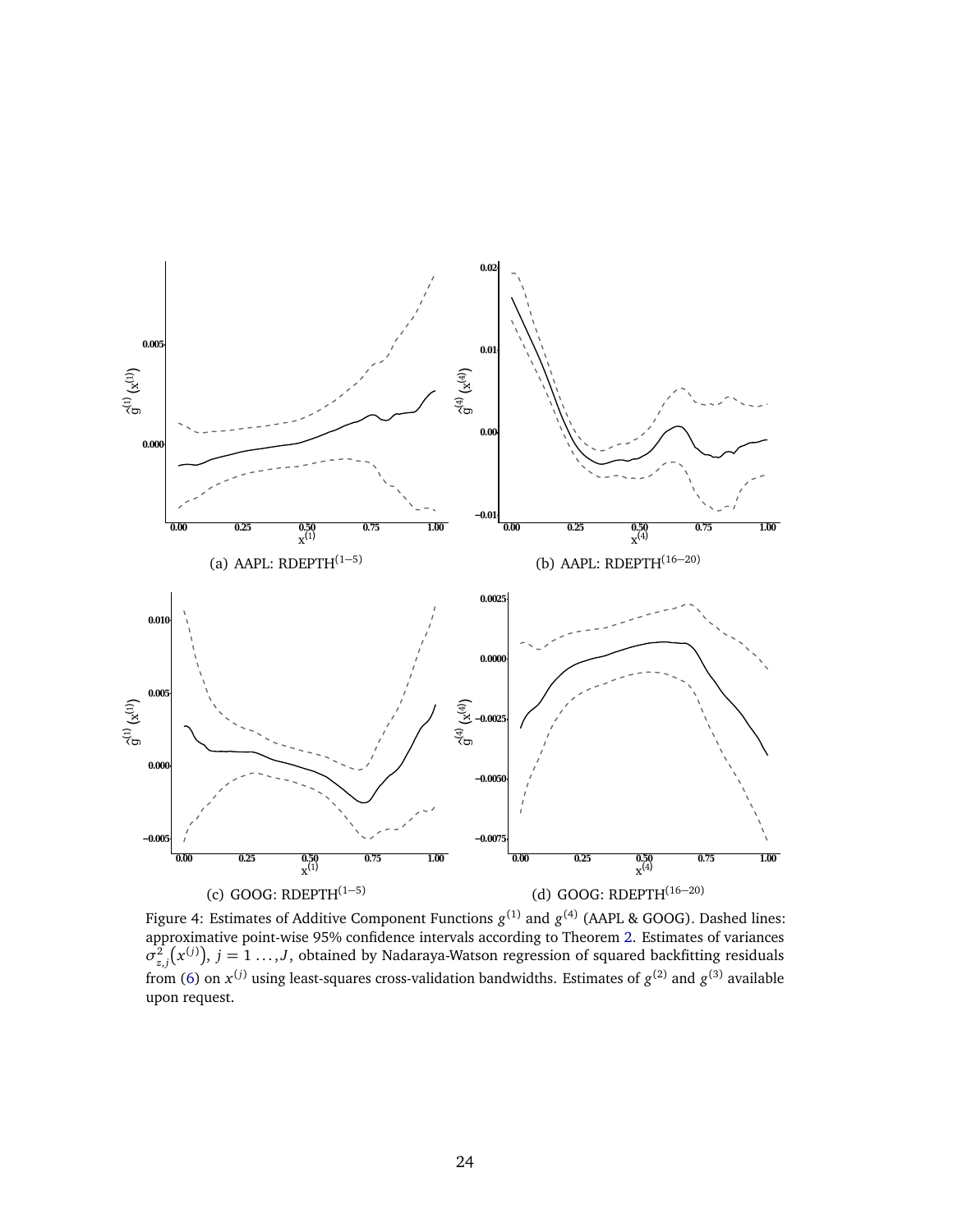(a) AAPL: RDEPTH$^{(1-5)}$

(b) AAPL: RDEPTH$^{(16-20)}$

(c) GOOG: RDEPTH$^{(1-5)}$

(d) GOOG: RDEPTH$^{(16-20)}$

Figure 4: Estimates of Additive Component Functions $g^{(1)}$ and $g^{(4)}$ (AAPL & GOOG). Dashed lines: approximative point-wise 95% confidence intervals according to Theorem 2. Estimates of variances $\sigma^2_{z,j}\big(x^{(j)}\big)$, $j = 1 \ldots, J$, obtained by Nadaraya-Watson regression of squared backfitting residuals from (6) on $x^{(j)}$ using least-squares cross-validation bandwidths. Estimates of $g^{(2)}$ and $g^{(3)}$ available upon request.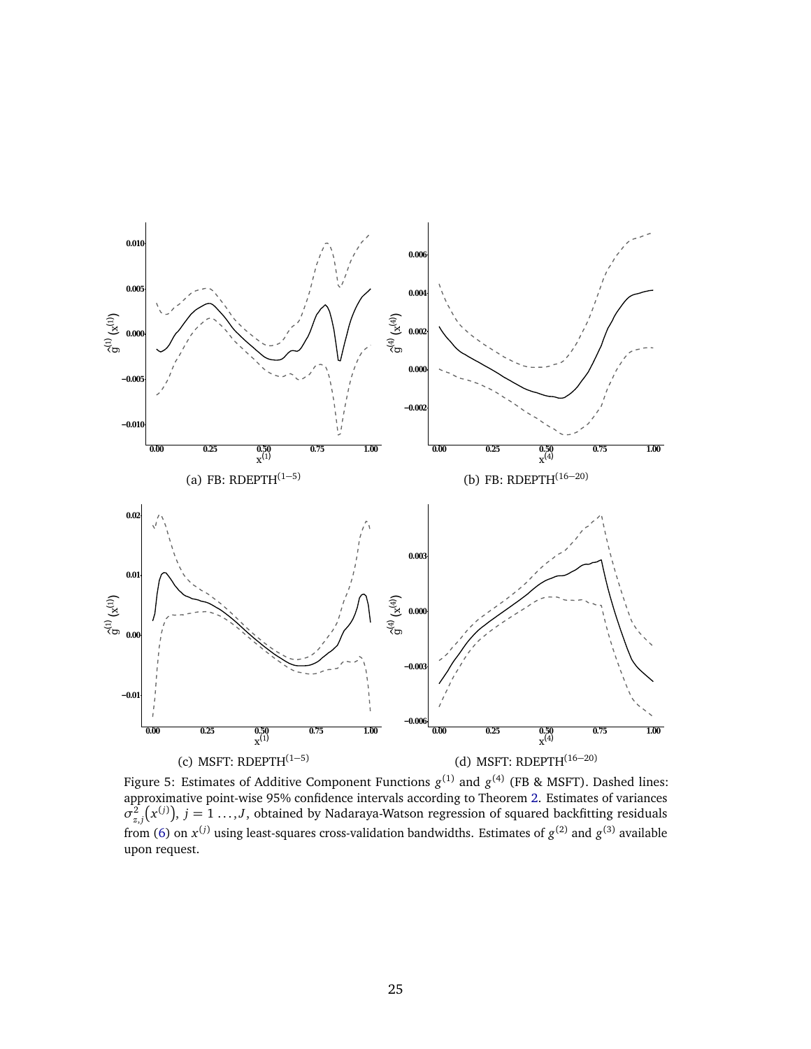(a) FB: RDEPTH$^{(1-5)}$

(b) FB: RDEPTH$^{(16-20)}$

(c) MSFT: RDEPTH$^{(1-5)}$

(d) MSFT: RDEPTH$^{(16-20)}$

Figure 5: Estimates of Additive Component Functions $g^{(1)}$ and $g^{(4)}$ (FB & MSFT). Dashed lines: approximative point-wise 95% confidence intervals according to Theorem 2. Estimates of variances $\sigma^2_{z,j}\left(x^{(j)}\right)$, $j = 1 \ldots, J$, obtained by Nadaraya-Watson regression of squared backfitting residuals from (6) on $x^{(j)}$ using least-squares cross-validation bandwidths. Estimates of $g^{(2)}$ and $g^{(3)}$ available upon request.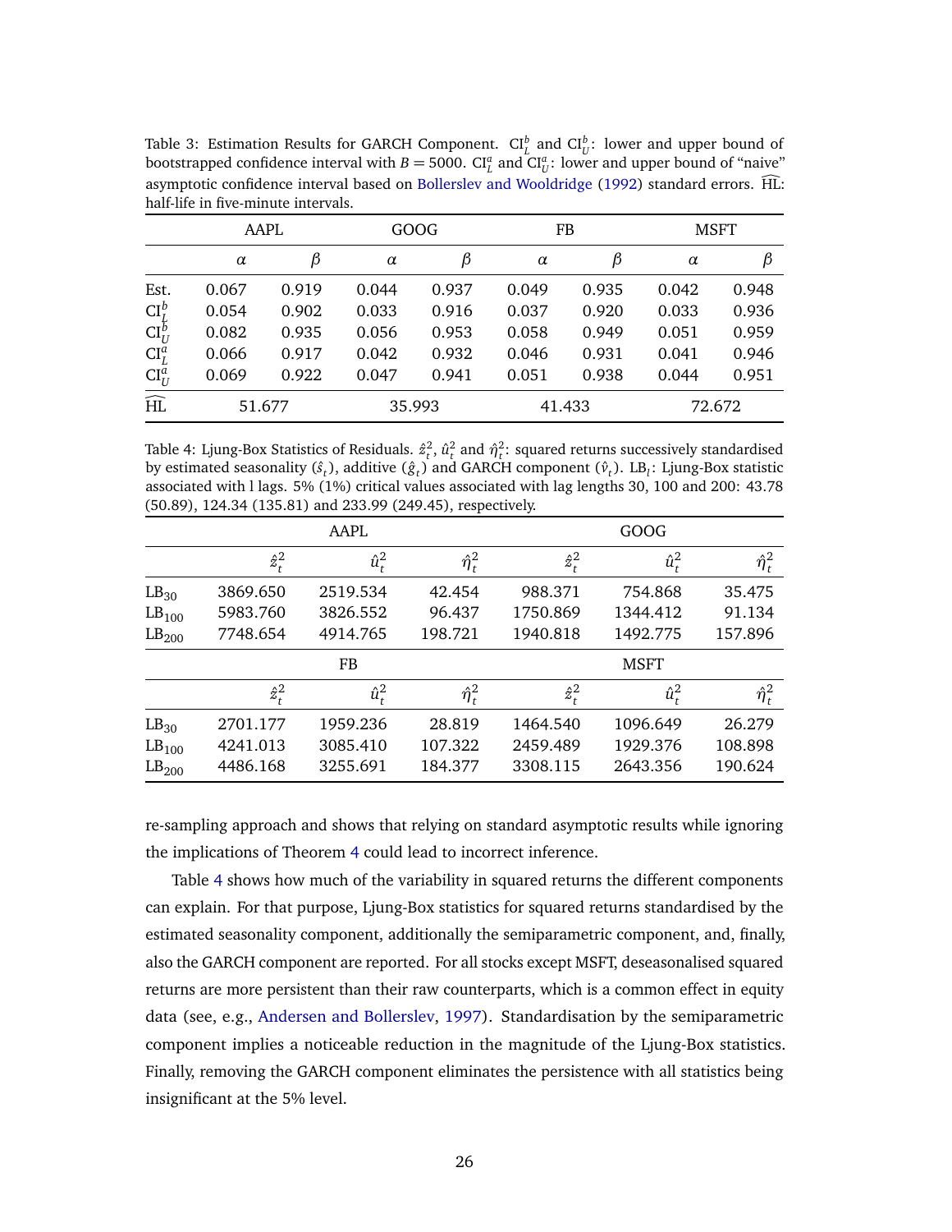Table 3: Estimation Results for GARCH Component. $\mathrm{CI}_L^b$ and $\mathrm{CI}_U^b$: lower and upper bound of bootstrapped confidence interval with $B = 5000$. $\mathrm{CI}_L^a$ and $\mathrm{CI}_U^a$: lower and upper bound of "naive" asymptotic confidence interval based on Bollerslev and Wooldridge (1992) standard errors. $\widehat{\mathrm{HL}}$: half-life in five-minute intervals.

| | AAPL | | GOOG | | FB | | MSFT | |
|---|---|---|---|---|---|---|---|---|
| | $\alpha$ | $\beta$ | $\alpha$ | $\beta$ | $\alpha$ | $\beta$ | $\alpha$ | $\beta$ |
| Est. | 0.067 | 0.919 | 0.044 | 0.937 | 0.049 | 0.935 | 0.042 | 0.948 |
| $\mathrm{CI}_L^b$ | 0.054 | 0.902 | 0.033 | 0.916 | 0.037 | 0.920 | 0.033 | 0.936 |
| $\mathrm{CI}_U^b$ | 0.082 | 0.935 | 0.056 | 0.953 | 0.058 | 0.949 | 0.051 | 0.959 |
| $\mathrm{CI}_L^a$ | 0.066 | 0.917 | 0.042 | 0.932 | 0.046 | 0.931 | 0.041 | 0.946 |
| $\mathrm{CI}_U^a$ | 0.069 | 0.922 | 0.047 | 0.941 | 0.051 | 0.938 | 0.044 | 0.951 |
| $\widehat{\mathrm{HL}}$ | 51.677 | | 35.993 | | 41.433 | | 72.672 | |

Table 4: Ljung-Box Statistics of Residuals. $\hat{z}_t^2$, $\hat{u}_t^2$ and $\hat{\eta}_t^2$: squared returns successively standardised by estimated seasonality ($\hat{s}_t$), additive ($\hat{g}_t$) and GARCH component ($\hat{v}_t$). $\mathrm{LB}_l$: Ljung-Box statistic associated with l lags. 5% (1%) critical values associated with lag lengths 30, 100 and 200: 43.78 (50.89), 124.34 (135.81) and 233.99 (249.45), respectively.

| | AAPL | | | GOOG | | |
|---|---|---|---|---|---|---|
| | $\hat{z}_t^2$ | $\hat{u}_t^2$ | $\hat{\eta}_t^2$ | $\hat{z}_t^2$ | $\hat{u}_t^2$ | $\hat{\eta}_t^2$ |
| $\mathrm{LB}_{30}$ | 3869.650 | 2519.534 | 42.454 | 988.371 | 754.868 | 35.475 |
| $\mathrm{LB}_{100}$ | 5983.760 | 3826.552 | 96.437 | 1750.869 | 1344.412 | 91.134 |
| $\mathrm{LB}_{200}$ | 7748.654 | 4914.765 | 198.721 | 1940.818 | 1492.775 | 157.896 |
| | **FB** | | | **MSFT** | | |
| | $\hat{z}_t^2$ | $\hat{u}_t^2$ | $\hat{\eta}_t^2$ | $\hat{z}_t^2$ | $\hat{u}_t^2$ | $\hat{\eta}_t^2$ |
| $\mathrm{LB}_{30}$ | 2701.177 | 1959.236 | 28.819 | 1464.540 | 1096.649 | 26.279 |
| $\mathrm{LB}_{100}$ | 4241.013 | 3085.410 | 107.322 | 2459.489 | 1929.376 | 108.898 |
| $\mathrm{LB}_{200}$ | 4486.168 | 3255.691 | 184.377 | 3308.115 | 2643.356 | 190.624 |

re-sampling approach and shows that relying on standard asymptotic results while ignoring the implications of Theorem 4 could lead to incorrect inference.

Table 4 shows how much of the variability in squared returns the different components can explain. For that purpose, Ljung-Box statistics for squared returns standardised by the estimated seasonality component, additionally the semiparametric component, and, finally, also the GARCH component are reported. For all stocks except MSFT, deseasonalised squared returns are more persistent than their raw counterparts, which is a common effect in equity data (see, e.g., Andersen and Bollerslev, 1997). Standardisation by the semiparametric component implies a noticeable reduction in the magnitude of the Ljung-Box statistics. Finally, removing the GARCH component eliminates the persistence with all statistics being insignificant at the 5% level.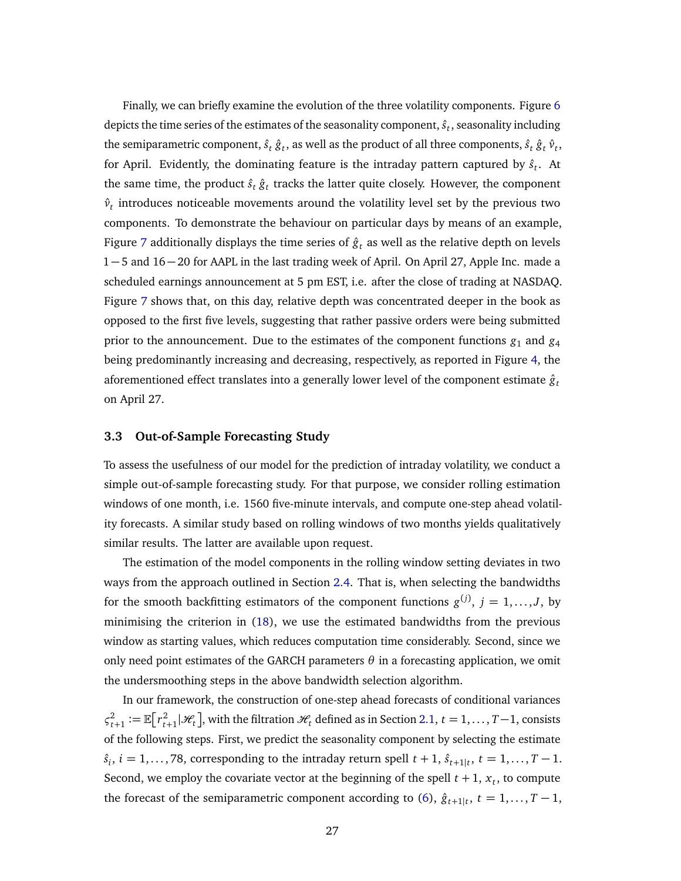Finally, we can briefly examine the evolution of the three volatility components. Figure 6 depicts the time series of the estimates of the seasonality component, $\hat{s}_t$, seasonality including the semiparametric component, $\hat{s}_t\, \hat{g}_t$, as well as the product of all three components, $\hat{s}_t\, \hat{g}_t\, \hat{v}_t$, for April. Evidently, the dominating feature is the intraday pattern captured by $\hat{s}_t$. At the same time, the product $\hat{s}_t\, \hat{g}_t$ tracks the latter quite closely. However, the component $\hat{v}_t$ introduces noticeable movements around the volatility level set by the previous two components. To demonstrate the behaviour on particular days by means of an example, Figure 7 additionally displays the time series of $\hat{g}_t$ as well as the relative depth on levels $1-5$ and $16-20$ for AAPL in the last trading week of April. On April 27, Apple Inc. made a scheduled earnings announcement at 5 pm EST, i.e. after the close of trading at NASDAQ. Figure 7 shows that, on this day, relative depth was concentrated deeper in the book as opposed to the first five levels, suggesting that rather passive orders were being submitted prior to the announcement. Due to the estimates of the component functions $g_1$ and $g_4$ being predominantly increasing and decreasing, respectively, as reported in Figure 4, the aforementioned effect translates into a generally lower level of the component estimate $\hat{g}_t$ on April 27.

### 3.3 Out-of-Sample Forecasting Study

To assess the usefulness of our model for the prediction of intraday volatility, we conduct a simple out-of-sample forecasting study. For that purpose, we consider rolling estimation windows of one month, i.e. 1560 five-minute intervals, and compute one-step ahead volatility forecasts. A similar study based on rolling windows of two months yields qualitatively similar results. The latter are available upon request.

The estimation of the model components in the rolling window setting deviates in two ways from the approach outlined in Section 2.4. That is, when selecting the bandwidths for the smooth backfitting estimators of the component functions $g^{(j)}$, $j = 1, \ldots, J$, by minimising the criterion in (18), we use the estimated bandwidths from the previous window as starting values, which reduces computation time considerably. Second, since we only need point estimates of the GARCH parameters $\theta$ in a forecasting application, we omit the undersmoothing steps in the above bandwidth selection algorithm.

In our framework, the construction of one-step ahead forecasts of conditional variances $\varsigma^2_{t+1} := \mathbb{E}\left[r^2_{t+1} | \mathscr{H}_t\right]$, with the filtration $\mathscr{H}_t$ defined as in Section 2.1, $t = 1, \ldots, T-1$, consists of the following steps. First, we predict the seasonality component by selecting the estimate $\hat{s}_i$, $i = 1, \ldots, 78$, corresponding to the intraday return spell $t+1$, $\hat{s}_{t+1|t}$, $t = 1, \ldots, T-1$. Second, we employ the covariate vector at the beginning of the spell $t+1$, $x_t$, to compute the forecast of the semiparametric component according to (6), $\hat{g}_{t+1|t}$, $t = 1, \ldots, T-1$,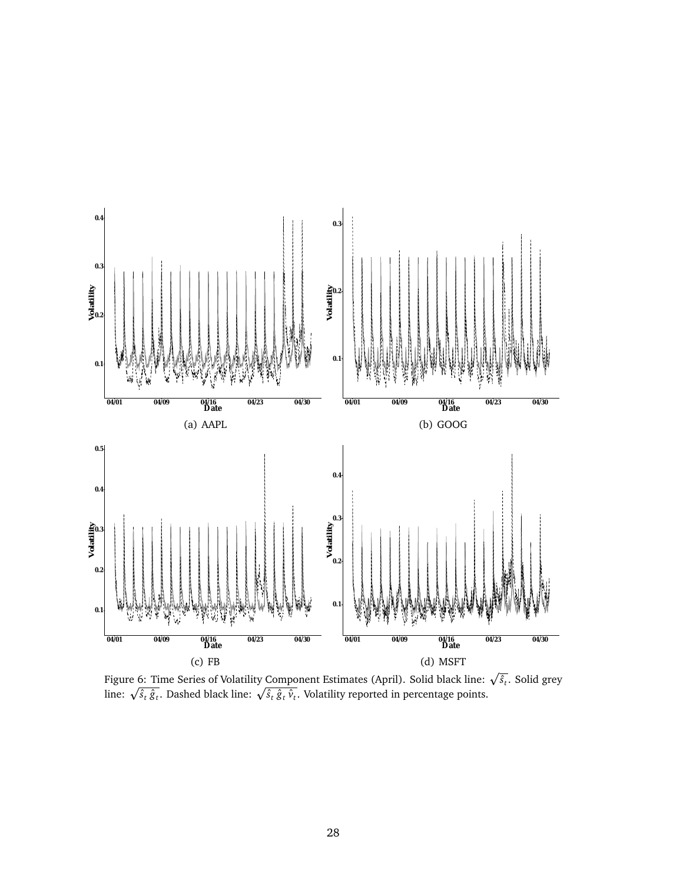(a) AAPL

(b) GOOG

(c) FB

(d) MSFT

Figure 6: Time Series of Volatility Component Estimates (April). Solid black line: $\sqrt{\hat{s}_t}$. Solid grey line: $\sqrt{\hat{s}_t \, \hat{g}_t}$. Dashed black line: $\sqrt{\hat{s}_t \, \hat{g}_t \, \hat{v}_t}$. Volatility reported in percentage points.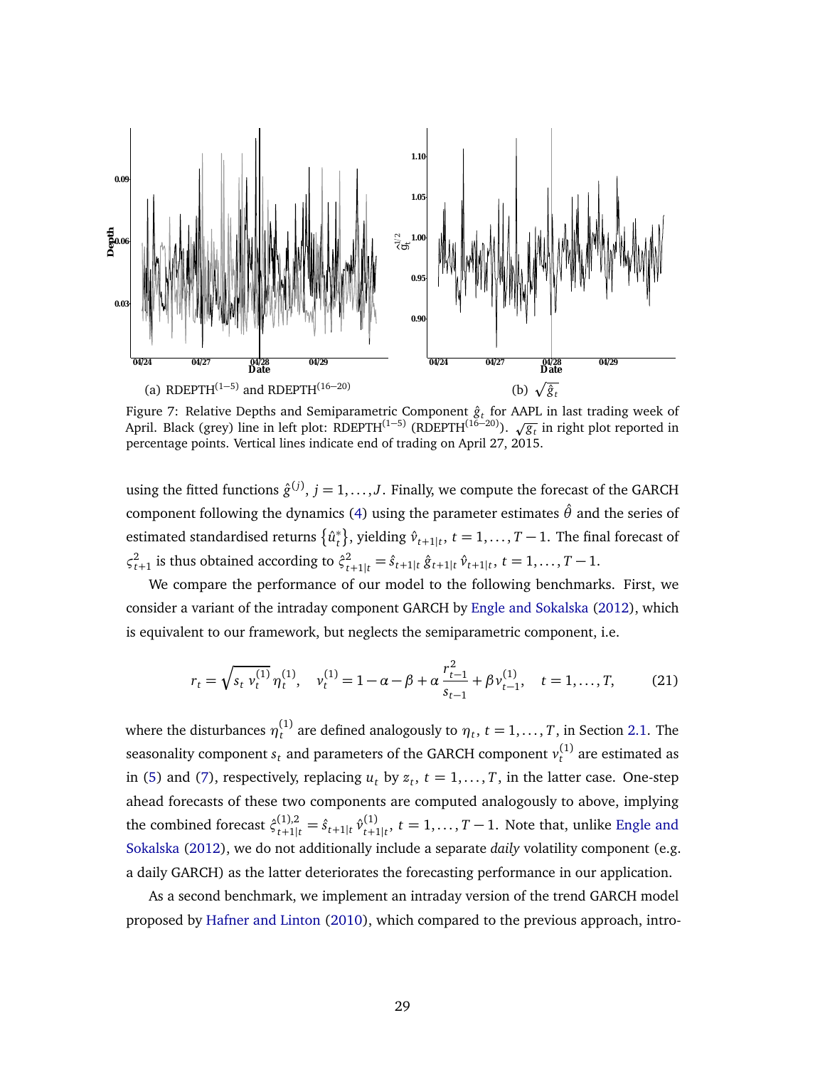(a) $\text{RDEPTH}^{(1-5)}$ and $\text{RDEPTH}^{(16-20)}$

(b) $\sqrt{\hat{g}_t}$

Figure 7: Relative Depths and Semiparametric Component $\hat{g}_t$ for AAPL in last trading week of April. Black (grey) line in left plot: $\text{RDEPTH}^{(1-5)}$ ($\text{RDEPTH}^{(16-20)}$). $\sqrt{\hat{g}_t}$ in right plot reported in percentage points. Vertical lines indicate end of trading on April 27, 2015.

using the fitted functions $\hat{g}^{(j)}$, $j = 1, \ldots, J$. Finally, we compute the forecast of the GARCH component following the dynamics (4) using the parameter estimates $\hat{\theta}$ and the series of estimated standardised returns $\{\hat{u}_t^*\}$, yielding $\hat{v}_{t+1|t}$, $t = 1, \ldots, T-1$. The final forecast of $\varsigma_{t+1}^2$ is thus obtained according to $\hat{\varsigma}_{t+1|t}^2 = \hat{s}_{t+1|t}\, \hat{g}_{t+1|t}\, \hat{v}_{t+1|t}$, $t = 1, \ldots, T-1$.

We compare the performance of our model to the following benchmarks. First, we consider a variant of the intraday component GARCH by Engle and Sokalska (2012), which is equivalent to our framework, but neglects the semiparametric component, i.e.

$$r_t = \sqrt{s_t\, v_t^{(1)}}\, \eta_t^{(1)}, \quad v_t^{(1)} = 1 - \alpha - \beta + \alpha\, \frac{r_{t-1}^2}{s_{t-1}} + \beta v_{t-1}^{(1)}, \quad t = 1, \ldots, T, \tag{21}$$

where the disturbances $\eta_t^{(1)}$ are defined analogously to $\eta_t$, $t = 1, \ldots, T$, in Section 2.1. The seasonality component $s_t$ and parameters of the GARCH component $v_t^{(1)}$ are estimated as in (5) and (7), respectively, replacing $u_t$ by $z_t$, $t = 1, \ldots, T$, in the latter case. One-step ahead forecasts of these two components are computed analogously to above, implying the combined forecast $\hat{\varsigma}_{t+1|t}^{(1),2} = \hat{s}_{t+1|t}\, \hat{v}_{t+1|t}^{(1)}$, $t = 1, \ldots, T-1$. Note that, unlike Engle and Sokalska (2012), we do not additionally include a separate *daily* volatility component (e.g. a daily GARCH) as the latter deteriorates the forecasting performance in our application.

As a second benchmark, we implement an intraday version of the trend GARCH model proposed by Hafner and Linton (2010), which compared to the previous approach, intro-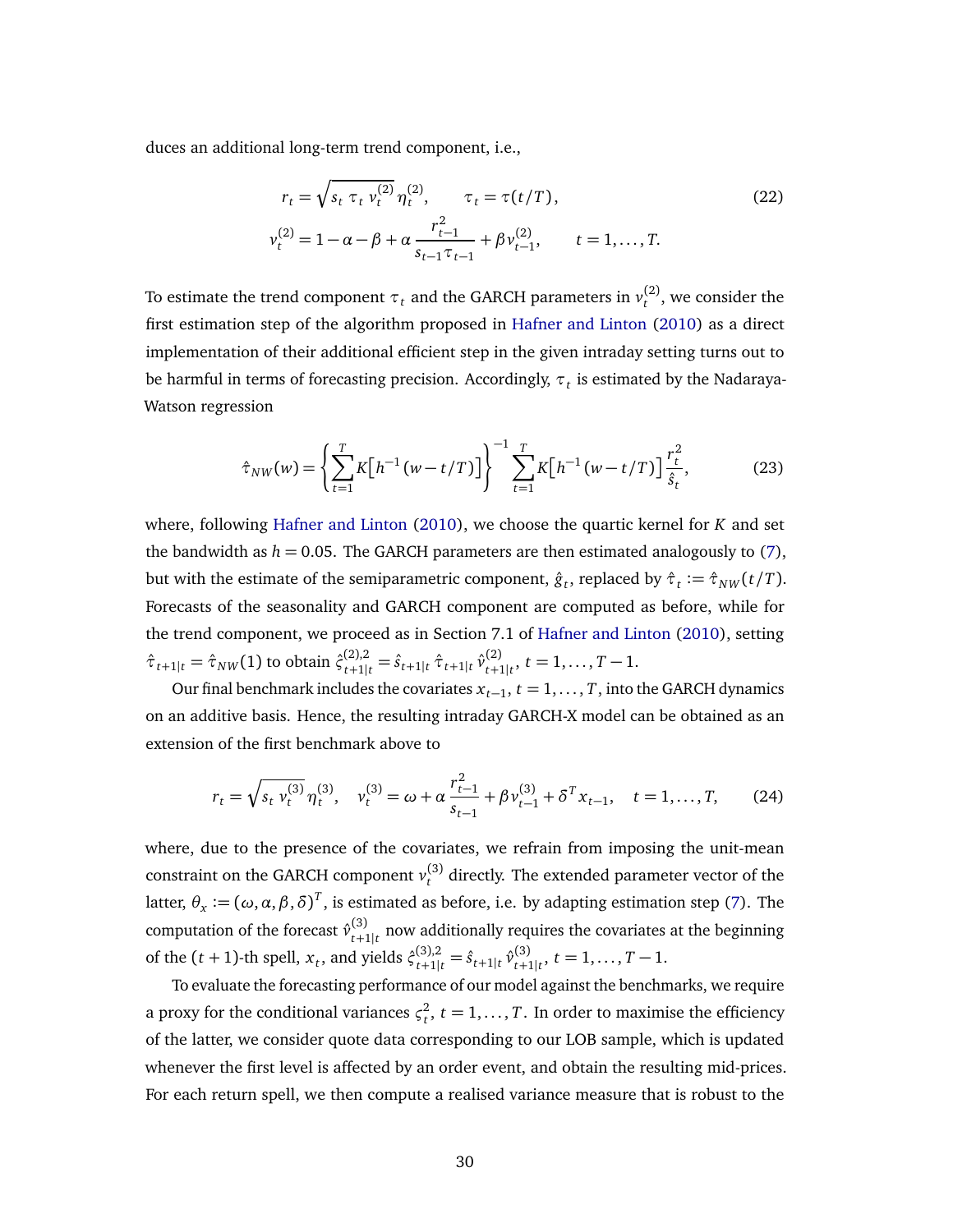duces an additional long-term trend component, i.e.,

$$
\begin{aligned}
r_t &= \sqrt{s_t\ \tau_t\ v_t^{(2)}}\,\eta_t^{(2)}, \qquad \tau_t = \tau(t/T), \\
v_t^{(2)} &= 1-\alpha-\beta+\alpha\,\frac{r_{t-1}^2}{s_{t-1}\tau_{t-1}}+\beta v_{t-1}^{(2)}, \qquad t=1,\dots,T.
\end{aligned}
\tag{22}
$$

To estimate the trend component $\tau_t$ and the GARCH parameters in $v_t^{(2)}$, we consider the first estimation step of the algorithm proposed in Hafner and Linton (2010) as a direct implementation of their additional efficient step in the given intraday setting turns out to be harmful in terms of forecasting precision. Accordingly, $\tau_t$ is estimated by the Nadaraya-Watson regression

$$
\hat{\tau}_{NW}(w) = \left\{\sum_{t=1}^{T} K\big[h^{-1}(w-t/T)\big]\right\}^{-1} \sum_{t=1}^{T} K\big[h^{-1}(w-t/T)\big]\,\frac{r_t^2}{\hat{s}_t},
\tag{23}
$$

where, following Hafner and Linton (2010), we choose the quartic kernel for $K$ and set the bandwidth as $h=0.05$. The GARCH parameters are then estimated analogously to (7), but with the estimate of the semiparametric component, $\hat{g}_t$, replaced by $\hat{\tau}_t := \hat{\tau}_{NW}(t/T)$. Forecasts of the seasonality and GARCH component are computed as before, while for the trend component, we proceed as in Section 7.1 of Hafner and Linton (2010), setting $\hat{\tau}_{t+1|t} = \hat{\tau}_{NW}(1)$ to obtain $\hat{\varsigma}_{t+1|t}^{(2),2} = \hat{s}_{t+1|t}\,\hat{\tau}_{t+1|t}\,\hat{v}_{t+1|t}^{(2)}$, $t=1,\dots,T-1$.

Our final benchmark includes the covariates $x_{t-1}$, $t=1,\dots,T$, into the GARCH dynamics on an additive basis. Hence, the resulting intraday GARCH-X model can be obtained as an extension of the first benchmark above to

$$
r_t = \sqrt{s_t\ v_t^{(3)}}\,\eta_t^{(3)}, \quad v_t^{(3)} = \omega+\alpha\,\frac{r_{t-1}^2}{s_{t-1}}+\beta v_{t-1}^{(3)}+\delta^T x_{t-1}, \quad t=1,\dots,T,
\tag{24}
$$

where, due to the presence of the covariates, we refrain from imposing the unit-mean constraint on the GARCH component $v_t^{(3)}$ directly. The extended parameter vector of the latter, $\theta_x := (\omega,\alpha,\beta,\delta)^T$, is estimated as before, i.e. by adapting estimation step (7). The computation of the forecast $\hat{v}_{t+1|t}^{(3)}$ now additionally requires the covariates at the beginning of the $(t+1)$-th spell, $x_t$, and yields $\hat{\varsigma}_{t+1|t}^{(3),2} = \hat{s}_{t+1|t}\,\hat{v}_{t+1|t}^{(3)}$, $t=1,\dots,T-1$.

To evaluate the forecasting performance of our model against the benchmarks, we require a proxy for the conditional variances $\varsigma_t^2$, $t=1,\dots,T$. In order to maximise the efficiency of the latter, we consider quote data corresponding to our LOB sample, which is updated whenever the first level is affected by an order event, and obtain the resulting mid-prices. For each return spell, we then compute a realised variance measure that is robust to the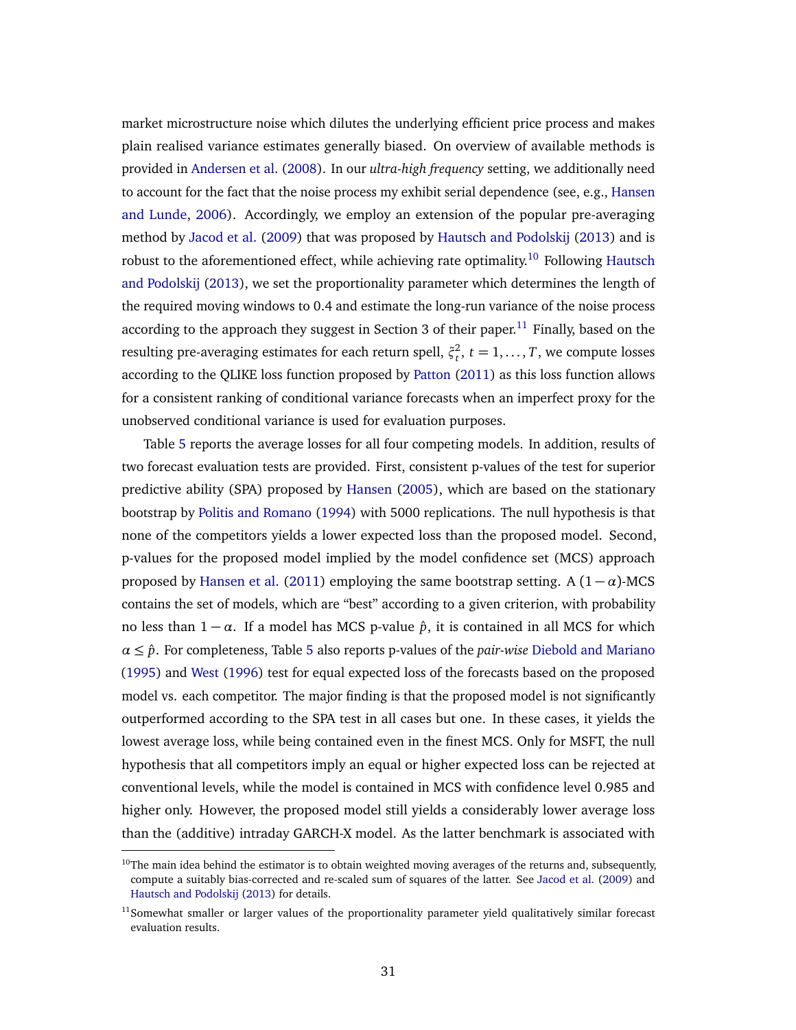market microstructure noise which dilutes the underlying efficient price process and makes plain realised variance estimates generally biased. On overview of available methods is provided in Andersen et al. (2008). In our *ultra-high frequency* setting, we additionally need to account for the fact that the noise process my exhibit serial dependence (see, e.g., Hansen and Lunde, 2006). Accordingly, we employ an extension of the popular pre-averaging method by Jacod et al. (2009) that was proposed by Hautsch and Podolskij (2013) and is robust to the aforementioned effect, while achieving rate optimality.[10] Following Hautsch and Podolskij (2013), we set the proportionality parameter which determines the length of the required moving windows to 0.4 and estimate the long-run variance of the noise process according to the approach they suggest in Section 3 of their paper.[11] Finally, based on the resulting pre-averaging estimates for each return spell, $\zeta_t^2$, $t = 1, \ldots, T$, we compute losses according to the QLIKE loss function proposed by Patton (2011) as this loss function allows for a consistent ranking of conditional variance forecasts when an imperfect proxy for the unobserved conditional variance is used for evaluation purposes.

Table 5 reports the average losses for all four competing models. In addition, results of two forecast evaluation tests are provided. First, consistent p-values of the test for superior predictive ability (SPA) proposed by Hansen (2005), which are based on the stationary bootstrap by Politis and Romano (1994) with 5000 replications. The null hypothesis is that none of the competitors yields a lower expected loss than the proposed model. Second, p-values for the proposed model implied by the model confidence set (MCS) approach proposed by Hansen et al. (2011) employing the same bootstrap setting. A $(1-\alpha)$-MCS contains the set of models, which are "best" according to a given criterion, with probability no less than $1-\alpha$. If a model has MCS p-value $\hat{p}$, it is contained in all MCS for which $\alpha \leq \hat{p}$. For completeness, Table 5 also reports p-values of the *pair-wise* Diebold and Mariano (1995) and West (1996) test for equal expected loss of the forecasts based on the proposed model vs. each competitor. The major finding is that the proposed model is not significantly outperformed according to the SPA test in all cases but one. In these cases, it yields the lowest average loss, while being contained even in the finest MCS. Only for MSFT, the null hypothesis that all competitors imply an equal or higher expected loss can be rejected at conventional levels, while the model is contained in MCS with confidence level 0.985 and higher only. However, the proposed model still yields a considerably lower average loss than the (additive) intraday GARCH-X model. As the latter benchmark is associated with

[10] The main idea behind the estimator is to obtain weighted moving averages of the returns and, subsequently, compute a suitably bias-corrected and re-scaled sum of squares of the latter. See Jacod et al. (2009) and Hautsch and Podolskij (2013) for details.

[11] Somewhat smaller or larger values of the proportionality parameter yield qualitatively similar forecast evaluation results.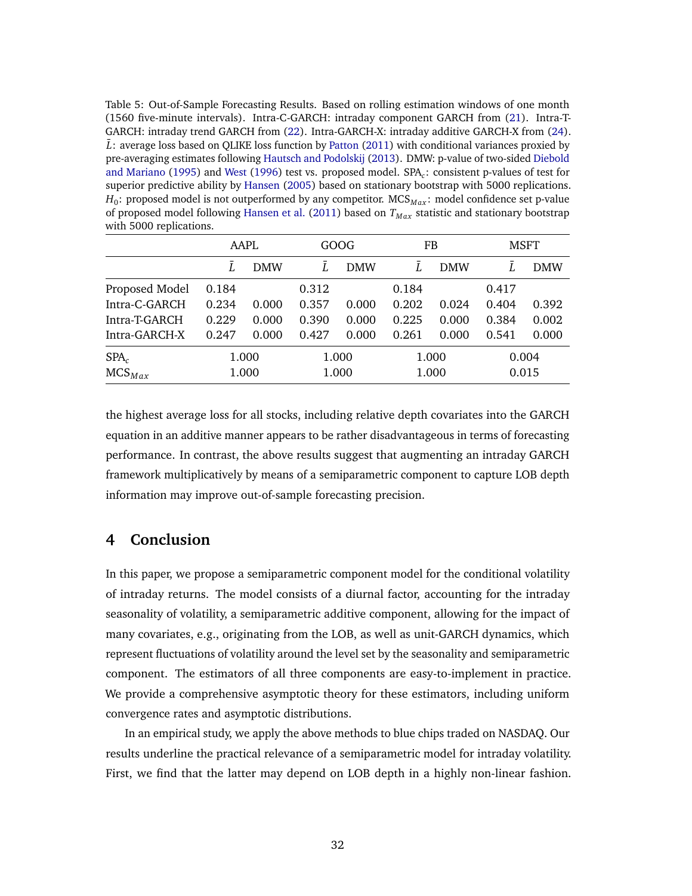Table 5: Out-of-Sample Forecasting Results. Based on rolling estimation windows of one month (1560 five-minute intervals). Intra-C-GARCH: intraday component GARCH from (21). Intra-T-GARCH: intraday trend GARCH from (22). Intra-GARCH-X: intraday additive GARCH-X from (24). $\bar{L}$: average loss based on QLIKE loss function by Patton (2011) with conditional variances proxied by pre-averaging estimates following Hautsch and Podolskij (2013). DMW: p-value of two-sided Diebold and Mariano (1995) and West (1996) test vs. proposed model. $\text{SPA}_c$: consistent p-values of test for superior predictive ability by Hansen (2005) based on stationary bootstrap with 5000 replications. $H_0$: proposed model is not outperformed by any competitor. $\text{MCS}_{Max}$: model confidence set p-value of proposed model following Hansen et al. (2011) based on $T_{Max}$ statistic and stationary bootstrap with 5000 replications.

| | AAPL | | GOOG | | FB | | MSFT | |
|---|---|---|---|---|---|---|---|---|
| | $\bar{L}$ | DMW | $\bar{L}$ | DMW | $\bar{L}$ | DMW | $\bar{L}$ | DMW |
| Proposed Model | 0.184 | | 0.312 | | 0.184 | | 0.417 | |
| Intra-C-GARCH | 0.234 | 0.000 | 0.357 | 0.000 | 0.202 | 0.024 | 0.404 | 0.392 |
| Intra-T-GARCH | 0.229 | 0.000 | 0.390 | 0.000 | 0.225 | 0.000 | 0.384 | 0.002 |
| Intra-GARCH-X | 0.247 | 0.000 | 0.427 | 0.000 | 0.261 | 0.000 | 0.541 | 0.000 |
| $\text{SPA}_c$ | 1.000 | | 1.000 | | 1.000 | | 0.004 | |
| $\text{MCS}_{Max}$ | 1.000 | | 1.000 | | 1.000 | | 0.015 | |

the highest average loss for all stocks, including relative depth covariates into the GARCH equation in an additive manner appears to be rather disadvantageous in terms of forecasting performance. In contrast, the above results suggest that augmenting an intraday GARCH framework multiplicatively by means of a semiparametric component to capture LOB depth information may improve out-of-sample forecasting precision.

## 4 Conclusion

In this paper, we propose a semiparametric component model for the conditional volatility of intraday returns. The model consists of a diurnal factor, accounting for the intraday seasonality of volatility, a semiparametric additive component, allowing for the impact of many covariates, e.g., originating from the LOB, as well as unit-GARCH dynamics, which represent fluctuations of volatility around the level set by the seasonality and semiparametric component. The estimators of all three components are easy-to-implement in practice. We provide a comprehensive asymptotic theory for these estimators, including uniform convergence rates and asymptotic distributions.

In an empirical study, we apply the above methods to blue chips traded on NASDAQ. Our results underline the practical relevance of a semiparametric model for intraday volatility. First, we find that the latter may depend on LOB depth in a highly non-linear fashion.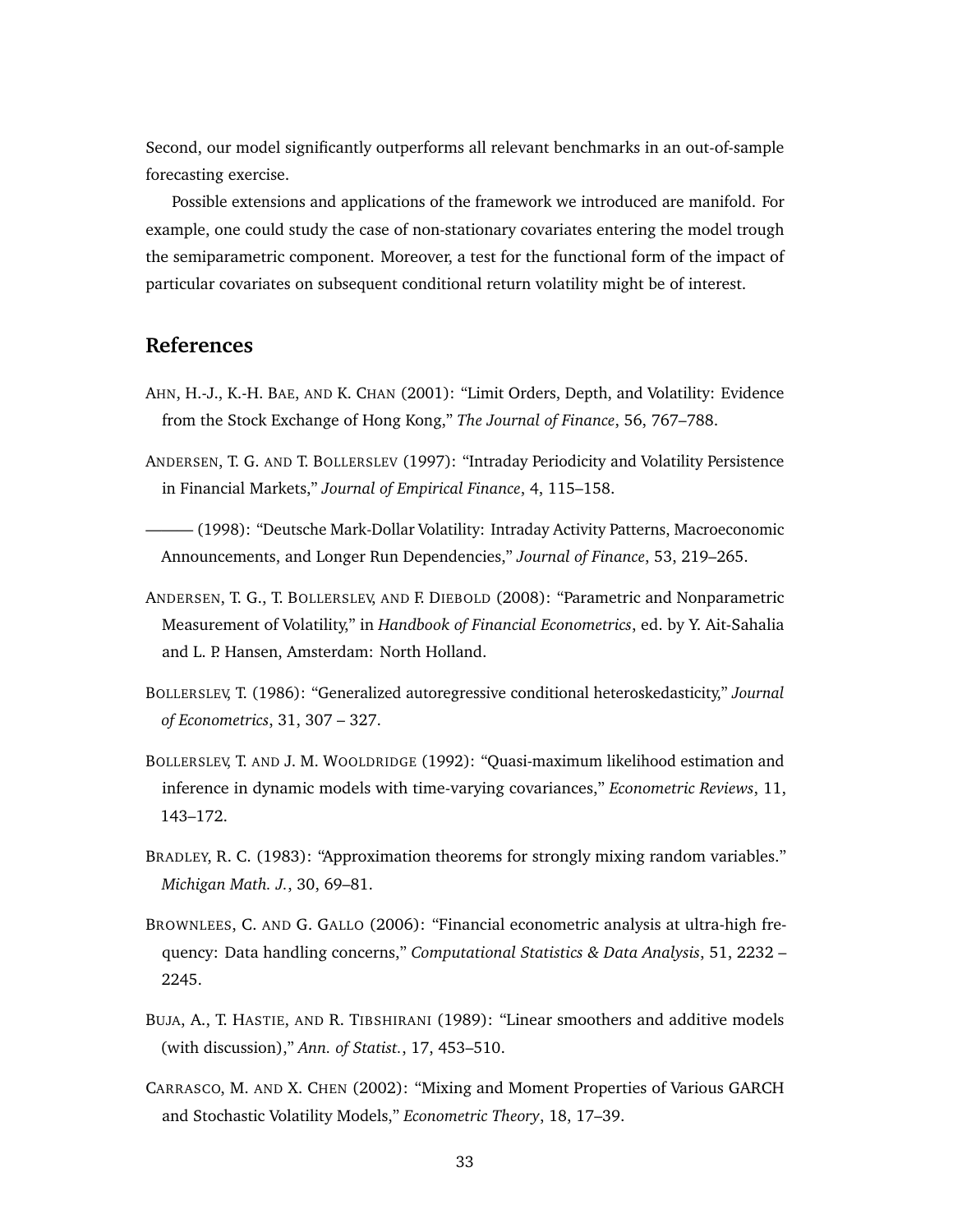Second, our model significantly outperforms all relevant benchmarks in an out-of-sample forecasting exercise.

Possible extensions and applications of the framework we introduced are manifold. For example, one could study the case of non-stationary covariates entering the model trough the semiparametric component. Moreover, a test for the functional form of the impact of particular covariates on subsequent conditional return volatility might be of interest.

## References

AHN, H.-J., K.-H. BAE, AND K. CHAN (2001): "Limit Orders, Depth, and Volatility: Evidence from the Stock Exchange of Hong Kong," *The Journal of Finance*, 56, 767–788.

ANDERSEN, T. G. AND T. BOLLERSLEV (1997): "Intraday Periodicity and Volatility Persistence in Financial Markets," *Journal of Empirical Finance*, 4, 115–158.

——— (1998): "Deutsche Mark-Dollar Volatility: Intraday Activity Patterns, Macroeconomic Announcements, and Longer Run Dependencies," *Journal of Finance*, 53, 219–265.

ANDERSEN, T. G., T. BOLLERSLEV, AND F. DIEBOLD (2008): "Parametric and Nonparametric Measurement of Volatility," in *Handbook of Financial Econometrics*, ed. by Y. Ait-Sahalia and L. P. Hansen, Amsterdam: North Holland.

BOLLERSLEV, T. (1986): "Generalized autoregressive conditional heteroskedasticity," *Journal of Econometrics*, 31, 307 – 327.

BOLLERSLEV, T. AND J. M. WOOLDRIDGE (1992): "Quasi-maximum likelihood estimation and inference in dynamic models with time-varying covariances," *Econometric Reviews*, 11, 143–172.

BRADLEY, R. C. (1983): "Approximation theorems for strongly mixing random variables." *Michigan Math. J.*, 30, 69–81.

BROWNLEES, C. AND G. GALLO (2006): "Financial econometric analysis at ultra-high frequency: Data handling concerns," *Computational Statistics & Data Analysis*, 51, 2232 – 2245.

BUJA, A., T. HASTIE, AND R. TIBSHIRANI (1989): "Linear smoothers and additive models (with discussion)," *Ann. of Statist.*, 17, 453–510.

CARRASCO, M. AND X. CHEN (2002): "Mixing and Moment Properties of Various GARCH and Stochastic Volatility Models," *Econometric Theory*, 18, 17–39.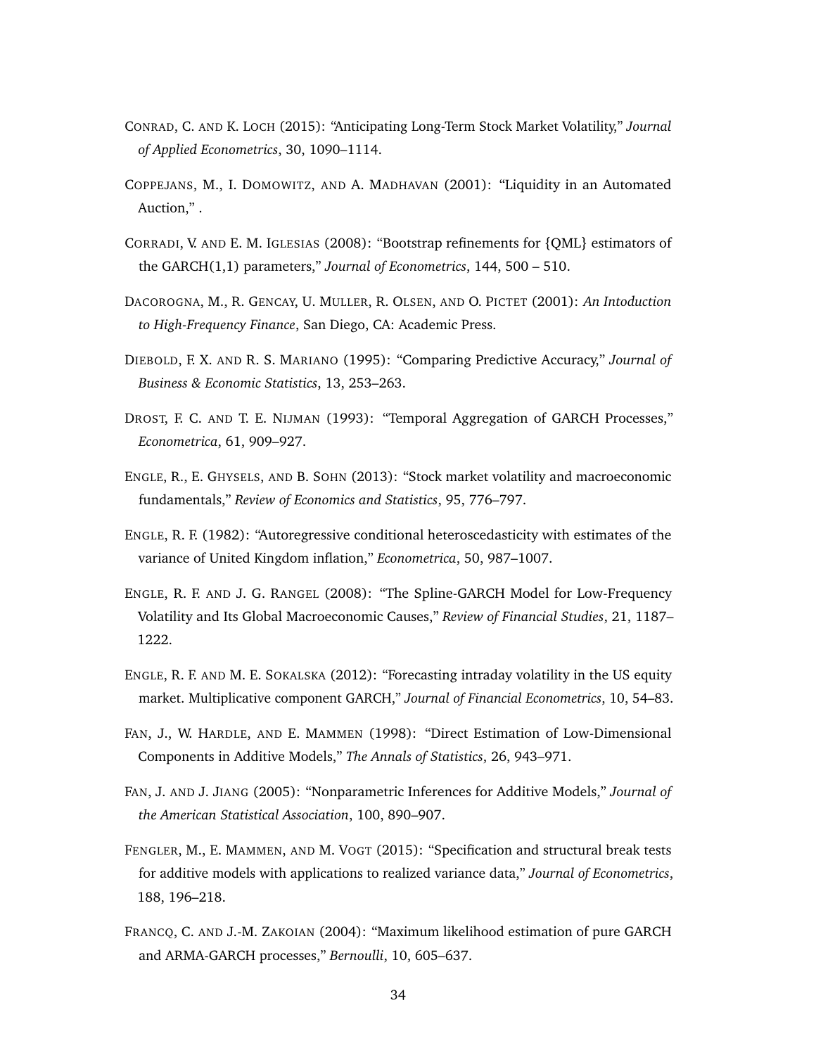CONRAD, C. AND K. LOCH (2015): "Anticipating Long-Term Stock Market Volatility," *Journal of Applied Econometrics*, 30, 1090–1114.

COPPEJANS, M., I. DOMOWITZ, AND A. MADHAVAN (2001): "Liquidity in an Automated Auction," .

CORRADI, V. AND E. M. IGLESIAS (2008): "Bootstrap refinements for {QML} estimators of the GARCH(1,1) parameters," *Journal of Econometrics*, 144, 500 – 510.

DACOROGNA, M., R. GENCAY, U. MULLER, R. OLSEN, AND O. PICTET (2001): *An Intoduction to High-Frequency Finance*, San Diego, CA: Academic Press.

DIEBOLD, F. X. AND R. S. MARIANO (1995): "Comparing Predictive Accuracy," *Journal of Business & Economic Statistics*, 13, 253–263.

DROST, F. C. AND T. E. NIJMAN (1993): "Temporal Aggregation of GARCH Processes," *Econometrica*, 61, 909–927.

ENGLE, R., E. GHYSELS, AND B. SOHN (2013): "Stock market volatility and macroeconomic fundamentals," *Review of Economics and Statistics*, 95, 776–797.

ENGLE, R. F. (1982): "Autoregressive conditional heteroscedasticity with estimates of the variance of United Kingdom inflation," *Econometrica*, 50, 987–1007.

ENGLE, R. F. AND J. G. RANGEL (2008): "The Spline-GARCH Model for Low-Frequency Volatility and Its Global Macroeconomic Causes," *Review of Financial Studies*, 21, 1187–1222.

ENGLE, R. F. AND M. E. SOKALSKA (2012): "Forecasting intraday volatility in the US equity market. Multiplicative component GARCH," *Journal of Financial Econometrics*, 10, 54–83.

FAN, J., W. HARDLE, AND E. MAMMEN (1998): "Direct Estimation of Low-Dimensional Components in Additive Models," *The Annals of Statistics*, 26, 943–971.

FAN, J. AND J. JIANG (2005): "Nonparametric Inferences for Additive Models," *Journal of the American Statistical Association*, 100, 890–907.

FENGLER, M., E. MAMMEN, AND M. VOGT (2015): "Specification and structural break tests for additive models with applications to realized variance data," *Journal of Econometrics*, 188, 196–218.

FRANCQ, C. AND J.-M. ZAKOIAN (2004): "Maximum likelihood estimation of pure GARCH and ARMA-GARCH processes," *Bernoulli*, 10, 605–637.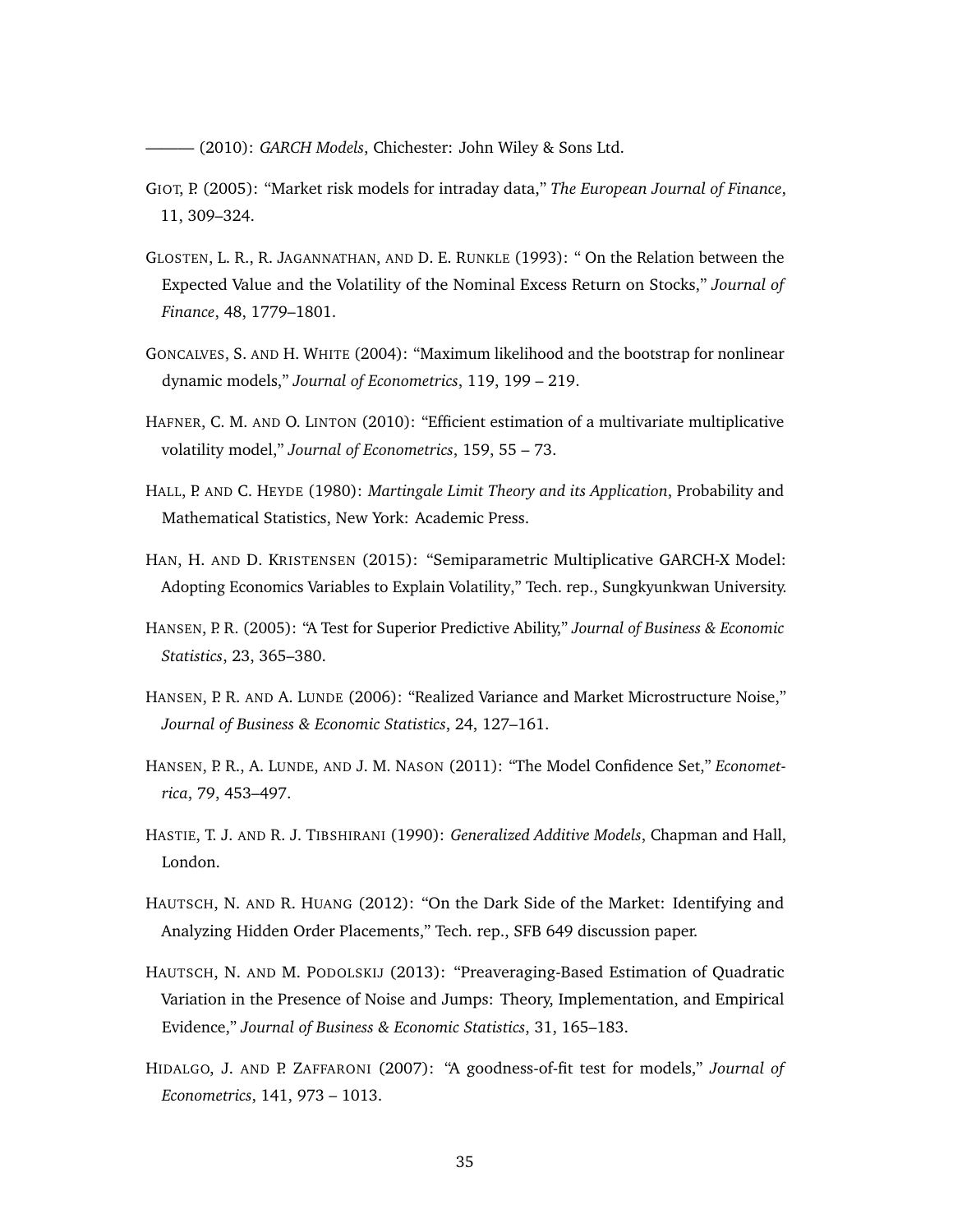——— (2010): *GARCH Models*, Chichester: John Wiley & Sons Ltd.

GIOT, P. (2005): "Market risk models for intraday data," *The European Journal of Finance*, 11, 309–324.

GLOSTEN, L. R., R. JAGANNATHAN, AND D. E. RUNKLE (1993): " On the Relation between the Expected Value and the Volatility of the Nominal Excess Return on Stocks," *Journal of Finance*, 48, 1779–1801.

GONCALVES, S. AND H. WHITE (2004): "Maximum likelihood and the bootstrap for nonlinear dynamic models," *Journal of Econometrics*, 119, 199 – 219.

HAFNER, C. M. AND O. LINTON (2010): "Efficient estimation of a multivariate multiplicative volatility model," *Journal of Econometrics*, 159, 55 – 73.

HALL, P. AND C. HEYDE (1980): *Martingale Limit Theory and its Application*, Probability and Mathematical Statistics, New York: Academic Press.

HAN, H. AND D. KRISTENSEN (2015): "Semiparametric Multiplicative GARCH-X Model: Adopting Economics Variables to Explain Volatility," Tech. rep., Sungkyunkwan University.

HANSEN, P. R. (2005): "A Test for Superior Predictive Ability," *Journal of Business & Economic Statistics*, 23, 365–380.

HANSEN, P. R. AND A. LUNDE (2006): "Realized Variance and Market Microstructure Noise," *Journal of Business & Economic Statistics*, 24, 127–161.

HANSEN, P. R., A. LUNDE, AND J. M. NASON (2011): "The Model Confidence Set," *Econometrica*, 79, 453–497.

HASTIE, T. J. AND R. J. TIBSHIRANI (1990): *Generalized Additive Models*, Chapman and Hall, London.

HAUTSCH, N. AND R. HUANG (2012): "On the Dark Side of the Market: Identifying and Analyzing Hidden Order Placements," Tech. rep., SFB 649 discussion paper.

HAUTSCH, N. AND M. PODOLSKIJ (2013): "Preaveraging-Based Estimation of Quadratic Variation in the Presence of Noise and Jumps: Theory, Implementation, and Empirical Evidence," *Journal of Business & Economic Statistics*, 31, 165–183.

HIDALGO, J. AND P. ZAFFARONI (2007): "A goodness-of-fit test for models," *Journal of Econometrics*, 141, 973 – 1013.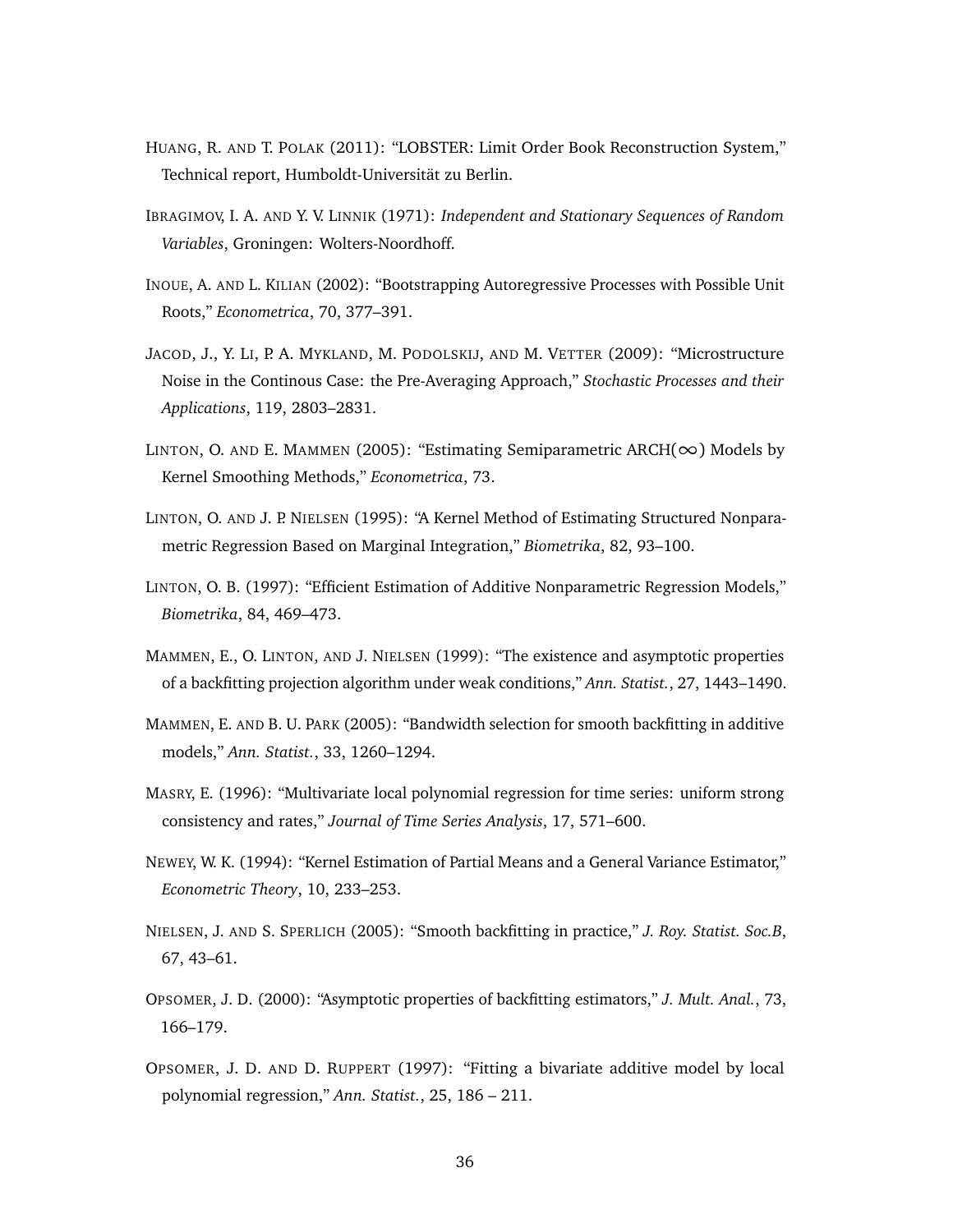HUANG, R. AND T. POLAK (2011): "LOBSTER: Limit Order Book Reconstruction System," Technical report, Humboldt-Universität zu Berlin.

IBRAGIMOV, I. A. AND Y. V. LINNIK (1971): *Independent and Stationary Sequences of Random Variables*, Groningen: Wolters-Noordhoff.

INOUE, A. AND L. KILIAN (2002): "Bootstrapping Autoregressive Processes with Possible Unit Roots," *Econometrica*, 70, 377–391.

JACOD, J., Y. LI, P. A. MYKLAND, M. PODOLSKIJ, AND M. VETTER (2009): "Microstructure Noise in the Continous Case: the Pre-Averaging Approach," *Stochastic Processes and their Applications*, 119, 2803–2831.

LINTON, O. AND E. MAMMEN (2005): "Estimating Semiparametric ARCH($\infty$) Models by Kernel Smoothing Methods," *Econometrica*, 73.

LINTON, O. AND J. P. NIELSEN (1995): "A Kernel Method of Estimating Structured Nonparametric Regression Based on Marginal Integration," *Biometrika*, 82, 93–100.

LINTON, O. B. (1997): "Efficient Estimation of Additive Nonparametric Regression Models," *Biometrika*, 84, 469–473.

MAMMEN, E., O. LINTON, AND J. NIELSEN (1999): "The existence and asymptotic properties of a backfitting projection algorithm under weak conditions," *Ann. Statist.*, 27, 1443–1490.

MAMMEN, E. AND B. U. PARK (2005): "Bandwidth selection for smooth backfitting in additive models," *Ann. Statist.*, 33, 1260–1294.

MASRY, E. (1996): "Multivariate local polynomial regression for time series: uniform strong consistency and rates," *Journal of Time Series Analysis*, 17, 571–600.

NEWEY, W. K. (1994): "Kernel Estimation of Partial Means and a General Variance Estimator," *Econometric Theory*, 10, 233–253.

NIELSEN, J. AND S. SPERLICH (2005): "Smooth backfitting in practice," *J. Roy. Statist. Soc.B*, 67, 43–61.

OPSOMER, J. D. (2000): "Asymptotic properties of backfitting estimators," *J. Mult. Anal.*, 73, 166–179.

OPSOMER, J. D. AND D. RUPPERT (1997): "Fitting a bivariate additive model by local polynomial regression," *Ann. Statist.*, 25, 186 – 211.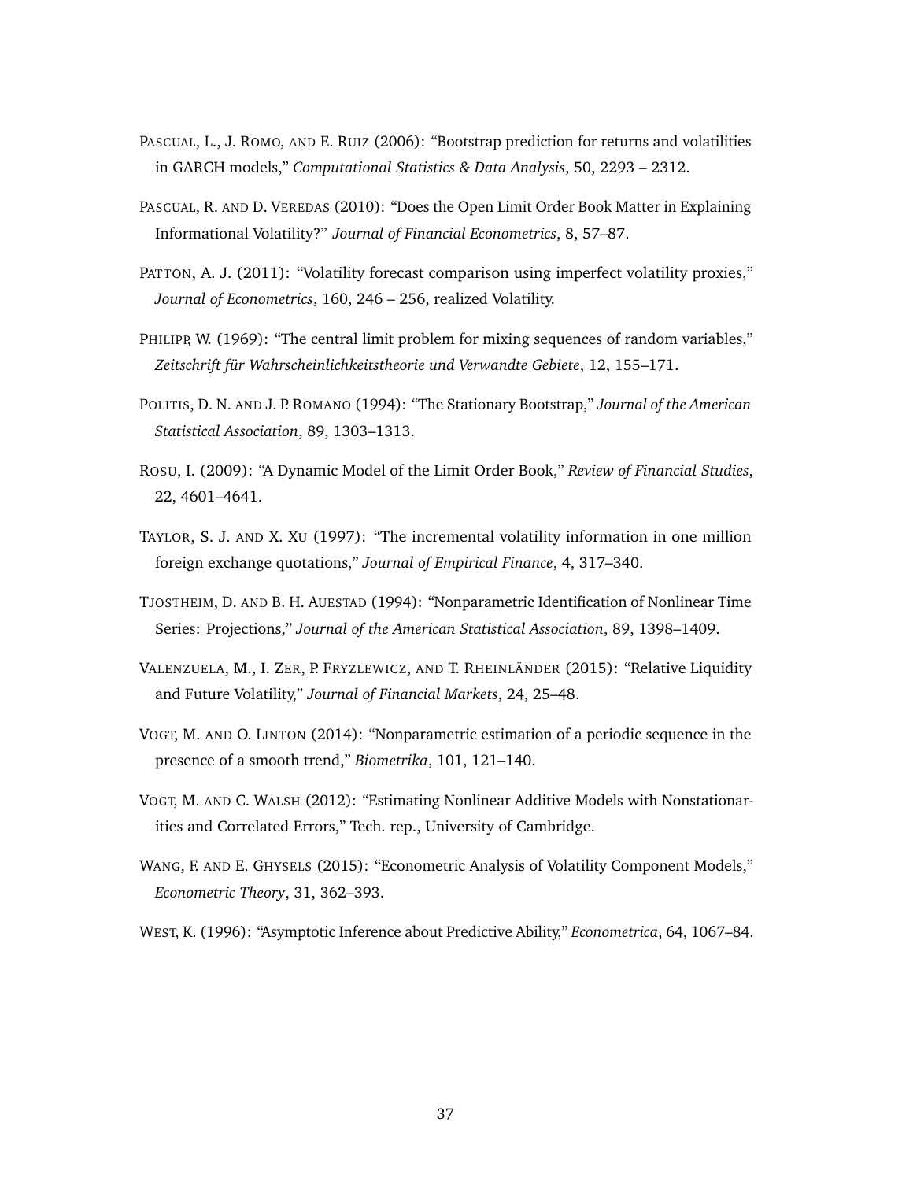PASCUAL, L., J. ROMO, AND E. RUIZ (2006): "Bootstrap prediction for returns and volatilities in GARCH models," *Computational Statistics & Data Analysis*, 50, 2293 – 2312.

PASCUAL, R. AND D. VEREDAS (2010): "Does the Open Limit Order Book Matter in Explaining Informational Volatility?" *Journal of Financial Econometrics*, 8, 57–87.

PATTON, A. J. (2011): "Volatility forecast comparison using imperfect volatility proxies," *Journal of Econometrics*, 160, 246 – 256, realized Volatility.

PHILIPP, W. (1969): "The central limit problem for mixing sequences of random variables," *Zeitschrift für Wahrscheinlichkeitstheorie und Verwandte Gebiete*, 12, 155–171.

POLITIS, D. N. AND J. P. ROMANO (1994): "The Stationary Bootstrap," *Journal of the American Statistical Association*, 89, 1303–1313.

ROSU, I. (2009): "A Dynamic Model of the Limit Order Book," *Review of Financial Studies*, 22, 4601–4641.

TAYLOR, S. J. AND X. XU (1997): "The incremental volatility information in one million foreign exchange quotations," *Journal of Empirical Finance*, 4, 317–340.

TJOSTHEIM, D. AND B. H. AUESTAD (1994): "Nonparametric Identification of Nonlinear Time Series: Projections," *Journal of the American Statistical Association*, 89, 1398–1409.

VALENZUELA, M., I. ZER, P. FRYZLEWICZ, AND T. RHEINLÄNDER (2015): "Relative Liquidity and Future Volatility," *Journal of Financial Markets*, 24, 25–48.

VOGT, M. AND O. LINTON (2014): "Nonparametric estimation of a periodic sequence in the presence of a smooth trend," *Biometrika*, 101, 121–140.

VOGT, M. AND C. WALSH (2012): "Estimating Nonlinear Additive Models with Nonstationarities and Correlated Errors," Tech. rep., University of Cambridge.

WANG, F. AND E. GHYSELS (2015): "Econometric Analysis of Volatility Component Models," *Econometric Theory*, 31, 362–393.

WEST, K. (1996): "Asymptotic Inference about Predictive Ability," *Econometrica*, 64, 1067–84.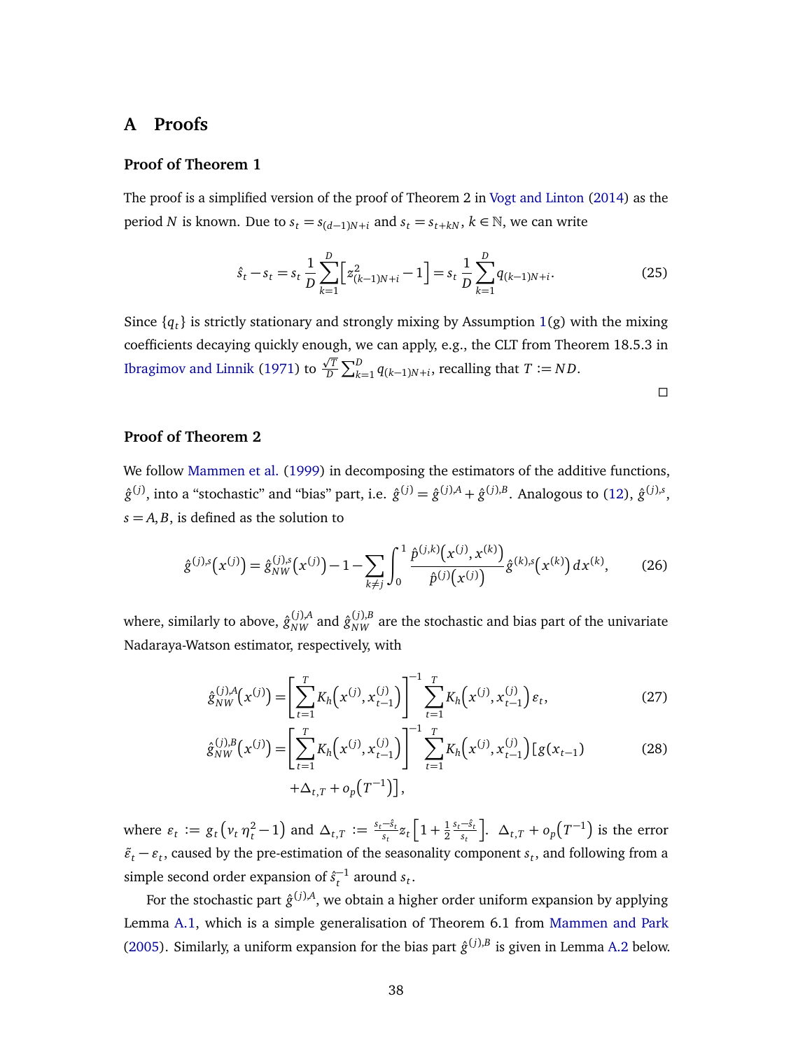# A Proofs

### Proof of Theorem 1

The proof is a simplified version of the proof of Theorem 2 in Vogt and Linton (2014) as the period $N$ is known. Due to $s_t = s_{(d-1)N+i}$ and $s_t = s_{t+kN}$, $k \in \mathbb{N}$, we can write

$$
\hat{s}_t - s_t = s_t \frac{1}{D} \sum_{k=1}^{D} \left[ z^2_{(k-1)N+i} - 1 \right] = s_t \frac{1}{D} \sum_{k=1}^{D} q_{(k-1)N+i}. \tag{25}
$$

Since $\{q_t\}$ is strictly stationary and strongly mixing by Assumption 1(g) with the mixing coefficients decaying quickly enough, we can apply, e.g., the CLT from Theorem 18.5.3 in Ibragimov and Linnik (1971) to $\frac{\sqrt{T}}{D} \sum_{k=1}^{D} q_{(k-1)N+i}$, recalling that $T := ND$.

□

### Proof of Theorem 2

We follow Mammen et al. (1999) in decomposing the estimators of the additive functions, $\hat{g}^{(j)}$, into a "stochastic" and "bias" part, i.e. $\hat{g}^{(j)} = \hat{g}^{(j),A} + \hat{g}^{(j),B}$. Analogous to (12), $\hat{g}^{(j),s}$, $s = A, B$, is defined as the solution to

$$
\hat{g}^{(j),s}\left(x^{(j)}\right) = \hat{g}^{(j),s}_{NW}\left(x^{(j)}\right) - 1 - \sum_{k \neq j} \int_0^1 \frac{\hat{p}^{(j,k)}\left(x^{(j)}, x^{(k)}\right)}{\hat{p}^{(j)}\left(x^{(j)}\right)} \hat{g}^{(k),s}\left(x^{(k)}\right) dx^{(k)}, \tag{26}
$$

where, similarly to above, $\hat{g}^{(j),A}_{NW}$ and $\hat{g}^{(j),B}_{NW}$ are the stochastic and bias part of the univariate Nadaraya-Watson estimator, respectively, with

$$
\hat{g}^{(j),A}_{NW}\left(x^{(j)}\right) = \left[ \sum_{t=1}^{T} K_h\left(x^{(j)}, x^{(j)}_{t-1}\right) \right]^{-1} \sum_{t=1}^{T} K_h\left(x^{(j)}, x^{(j)}_{t-1}\right) \varepsilon_t, \tag{27}
$$

$$
\begin{aligned}
\hat{g}^{(j),B}_{NW}\left(x^{(j)}\right) = \left[ \sum_{t=1}^{T} K_h\left(x^{(j)}, x^{(j)}_{t-1}\right) \right]^{-1} \sum_{t=1}^{T} K_h\left(x^{(j)}, x^{(j)}_{t-1}\right) [g(x_{t-1}) \\
+ \Delta_{t,T} + o_p\left(T^{-1}\right)],
\end{aligned} \tag{28}
$$

where $\varepsilon_t := g_t\left(v_t \eta_t^2 - 1\right)$ and $\Delta_{t,T} := \frac{s_t - \hat{s}_t}{s_t} z_t \left[1 + \frac{1}{2} \frac{s_t - \hat{s}_t}{s_t}\right]$. $\Delta_{t,T} + o_p\left(T^{-1}\right)$ is the error $\tilde{\varepsilon}_t - \varepsilon_t$, caused by the pre-estimation of the seasonality component $s_t$, and following from a simple second order expansion of $\hat{s}_t^{-1}$ around $s_t$.

For the stochastic part $\hat{g}^{(j),A}$, we obtain a higher order uniform expansion by applying Lemma A.1, which is a simple generalisation of Theorem 6.1 from Mammen and Park (2005). Similarly, a uniform expansion for the bias part $\hat{g}^{(j),B}$ is given in Lemma A.2 below.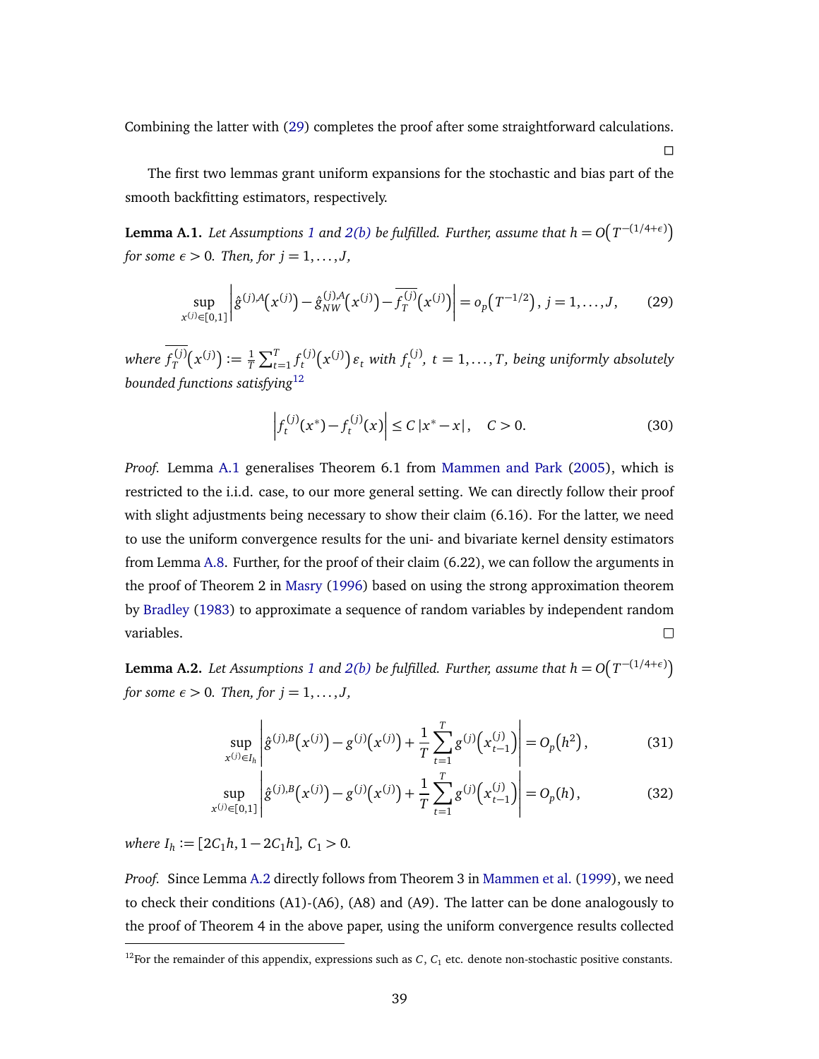Combining the latter with (29) completes the proof after some straightforward calculations. □

The first two lemmas grant uniform expansions for the stochastic and bias part of the smooth backfitting estimators, respectively.

**Lemma A.1.** *Let Assumptions 1 and 2(b) be fulfilled. Further, assume that $h = O\left(T^{-(1/4+\epsilon)}\right)$ for some $\epsilon > 0$. Then, for $j = 1, \ldots, J$,*

$$\sup_{x^{(j)} \in [0,1]} \left| \hat{g}^{(j),A}\left(x^{(j)}\right) - \hat{g}_{NW}^{(j),A}\left(x^{(j)}\right) - \overline{f_T^{(j)}}\left(x^{(j)}\right) \right| = o_p\left(T^{-1/2}\right), \; j = 1, \ldots, J, \tag{29}$$

*where $\overline{f_T^{(j)}}\left(x^{(j)}\right) := \frac{1}{T}\sum_{t=1}^{T} f_t^{(j)}\left(x^{(j)}\right)\varepsilon_t$ with $f_t^{(j)}$, $t = 1, \ldots, T$, being uniformly absolutely bounded functions satisfying*[12]

$$\left| f_t^{(j)}(x^*) - f_t^{(j)}(x) \right| \leq C\,|x^* - x|, \quad C > 0. \tag{30}$$

*Proof.* Lemma A.1 generalises Theorem 6.1 from Mammen and Park (2005), which is restricted to the i.i.d. case, to our more general setting. We can directly follow their proof with slight adjustments being necessary to show their claim (6.16). For the latter, we need to use the uniform convergence results for the uni- and bivariate kernel density estimators from Lemma A.8. Further, for the proof of their claim (6.22), we can follow the arguments in the proof of Theorem 2 in Masry (1996) based on using the strong approximation theorem by Bradley (1983) to approximate a sequence of random variables by independent random variables. □

**Lemma A.2.** *Let Assumptions 1 and 2(b) be fulfilled. Further, assume that $h = O\left(T^{-(1/4+\epsilon)}\right)$ for some $\epsilon > 0$. Then, for $j = 1, \ldots, J$,*

$$\sup_{x^{(j)} \in I_h} \left| \hat{g}^{(j),B}\left(x^{(j)}\right) - g^{(j)}\left(x^{(j)}\right) + \frac{1}{T}\sum_{t=1}^{T} g^{(j)}\left(x_{t-1}^{(j)}\right) \right| = O_p\left(h^2\right), \tag{31}$$

$$\sup_{x^{(j)} \in [0,1]} \left| \hat{g}^{(j),B}\left(x^{(j)}\right) - g^{(j)}\left(x^{(j)}\right) + \frac{1}{T}\sum_{t=1}^{T} g^{(j)}\left(x_{t-1}^{(j)}\right) \right| = O_p(h), \tag{32}$$

*where $I_h := [2C_1 h, 1 - 2C_1 h]$, $C_1 > 0$.*

*Proof.* Since Lemma A.2 directly follows from Theorem 3 in Mammen et al. (1999), we need to check their conditions (A1)-(A6), (A8) and (A9). The latter can be done analogously to the proof of Theorem 4 in the above paper, using the uniform convergence results collected

[12] For the remainder of this appendix, expressions such as $C$, $C_1$ etc. denote non-stochastic positive constants.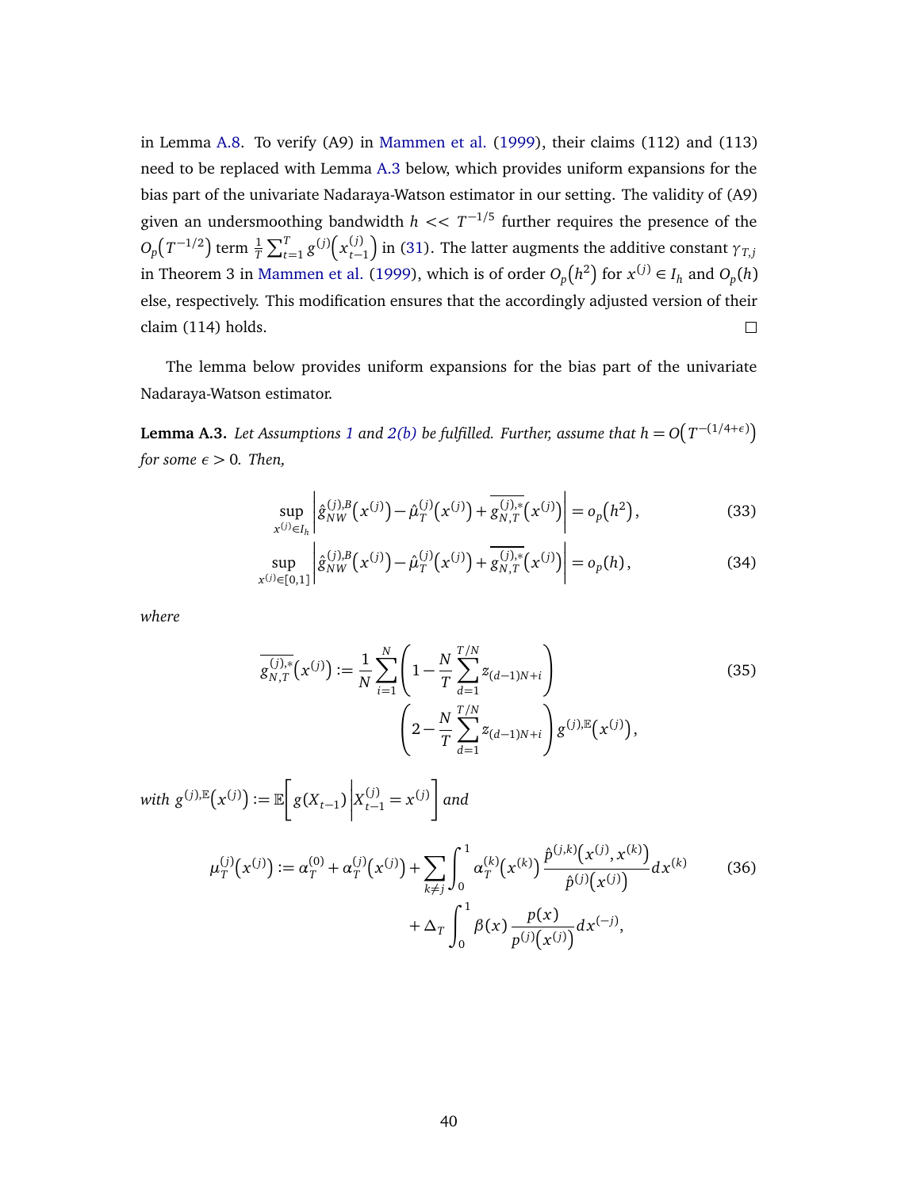in Lemma A.8. To verify (A9) in Mammen et al. (1999), their claims (112) and (113) need to be replaced with Lemma A.3 below, which provides uniform expansions for the bias part of the univariate Nadaraya-Watson estimator in our setting. The validity of (A9) given an undersmoothing bandwidth $h << T^{-1/5}$ further requires the presence of the $O_p\big(T^{-1/2}\big)$ term $\frac{1}{T}\sum_{t=1}^{T} g^{(j)}\big(x_{t-1}^{(j)}\big)$ in (31). The latter augments the additive constant $\gamma_{T,j}$ in Theorem 3 in Mammen et al. (1999), which is of order $O_p\big(h^2\big)$ for $x^{(j)} \in I_h$ and $O_p(h)$ else, respectively. This modification ensures that the accordingly adjusted version of their claim (114) holds. □

The lemma below provides uniform expansions for the bias part of the univariate Nadaraya-Watson estimator.

**Lemma A.3.** *Let Assumptions 1 and 2(b) be fulfilled. Further, assume that $h = O\big(T^{-(1/4+\epsilon)}\big)$ for some $\epsilon > 0$. Then,*

$$\sup_{x^{(j)} \in I_h} \left| \hat{g}_{NW}^{(j),B}\big(x^{(j)}\big) - \hat{\mu}_T^{(j)}\big(x^{(j)}\big) + \overline{g_{N,T}^{(j),*}}\big(x^{(j)}\big) \right| = o_p\big(h^2\big), \tag{33}$$

$$\sup_{x^{(j)} \in [0,1]} \left| \hat{g}_{NW}^{(j),B}\big(x^{(j)}\big) - \hat{\mu}_T^{(j)}\big(x^{(j)}\big) + \overline{g_{N,T}^{(j),*}}\big(x^{(j)}\big) \right| = o_p(h), \tag{34}$$

*where*

$$\overline{g_{N,T}^{(j),*}}\big(x^{(j)}\big) := \frac{1}{N}\sum_{i=1}^{N}\left(1 - \frac{N}{T}\sum_{d=1}^{T/N} z_{(d-1)N+i}\right)\left(2 - \frac{N}{T}\sum_{d=1}^{T/N} z_{(d-1)N+i}\right) g^{(j),\mathbb{E}}\big(x^{(j)}\big), \tag{35}$$

*with $g^{(j),\mathbb{E}}\big(x^{(j)}\big) := \mathbb{E}\left[ g(X_{t-1}) \,\middle|\, X_{t-1}^{(j)} = x^{(j)} \right]$ and*

$$\mu_T^{(j)}\big(x^{(j)}\big) := \alpha_T^{(0)} + \alpha_T^{(j)}\big(x^{(j)}\big) + \sum_{k \neq j}\int_0^1 \alpha_T^{(k)}\big(x^{(k)}\big)\frac{\hat{p}^{(j,k)}\big(x^{(j)}, x^{(k)}\big)}{\hat{p}^{(j)}\big(x^{(j)}\big)}dx^{(k)} + \Delta_T \int_0^1 \beta(x)\frac{p(x)}{p^{(j)}\big(x^{(j)}\big)}dx^{(-j)}, \tag{36}$$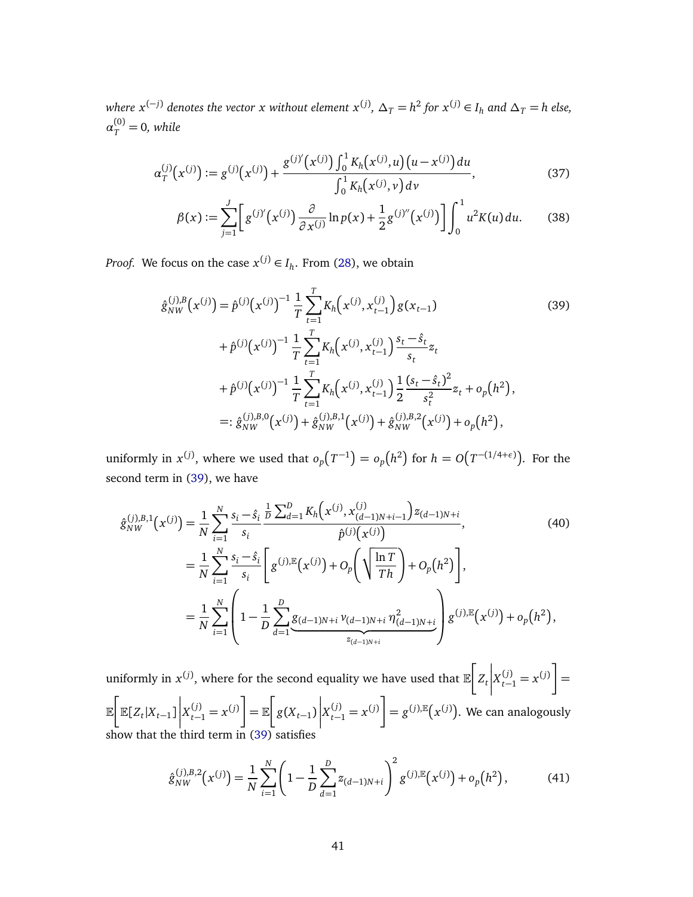*where $x^{(-j)}$ denotes the vector $x$ without element $x^{(j)}$, $\Delta_T = h^2$ for $x^{(j)} \in I_h$ and $\Delta_T = h$ else, $\alpha_T^{(0)} = 0$, while*

$$\alpha_T^{(j)}\big(x^{(j)}\big) := g^{(j)}\big(x^{(j)}\big) + \frac{g^{(j)'}\big(x^{(j)}\big) \int_0^1 K_h\big(x^{(j)}, u\big)\big(u - x^{(j)}\big)\, du}{\int_0^1 K_h\big(x^{(j)}, v\big)\, dv}, \tag{37}$$

$$\beta(x) := \sum_{j=1}^{J} \left[ g^{(j)'}\big(x^{(j)}\big) \frac{\partial}{\partial x^{(j)}} \ln p(x) + \frac{1}{2} g^{(j)''}\big(x^{(j)}\big) \right] \int_0^1 u^2 K(u)\, du. \tag{38}$$

*Proof.* We focus on the case $x^{(j)} \in I_h$. From (28), we obtain

$$\begin{aligned}
\hat{g}_{NW}^{(j),B}\big(x^{(j)}\big) &= \hat{p}^{(j)}\big(x^{(j)}\big)^{-1} \frac{1}{T} \sum_{t=1}^{T} K_h\Big(x^{(j)}, x_{t-1}^{(j)}\Big) g(x_{t-1}) \\
&\quad + \hat{p}^{(j)}\big(x^{(j)}\big)^{-1} \frac{1}{T} \sum_{t=1}^{T} K_h\Big(x^{(j)}, x_{t-1}^{(j)}\Big) \frac{s_t - \hat{s}_t}{s_t} z_t \\
&\quad + \hat{p}^{(j)}\big(x^{(j)}\big)^{-1} \frac{1}{T} \sum_{t=1}^{T} K_h\Big(x^{(j)}, x_{t-1}^{(j)}\Big) \frac{1}{2} \frac{(s_t - \hat{s}_t)^2}{s_t^2} z_t + o_p\big(h^2\big), \\
&=: \hat{g}_{NW}^{(j),B,0}\big(x^{(j)}\big) + \hat{g}_{NW}^{(j),B,1}\big(x^{(j)}\big) + \hat{g}_{NW}^{(j),B,2}\big(x^{(j)}\big) + o_p\big(h^2\big),
\end{aligned} \tag{39}$$

uniformly in $x^{(j)}$, where we used that $o_p\big(T^{-1}\big) = o_p\big(h^2\big)$ for $h = O\big(T^{-(1/4+\epsilon)}\big)$. For the second term in (39), we have

$$\begin{aligned}
\hat{g}_{NW}^{(j),B,1}\big(x^{(j)}\big) &= \frac{1}{N} \sum_{i=1}^{N} \frac{s_i - \hat{s}_i}{s_i} \frac{\frac{1}{D}\sum_{d=1}^{D} K_h\Big(x^{(j)}, x_{(d-1)N+i-1}^{(j)}\Big) z_{(d-1)N+i}}{\hat{p}^{(j)}\big(x^{(j)}\big)}, \\
&= \frac{1}{N} \sum_{i=1}^{N} \frac{s_i - \hat{s}_i}{s_i} \left[ g^{(j),\mathbb{E}}\big(x^{(j)}\big) + O_p\left(\sqrt{\frac{\ln T}{Th}}\right) + O_p\big(h^2\big) \right], \\
&= \frac{1}{N} \sum_{i=1}^{N} \left( 1 - \frac{1}{D} \sum_{d=1}^{D} \underbrace{g_{(d-1)N+i}\, \nu_{(d-1)N+i}\, \eta_{(d-1)N+i}^2}_{z_{(d-1)N+i}} \right) g^{(j),\mathbb{E}}\big(x^{(j)}\big) + o_p\big(h^2\big),
\end{aligned} \tag{40}$$

uniformly in $x^{(j)}$, where for the second equality we have used that $\mathbb{E}\Big[ Z_t \Big| X_{t-1}^{(j)} = x^{(j)} \Big] = \mathbb{E}\Big[ \mathbb{E}[Z_t | X_{t-1}] \Big| X_{t-1}^{(j)} = x^{(j)} \Big] = \mathbb{E}\Big[ g(X_{t-1}) \Big| X_{t-1}^{(j)} = x^{(j)} \Big] = g^{(j),\mathbb{E}}\big(x^{(j)}\big)$. We can analogously show that the third term in (39) satisfies

$$\hat{g}_{NW}^{(j),B,2}\big(x^{(j)}\big) = \frac{1}{N} \sum_{i=1}^{N} \left( 1 - \frac{1}{D} \sum_{d=1}^{D} z_{(d-1)N+i} \right)^2 g^{(j),\mathbb{E}}\big(x^{(j)}\big) + o_p\big(h^2\big), \tag{41}$$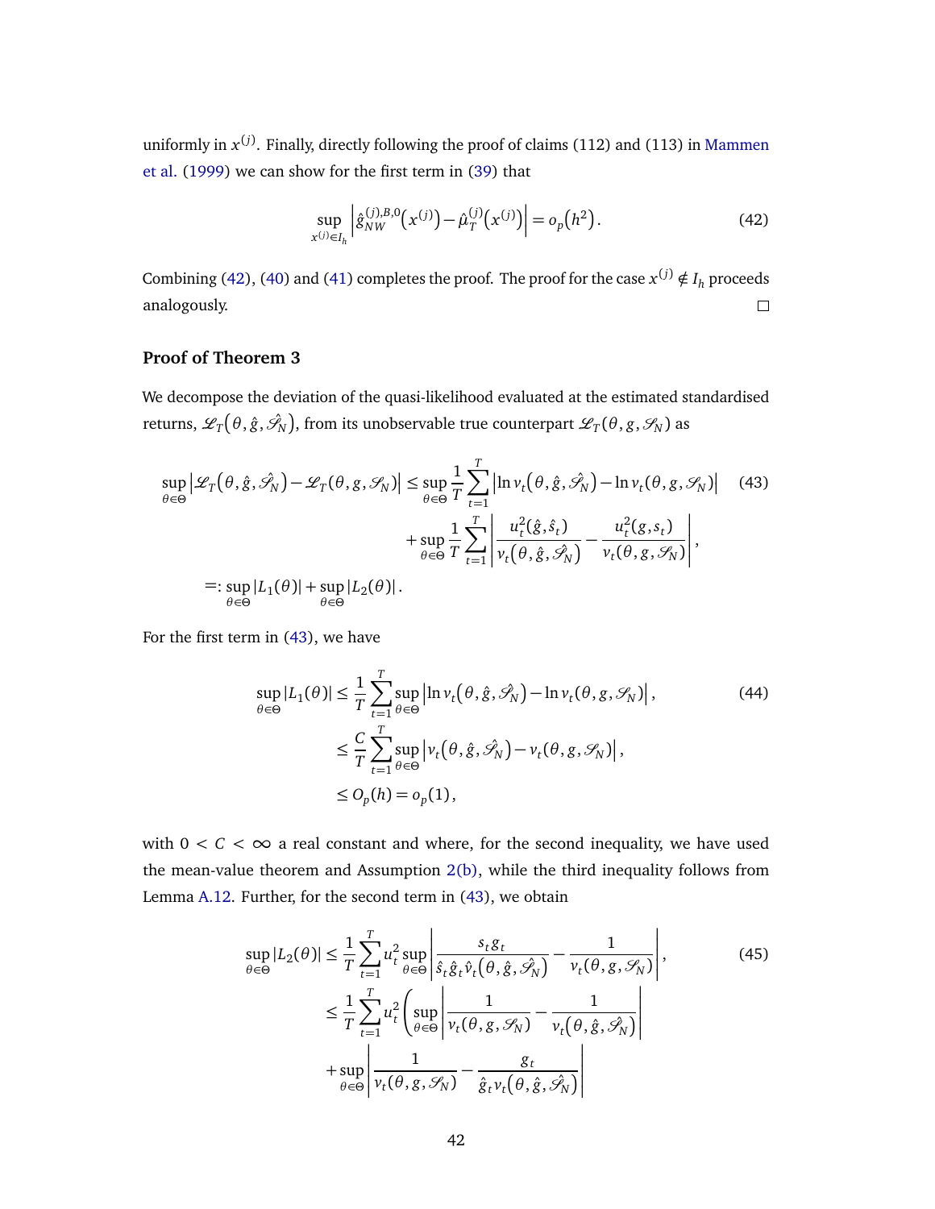uniformly in $x^{(j)}$. Finally, directly following the proof of claims (112) and (113) in Mammen et al. (1999) we can show for the first term in (39) that

$$\sup_{x^{(j)} \in I_h} \left| \hat{g}_{NW}^{(j),B,0}\left(x^{(j)}\right) - \hat{\mu}_T^{(j)}\left(x^{(j)}\right) \right| = o_p\left(h^2\right). \tag{42}$$

Combining (42), (40) and (41) completes the proof. The proof for the case $x^{(j)} \notin I_h$ proceeds analogously. □

### Proof of Theorem 3

We decompose the deviation of the quasi-likelihood evaluated at the estimated standardised returns, $\mathscr{L}_T\left(\theta, \hat{g}, \hat{\mathscr{S}}_N\right)$, from its unobservable true counterpart $\mathscr{L}_T(\theta, g, \mathscr{S}_N)$ as

$$\begin{aligned}
\sup_{\theta\in\Theta} \left| \mathscr{L}_T\left(\theta, \hat{g}, \hat{\mathscr{S}}_N\right) - \mathscr{L}_T(\theta, g, \mathscr{S}_N) \right| &\leq \sup_{\theta\in\Theta} \frac{1}{T} \sum_{t=1}^{T} \left| \ln v_t\left(\theta, \hat{g}, \hat{\mathscr{S}}_N\right) - \ln v_t(\theta, g, \mathscr{S}_N) \right| \\
&\quad + \sup_{\theta\in\Theta} \frac{1}{T} \sum_{t=1}^{T} \left| \frac{u_t^2(\hat{g}, \hat{s}_t)}{v_t\left(\theta, \hat{g}, \hat{\mathscr{S}}_N\right)} - \frac{u_t^2(g, s_t)}{v_t(\theta, g, \mathscr{S}_N)} \right|, \\
=: \sup_{\theta\in\Theta} |L_1(\theta)| + \sup_{\theta\in\Theta} |L_2(\theta)| .
\end{aligned} \tag{43}$$

For the first term in (43), we have

$$\begin{aligned}
\sup_{\theta\in\Theta} |L_1(\theta)| &\leq \frac{1}{T} \sum_{t=1}^{T} \sup_{\theta\in\Theta} \left| \ln v_t\left(\theta, \hat{g}, \hat{\mathscr{S}}_N\right) - \ln v_t(\theta, g, \mathscr{S}_N) \right|, \\
&\leq \frac{C}{T} \sum_{t=1}^{T} \sup_{\theta\in\Theta} \left| v_t\left(\theta, \hat{g}, \hat{\mathscr{S}}_N\right) - v_t(\theta, g, \mathscr{S}_N) \right|, \\
&\leq O_p(h) = o_p(1),
\end{aligned} \tag{44}$$

with $0 < C < \infty$ a real constant and where, for the second inequality, we have used the mean-value theorem and Assumption 2(b), while the third inequality follows from Lemma A.12. Further, for the second term in (43), we obtain

$$\begin{aligned}
\sup_{\theta\in\Theta} |L_2(\theta)| &\leq \frac{1}{T} \sum_{t=1}^{T} u_t^2 \sup_{\theta\in\Theta} \left| \frac{s_t g_t}{\hat{s}_t \hat{g}_t \hat{v}_t\left(\theta, \hat{g}, \hat{\mathscr{S}}_N\right)} - \frac{1}{v_t(\theta, g, \mathscr{S}_N)} \right|, \\
&\leq \frac{1}{T} \sum_{t=1}^{T} u_t^2 \left( \sup_{\theta\in\Theta} \left| \frac{1}{v_t(\theta, g, \mathscr{S}_N)} - \frac{1}{v_t\left(\theta, \hat{g}, \hat{\mathscr{S}}_N\right)} \right| \right. \\
&\quad + \sup_{\theta\in\Theta} \left| \frac{1}{v_t(\theta, g, \mathscr{S}_N)} - \frac{g_t}{\hat{g}_t v_t\left(\theta, \hat{g}, \hat{\mathscr{S}}_N\right)} \right|
\end{aligned} \tag{45}$$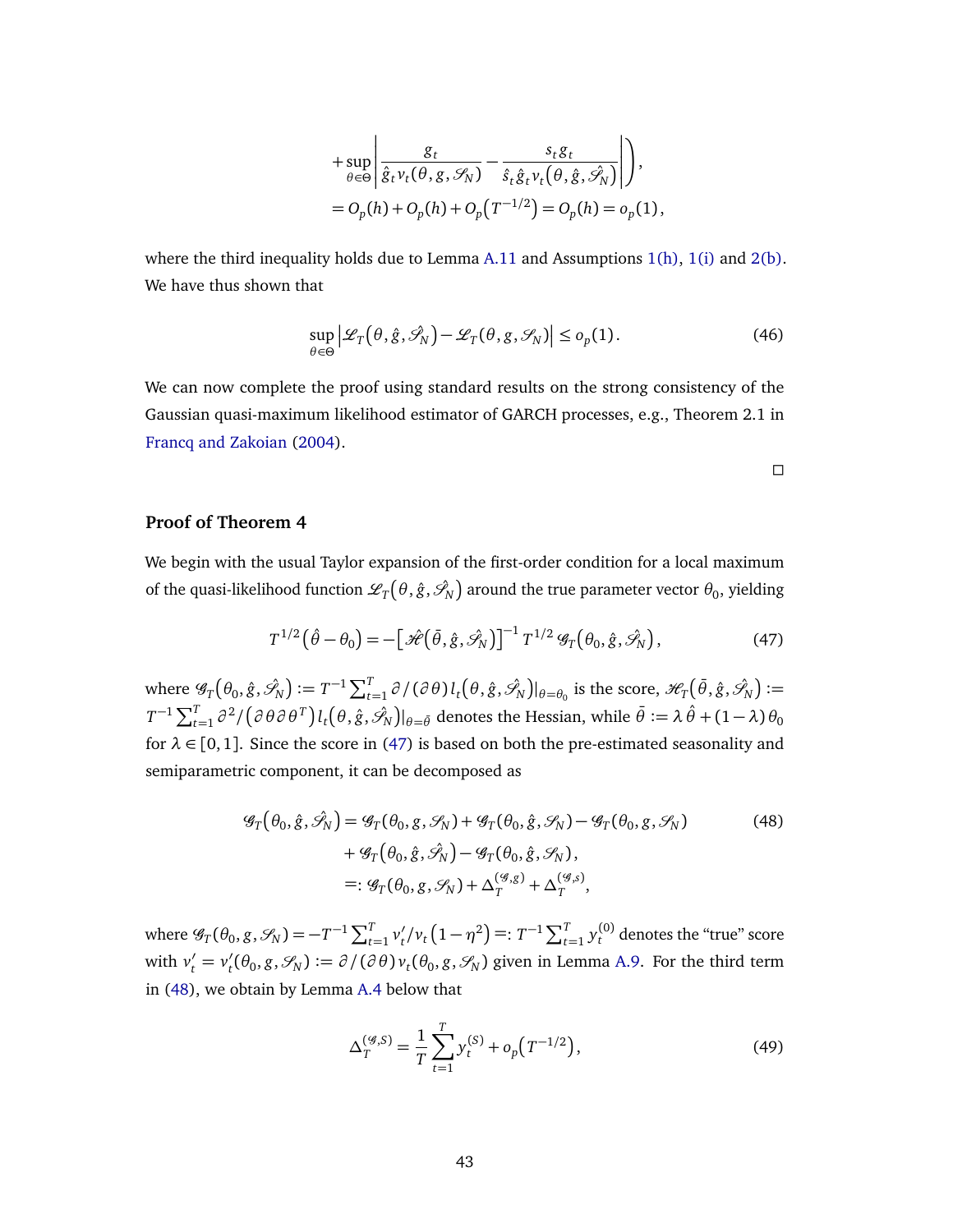$$
\begin{aligned}
&+ \sup_{\theta\in\Theta} \left| \frac{g_t}{\hat{g}_t v_t(\theta, g, \mathscr{S}_N)} - \frac{s_t g_t}{\hat{s}_t \hat{g}_t v_t\big(\theta, \hat{g}, \hat{\mathscr{S}}_N\big)} \right| \Bigg), \\
&= O_p(h) + O_p(h) + O_p\big(T^{-1/2}\big) = O_p(h) = o_p(1),
\end{aligned}
$$

where the third inequality holds due to Lemma A.11 and Assumptions 1(h), 1(i) and 2(b). We have thus shown that

$$
\sup_{\theta\in\Theta} \left| \mathscr{L}_T\big(\theta, \hat{g}, \hat{\mathscr{S}}_N\big) - \mathscr{L}_T(\theta, g, \mathscr{S}_N) \right| \le o_p(1). \tag{46}
$$

We can now complete the proof using standard results on the strong consistency of the Gaussian quasi-maximum likelihood estimator of GARCH processes, e.g., Theorem 2.1 in Francq and Zakoian (2004).

□

### Proof of Theorem 4

We begin with the usual Taylor expansion of the first-order condition for a local maximum of the quasi-likelihood function $\mathscr{L}_T\big(\theta, \hat{g}, \hat{\mathscr{S}}_N\big)$ around the true parameter vector $\theta_0$, yielding

$$
T^{1/2}\big(\hat{\theta} - \theta_0\big) = -\big[\mathscr{H}\big(\bar{\theta}, \hat{g}, \hat{\mathscr{S}}_N\big)\big]^{-1} T^{1/2}\, \mathscr{G}_T\big(\theta_0, \hat{g}, \hat{\mathscr{S}}_N\big), \tag{47}
$$

where $\mathscr{G}_T\big(\theta_0, \hat{g}, \hat{\mathscr{S}}_N\big) := T^{-1}\sum_{t=1}^T \partial/(\partial\theta)\, l_t\big(\theta, \hat{g}, \hat{\mathscr{S}}_N\big)|_{\theta=\theta_0}$ is the score, $\mathscr{H}_T\big(\bar{\theta}, \hat{g}, \hat{\mathscr{S}}_N\big) := T^{-1}\sum_{t=1}^T \partial^2/\big(\partial\theta\partial\theta^T\big)\, l_t\big(\theta, \hat{g}, \hat{\mathscr{S}}_N\big)|_{\theta=\bar{\theta}}$ denotes the Hessian, while $\bar{\theta} := \lambda\,\hat{\theta} + (1-\lambda)\,\theta_0$ for $\lambda \in [0, 1]$. Since the score in (47) is based on both the pre-estimated seasonality and semiparametric component, it can be decomposed as

$$
\begin{aligned}
\mathscr{G}_T\big(\theta_0, \hat{g}, \hat{\mathscr{S}}_N\big) &= \mathscr{G}_T(\theta_0, g, \mathscr{S}_N) + \mathscr{G}_T(\theta_0, \hat{g}, \mathscr{S}_N) - \mathscr{G}_T(\theta_0, g, \mathscr{S}_N) \\
&\quad + \mathscr{G}_T\big(\theta_0, \hat{g}, \hat{\mathscr{S}}_N\big) - \mathscr{G}_T(\theta_0, \hat{g}, \mathscr{S}_N), \\
&=: \mathscr{G}_T(\theta_0, g, \mathscr{S}_N) + \Delta_T^{(\mathscr{G},g)} + \Delta_T^{(\mathscr{G},s)},
\end{aligned} \tag{48}
$$

where $\mathscr{G}_T(\theta_0, g, \mathscr{S}_N) = -T^{-1}\sum_{t=1}^T v_t'/v_t\big(1-\eta^2\big) =: T^{-1}\sum_{t=1}^T y_t^{(0)}$ denotes the "true" score with $v_t' = v_t'(\theta_0, g, \mathscr{S}_N) := \partial/(\partial\theta)\, v_t(\theta_0, g, \mathscr{S}_N)$ given in Lemma A.9. For the third term in (48), we obtain by Lemma A.4 below that

$$
\Delta_T^{(\mathscr{G},S)} = \frac{1}{T}\sum_{t=1}^T y_t^{(S)} + o_p\big(T^{-1/2}\big), \tag{49}
$$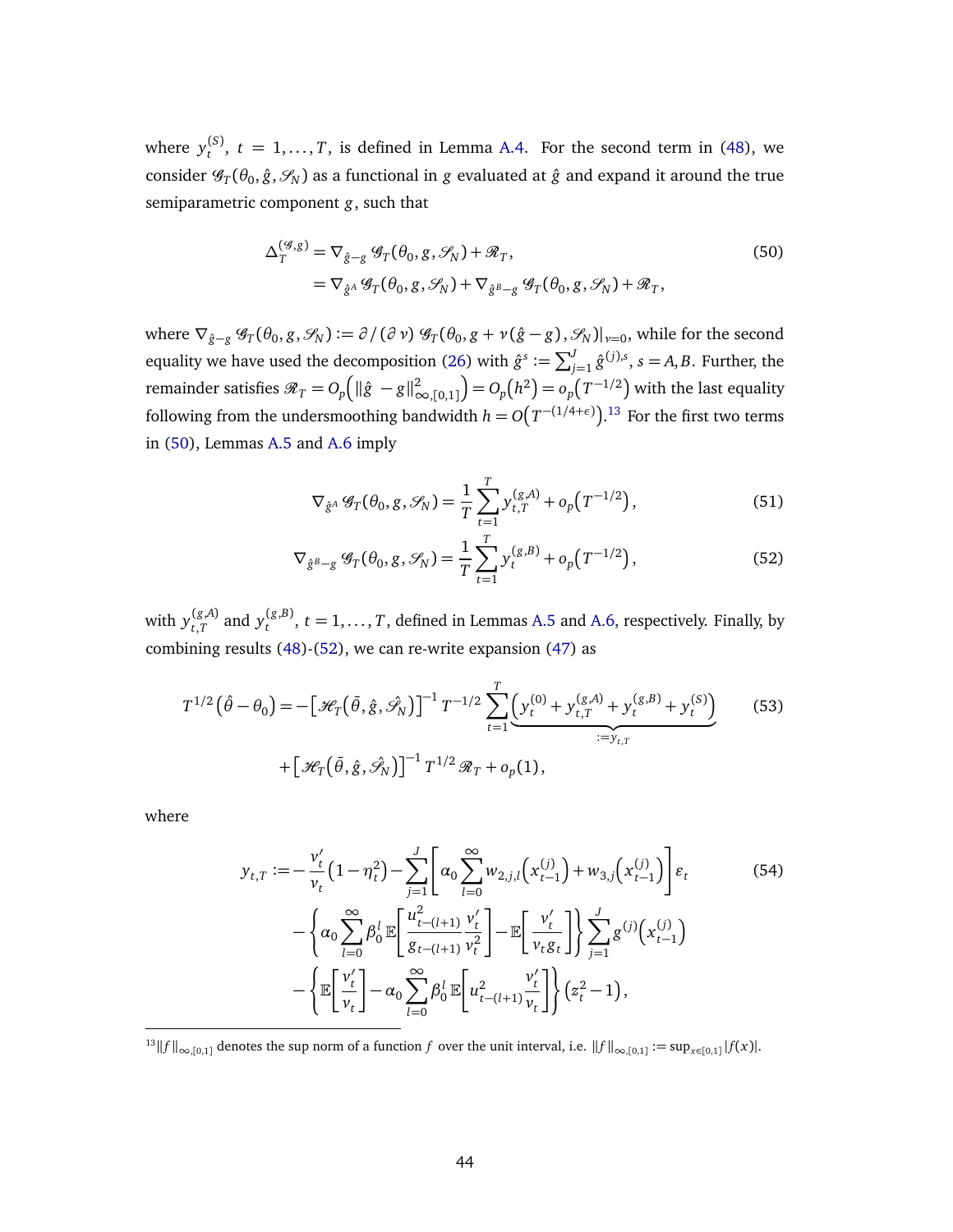where $y_t^{(S)}$, $t = 1, \ldots, T$, is defined in Lemma A.4. For the second term in (48), we consider $\mathscr{G}_T(\theta_0, \hat{g}, \mathscr{S}_N)$ as a functional in $g$ evaluated at $\hat{g}$ and expand it around the true semiparametric component $g$, such that

$$
\begin{aligned}
\Delta_T^{(\mathscr{G}, g)} &= \nabla_{\hat{g}-g}\, \mathscr{G}_T(\theta_0, g, \mathscr{S}_N) + \mathscr{R}_T, \\
&= \nabla_{\hat{g}^A}\, \mathscr{G}_T(\theta_0, g, \mathscr{S}_N) + \nabla_{\hat{g}^B - g}\, \mathscr{G}_T(\theta_0, g, \mathscr{S}_N) + \mathscr{R}_T,
\end{aligned} \tag{50}
$$

where $\nabla_{\hat{g}-g}\, \mathscr{G}_T(\theta_0, g, \mathscr{S}_N) := \partial / (\partial\, \nu)\, \mathscr{G}_T(\theta_0, g + \nu\, (\hat{g} - g), \mathscr{S}_N)|_{\nu=0}$, while for the second equality we have used the decomposition (26) with $\hat{g}^s := \sum_{j=1}^J \hat{g}^{(j),s}$, $s = A, B$. Further, the remainder satisfies $\mathscr{R}_T = O_p\big(\|\hat{g} - g\|^2_{\infty,[0,1]}\big) = O_p\big(h^2\big) = o_p\big(T^{-1/2}\big)$ with the last equality following from the undersmoothing bandwidth $h = O\big(T^{-(1/4+\epsilon)}\big)$.[13] For the first two terms in (50), Lemmas A.5 and A.6 imply

$$
\nabla_{\hat{g}^A}\, \mathscr{G}_T(\theta_0, g, \mathscr{S}_N) = \frac{1}{T} \sum_{t=1}^T y_{t,T}^{(g,A)} + o_p\big(T^{-1/2}\big), \tag{51}
$$

$$
\nabla_{\hat{g}^B - g}\, \mathscr{G}_T(\theta_0, g, \mathscr{S}_N) = \frac{1}{T} \sum_{t=1}^T y_t^{(g,B)} + o_p\big(T^{-1/2}\big), \tag{52}
$$

with $y_{t,T}^{(g,A)}$ and $y_t^{(g,B)}$, $t = 1, \ldots, T$, defined in Lemmas A.5 and A.6, respectively. Finally, by combining results (48)-(52), we can re-write expansion (47) as

$$
\begin{aligned}
T^{1/2}\big(\hat{\theta} - \theta_0\big) = &-\big[\mathscr{H}_T\big(\bar{\theta}, \hat{g}, \hat{\mathscr{S}}_N\big)\big]^{-1} T^{-1/2} \sum_{t=1}^T \underbrace{\Big(y_t^{(0)} + y_{t,T}^{(g,A)} + y_t^{(g,B)} + y_t^{(S)}\Big)}_{:= y_{t,T}} \\
&+ \big[\mathscr{H}_T\big(\bar{\theta}, \hat{g}, \hat{\mathscr{S}}_N\big)\big]^{-1} T^{1/2} \mathscr{R}_T + o_p(1),
\end{aligned} \tag{53}
$$

where

$$
\begin{aligned}
y_{t,T} := &-\frac{\nu_t'}{\nu_t}\big(1 - \eta_t^2\big) - \sum_{j=1}^J \left[\alpha_0 \sum_{l=0}^\infty w_{2,j,l}\Big(x_{t-1}^{(j)}\Big) + w_{3,j}\Big(x_{t-1}^{(j)}\Big)\right] \varepsilon_t \\
&- \left\{\alpha_0 \sum_{l=0}^\infty \beta_0^l\, \mathbb{E}\left[\frac{u_{t-(l+1)}^2}{g_{t-(l+1)}} \frac{\nu_t'}{\nu_t^2}\right] - \mathbb{E}\left[\frac{\nu_t'}{\nu_t g_t}\right]\right\} \sum_{j=1}^J g^{(j)}\Big(x_{t-1}^{(j)}\Big) \\
&- \left\{\mathbb{E}\left[\frac{\nu_t'}{\nu_t}\right] - \alpha_0 \sum_{l=0}^\infty \beta_0^l\, \mathbb{E}\left[u_{t-(l+1)}^2 \frac{\nu_t'}{\nu_t}\right]\right\} \big(z_t^2 - 1\big),
\end{aligned} \tag{54}
$$

[13] $\|f\|_{\infty,[0,1]}$ denotes the sup norm of a function $f$ over the unit interval, i.e. $\|f\|_{\infty,[0,1]} := \sup_{x \in [0,1]} |f(x)|$.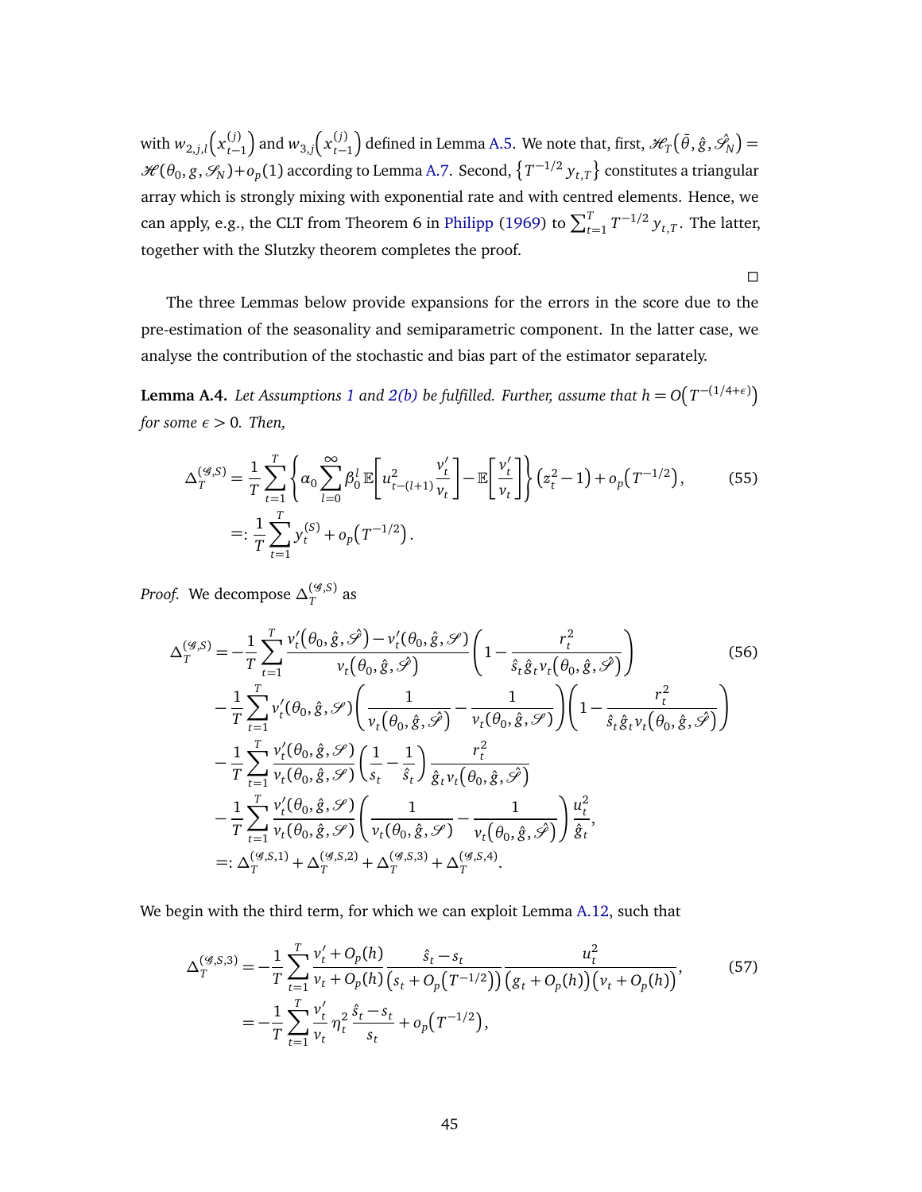with $w_{2,j,l}\left(x_{t-1}^{(j)}\right)$ and $w_{3,j}\left(x_{t-1}^{(j)}\right)$ defined in Lemma A.5. We note that, first, $\mathscr{H}_T\left(\tilde{\theta}, \hat{g}, \hat{\mathscr{S}}_N\right) = \mathscr{H}(\theta_0, g, \mathscr{S}_N) + o_p(1)$ according to Lemma A.7. Second, $\left\{T^{-1/2}\, y_{t,T}\right\}$ constitutes a triangular array which is strongly mixing with exponential rate and with centred elements. Hence, we can apply, e.g., the CLT from Theorem 6 in Philipp (1969) to $\sum_{t=1}^T T^{-1/2}\, y_{t,T}$. The latter, together with the Slutzky theorem completes the proof.

□

The three Lemmas below provide expansions for the errors in the score due to the pre-estimation of the seasonality and semiparametric component. In the latter case, we analyse the contribution of the stochastic and bias part of the estimator separately.

**Lemma A.4.** *Let Assumptions 1 and 2(b) be fulfilled. Further, assume that $h = O\left(T^{-(1/4+\epsilon)}\right)$ for some $\epsilon > 0$. Then,*

$$
\begin{aligned}
\Delta_T^{(\mathscr{G},S)} &= \frac{1}{T}\sum_{t=1}^T \left\{ \alpha_0 \sum_{l=0}^\infty \beta_0^l\, \mathbb{E}\left[ u_{t-(l+1)}^2 \frac{v_t'}{v_t} \right] - \mathbb{E}\left[ \frac{v_t'}{v_t} \right] \right\} \left(z_t^2 - 1\right) + o_p\left(T^{-1/2}\right), \qquad (55)\\
&=: \frac{1}{T}\sum_{t=1}^T y_t^{(S)} + o_p\left(T^{-1/2}\right).
\end{aligned}
$$

*Proof.* We decompose $\Delta_T^{(\mathscr{G},S)}$ as

$$
\begin{aligned}
\Delta_T^{(\mathscr{G},S)} = &- \frac{1}{T}\sum_{t=1}^T \frac{v_t'\left(\theta_0, \hat{g}, \hat{\mathscr{S}}\right) - v_t'\left(\theta_0, \hat{g}, \mathscr{S}\right)}{v_t\left(\theta_0, \hat{g}, \hat{\mathscr{S}}\right)} \left(1 - \frac{r_t^2}{\hat{s}_t \hat{g}_t v_t\left(\theta_0, \hat{g}, \hat{\mathscr{S}}\right)}\right) \qquad (56)\\
&- \frac{1}{T}\sum_{t=1}^T v_t'(\theta_0, \hat{g}, \mathscr{S}) \left( \frac{1}{v_t\left(\theta_0, \hat{g}, \hat{\mathscr{S}}\right)} - \frac{1}{v_t(\theta_0, \hat{g}, \mathscr{S})} \right) \left(1 - \frac{r_t^2}{\hat{s}_t \hat{g}_t v_t\left(\theta_0, \hat{g}, \hat{\mathscr{S}}\right)}\right)\\
&- \frac{1}{T}\sum_{t=1}^T \frac{v_t'(\theta_0, \hat{g}, \mathscr{S})}{v_t(\theta_0, \hat{g}, \mathscr{S})} \left( \frac{1}{s_t} - \frac{1}{\hat{s}_t} \right) \frac{r_t^2}{\hat{g}_t v_t\left(\theta_0, \hat{g}, \hat{\mathscr{S}}\right)}\\
&- \frac{1}{T}\sum_{t=1}^T \frac{v_t'(\theta_0, \hat{g}, \mathscr{S})}{v_t(\theta_0, \hat{g}, \mathscr{S})} \left( \frac{1}{v_t(\theta_0, \hat{g}, \mathscr{S})} - \frac{1}{v_t\left(\theta_0, \hat{g}, \hat{\mathscr{S}}\right)} \right) \frac{u_t^2}{\hat{g}_t},\\
=: &\ \Delta_T^{(\mathscr{G},S,1)} + \Delta_T^{(\mathscr{G},S,2)} + \Delta_T^{(\mathscr{G},S,3)} + \Delta_T^{(\mathscr{G},S,4)}.
\end{aligned}
$$

We begin with the third term, for which we can exploit Lemma A.12, such that

$$
\begin{aligned}
\Delta_T^{(\mathscr{G},S,3)} &= -\frac{1}{T}\sum_{t=1}^T \frac{v_t' + O_p(h)}{v_t + O_p(h)} \frac{\hat{s}_t - s_t}{\left(s_t + O_p\left(T^{-1/2}\right)\right)} \frac{u_t^2}{\left(g_t + O_p(h)\right)\left(v_t + O_p(h)\right)}, \qquad (57)\\
&= -\frac{1}{T}\sum_{t=1}^T \frac{v_t'}{v_t}\, \eta_t^2 \frac{\hat{s}_t - s_t}{s_t} + o_p\left(T^{-1/2}\right),
\end{aligned}
$$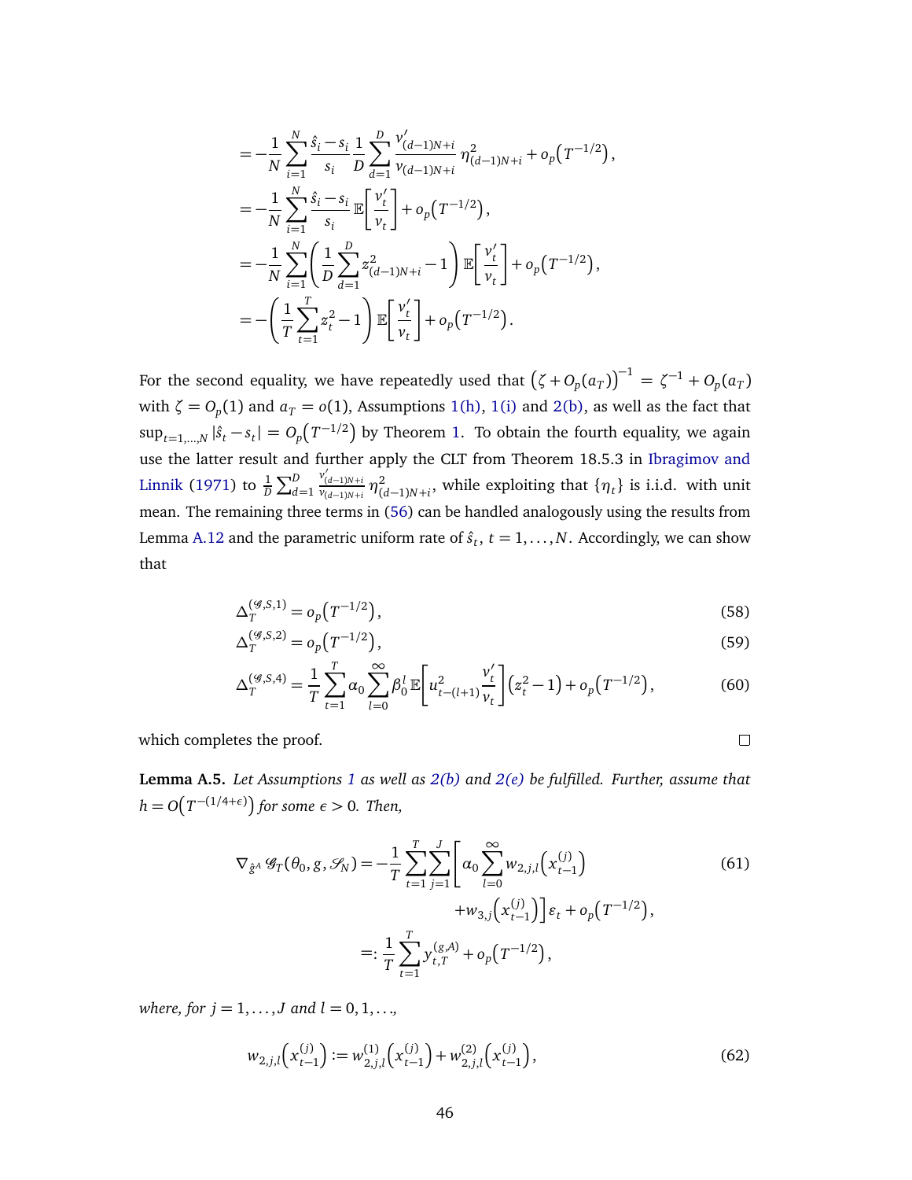$$
\begin{aligned}
&= -\frac{1}{N}\sum_{i=1}^{N}\frac{\hat{s}_i - s_i}{s_i}\frac{1}{D}\sum_{d=1}^{D}\frac{\nu'_{(d-1)N+i}}{\nu_{(d-1)N+i}}\eta^2_{(d-1)N+i} + o_p\big(T^{-1/2}\big),\\
&= -\frac{1}{N}\sum_{i=1}^{N}\frac{\hat{s}_i - s_i}{s_i}\mathbb{E}\left[\frac{\nu'_t}{\nu_t}\right] + o_p\big(T^{-1/2}\big),\\
&= -\frac{1}{N}\sum_{i=1}^{N}\left(\frac{1}{D}\sum_{d=1}^{D} z^2_{(d-1)N+i} - 1\right)\mathbb{E}\left[\frac{\nu'_t}{\nu_t}\right] + o_p\big(T^{-1/2}\big),\\
&= -\left(\frac{1}{T}\sum_{t=1}^{T} z_t^2 - 1\right)\mathbb{E}\left[\frac{\nu'_t}{\nu_t}\right] + o_p\big(T^{-1/2}\big).
\end{aligned}
$$

For the second equality, we have repeatedly used that $\big(\zeta + O_p(a_T)\big)^{-1} = \zeta^{-1} + O_p(a_T)$ with $\zeta = O_p(1)$ and $a_T = o(1)$, Assumptions 1(h), 1(i) and 2(b), as well as the fact that $\sup_{t=1,\dots,N}|\hat{s}_t - s_t| = O_p\big(T^{-1/2}\big)$ by Theorem 1. To obtain the fourth equality, we again use the latter result and further apply the CLT from Theorem 18.5.3 in Ibragimov and Linnik (1971) to $\frac{1}{D}\sum_{d=1}^{D}\frac{\nu'_{(d-1)N+i}}{\nu_{(d-1)N+i}}\eta^2_{(d-1)N+i}$, while exploiting that $\{\eta_t\}$ is i.i.d. with unit mean. The remaining three terms in (56) can be handled analogously using the results from Lemma A.12 and the parametric uniform rate of $\hat{s}_t$, $t = 1,\dots,N$. Accordingly, we can show that

$$
\Delta_T^{(\mathscr{G},S,1)} = o_p\big(T^{-1/2}\big), \tag{58}
$$

$$
\Delta_T^{(\mathscr{G},S,2)} = o_p\big(T^{-1/2}\big), \tag{59}
$$

$$
\Delta_T^{(\mathscr{G},S,4)} = \frac{1}{T}\sum_{t=1}^{T}\alpha_0\sum_{l=0}^{\infty}\beta_0^l\,\mathbb{E}\left[u^2_{t-(l+1)}\frac{\nu'_t}{\nu_t}\right]\big(z_t^2 - 1\big) + o_p\big(T^{-1/2}\big), \tag{60}
$$

which completes the proof. $\square$

**Lemma A.5.** *Let Assumptions 1 as well as 2(b) and 2(e) be fulfilled. Further, assume that $h = O\big(T^{-(1/4+\epsilon)}\big)$ for some $\epsilon > 0$. Then,*

$$
\begin{aligned}
\nabla_{\hat{g}^A}\mathscr{G}_T(\theta_0, g, \mathscr{S}_N) &= -\frac{1}{T}\sum_{t=1}^{T}\sum_{j=1}^{J}\Bigg[\alpha_0\sum_{l=0}^{\infty} w_{2,j,l}\big(x_{t-1}^{(j)}\big) \\
&\qquad\qquad + w_{3,j}\big(x_{t-1}^{(j)}\big)\Bigg]\varepsilon_t + o_p\big(T^{-1/2}\big),\\
&=: \frac{1}{T}\sum_{t=1}^{T} y_{t,T}^{(g,A)} + o_p\big(T^{-1/2}\big),
\end{aligned} \tag{61}
$$

*where, for $j = 1,\dots,J$ and $l = 0,1,\dots,$*

$$
w_{2,j,l}\big(x_{t-1}^{(j)}\big) := w_{2,j,l}^{(1)}\big(x_{t-1}^{(j)}\big) + w_{2,j,l}^{(2)}\big(x_{t-1}^{(j)}\big), \tag{62}
$$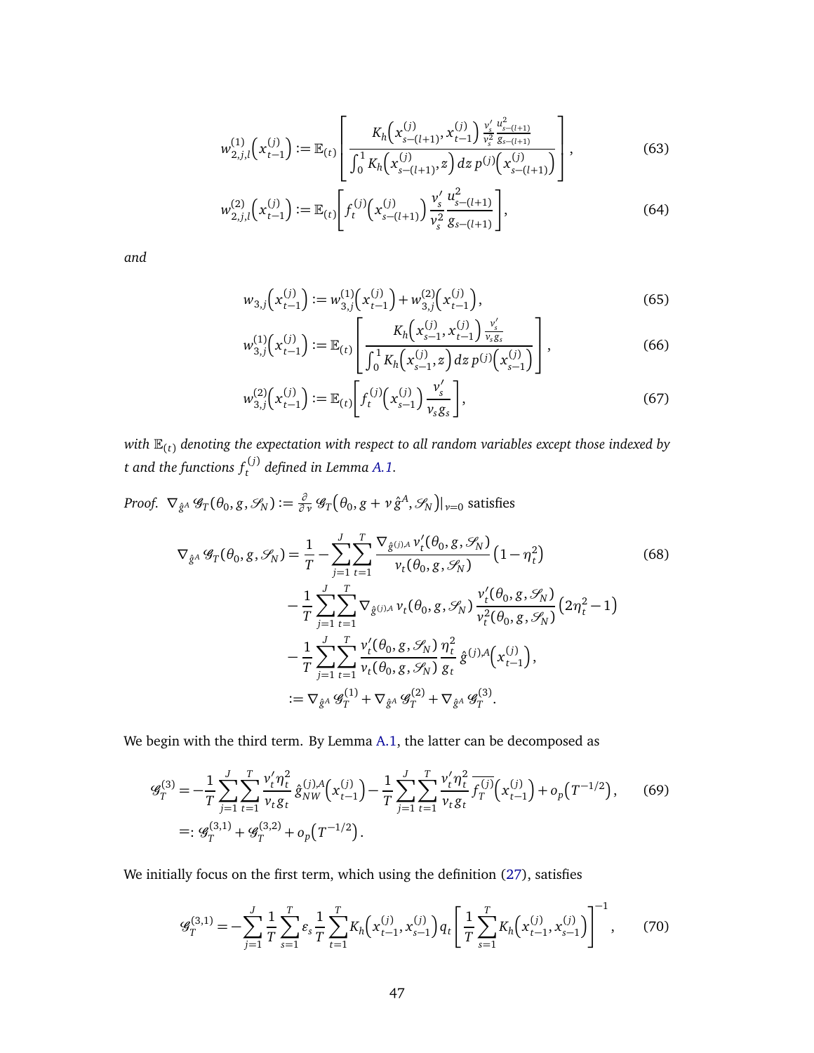$$w_{2,j,l}^{(1)}\Big(x_{t-1}^{(j)}\Big) := \mathbb{E}_{(t)}\left[\frac{K_h\Big(x_{s-(l+1)}^{(j)}, x_{t-1}^{(j)}\Big)\,\frac{v_s'}{v_s^2}\frac{u_{s-(l+1)}^2}{g_{s-(l+1)}}}{\int_0^1 K_h\Big(x_{s-(l+1)}^{(j)}, z\Big)\,dz\, p^{(j)}\Big(x_{s-(l+1)}^{(j)}\Big)}\right], \tag{63}$$

$$w_{2,j,l}^{(2)}\Big(x_{t-1}^{(j)}\Big) := \mathbb{E}_{(t)}\left[f_t^{(j)}\Big(x_{s-(l+1)}^{(j)}\Big)\,\frac{v_s'}{v_s^2}\frac{u_{s-(l+1)}^2}{g_{s-(l+1)}}\right], \tag{64}$$

*and*

$$w_{3,j}\Big(x_{t-1}^{(j)}\Big) := w_{3,j}^{(1)}\Big(x_{t-1}^{(j)}\Big) + w_{3,j}^{(2)}\Big(x_{t-1}^{(j)}\Big), \tag{65}$$

$$w_{3,j}^{(1)}\Big(x_{t-1}^{(j)}\Big) := \mathbb{E}_{(t)}\left[\frac{K_h\Big(x_{s-1}^{(j)}, x_{t-1}^{(j)}\Big)\,\frac{v_s'}{v_s g_s}}{\int_0^1 K_h\Big(x_{s-1}^{(j)}, z\Big)\,dz\, p^{(j)}\Big(x_{s-1}^{(j)}\Big)}\right], \tag{66}$$

$$w_{3,j}^{(2)}\Big(x_{t-1}^{(j)}\Big) := \mathbb{E}_{(t)}\left[f_t^{(j)}\Big(x_{s-1}^{(j)}\Big)\,\frac{v_s'}{v_s g_s}\right], \tag{67}$$

*with $\mathbb{E}_{(t)}$ denoting the expectation with respect to all random variables except those indexed by $t$ and the functions $f_t^{(j)}$ defined in Lemma A.1.*

*Proof.* $\nabla_{\hat{g}^A}\mathscr{G}_T(\theta_0, g, \mathscr{S}_N) := \frac{\partial}{\partial \nu}\mathscr{G}_T\big(\theta_0, g + \nu\,\hat{g}^A, \mathscr{S}_N\big)|_{\nu=0}$ satisfies

$$\begin{aligned}
\nabla_{\hat{g}^A}\mathscr{G}_T(\theta_0, g, \mathscr{S}_N) &= \frac{1}{T} - \sum_{j=1}^{J}\sum_{t=1}^{T}\frac{\nabla_{\hat{g}^{(j),A}}\, v_t'(\theta_0, g, \mathscr{S}_N)}{v_t(\theta_0, g, \mathscr{S}_N)}\big(1-\eta_t^2\big) \\
&\quad - \frac{1}{T}\sum_{j=1}^{J}\sum_{t=1}^{T}\nabla_{\hat{g}^{(j),A}}\, v_t(\theta_0, g, \mathscr{S}_N)\,\frac{v_t'(\theta_0, g, \mathscr{S}_N)}{v_t^2(\theta_0, g, \mathscr{S}_N)}\big(2\eta_t^2 - 1\big) \\
&\quad - \frac{1}{T}\sum_{j=1}^{J}\sum_{t=1}^{T}\frac{v_t'(\theta_0, g, \mathscr{S}_N)}{v_t(\theta_0, g, \mathscr{S}_N)}\,\frac{\eta_t^2}{g_t}\,\hat{g}^{(j),A}\Big(x_{t-1}^{(j)}\Big), \\
&:= \nabla_{\hat{g}^A}\mathscr{G}_T^{(1)} + \nabla_{\hat{g}^A}\mathscr{G}_T^{(2)} + \nabla_{\hat{g}^A}\mathscr{G}_T^{(3)}.
\end{aligned} \tag{68}$$

We begin with the third term. By Lemma A.1, the latter can be decomposed as

$$\begin{aligned}
\mathscr{G}_T^{(3)} &= -\frac{1}{T}\sum_{j=1}^{J}\sum_{t=1}^{T}\frac{v_t'\eta_t^2}{v_t g_t}\,\hat{g}_{NW}^{(j),A}\Big(x_{t-1}^{(j)}\Big) - \frac{1}{T}\sum_{j=1}^{J}\sum_{t=1}^{T}\frac{v_t'\eta_t^2}{v_t g_t}\,\overline{f_T^{(j)}}\Big(x_{t-1}^{(j)}\Big) + o_p\big(T^{-1/2}\big), \\
&=: \mathscr{G}_T^{(3,1)} + \mathscr{G}_T^{(3,2)} + o_p\big(T^{-1/2}\big).
\end{aligned} \tag{69}$$

We initially focus on the first term, which using the definition (27), satisfies

$$\mathscr{G}_T^{(3,1)} = -\sum_{j=1}^{J}\frac{1}{T}\sum_{s=1}^{T}\varepsilon_s\,\frac{1}{T}\sum_{t=1}^{T}K_h\Big(x_{t-1}^{(j)}, x_{s-1}^{(j)}\Big)\,q_t\left[\frac{1}{T}\sum_{s=1}^{T}K_h\Big(x_{t-1}^{(j)}, x_{s-1}^{(j)}\Big)\right]^{-1}, \tag{70}$$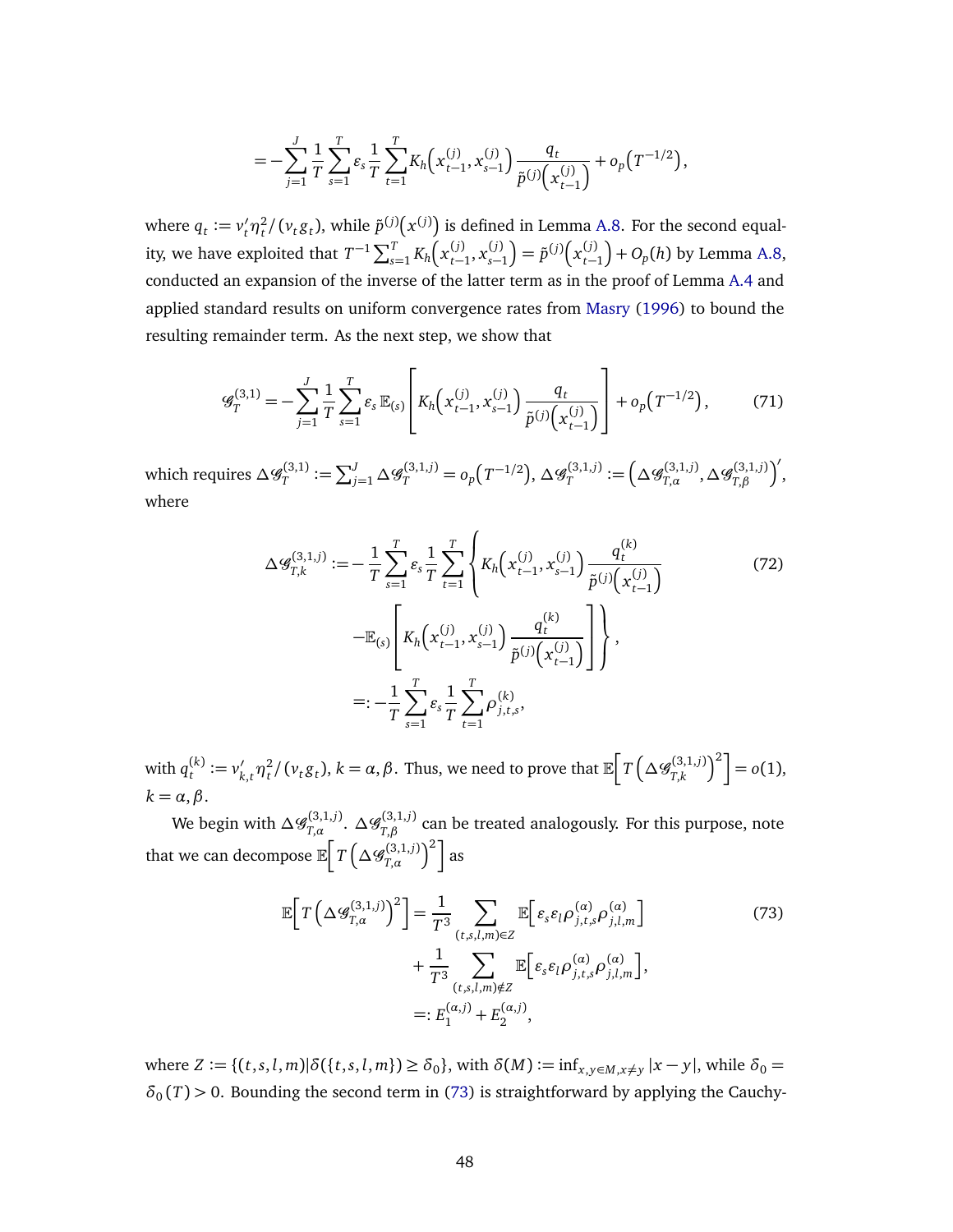$$= -\sum_{j=1}^{J} \frac{1}{T} \sum_{s=1}^{T} \varepsilon_s \frac{1}{T} \sum_{t=1}^{T} K_h\left(x_{t-1}^{(j)}, x_{s-1}^{(j)}\right) \frac{q_t}{\tilde{p}^{(j)}\left(x_{t-1}^{(j)}\right)} + o_p\left(T^{-1/2}\right),$$

where $q_t := v_t' \eta_t^2 / (v_t g_t)$, while $\tilde{p}^{(j)}\left(x^{(j)}\right)$ is defined in Lemma A.8. For the second equality, we have exploited that $T^{-1} \sum_{s=1}^{T} K_h\left(x_{t-1}^{(j)}, x_{s-1}^{(j)}\right) = \tilde{p}^{(j)}\left(x_{t-1}^{(j)}\right) + O_p(h)$ by Lemma A.8, conducted an expansion of the inverse of the latter term as in the proof of Lemma A.4 and applied standard results on uniform convergence rates from Masry (1996) to bound the resulting remainder term. As the next step, we show that

$$\mathscr{G}_T^{(3,1)} = -\sum_{j=1}^{J} \frac{1}{T} \sum_{s=1}^{T} \varepsilon_s \, \mathbb{E}_{(s)} \left[ K_h\left(x_{t-1}^{(j)}, x_{s-1}^{(j)}\right) \frac{q_t}{\tilde{p}^{(j)}\left(x_{t-1}^{(j)}\right)} \right] + o_p\left(T^{-1/2}\right), \tag{71}$$

which requires $\Delta \mathscr{G}_T^{(3,1)} := \sum_{j=1}^{J} \Delta \mathscr{G}_T^{(3,1,j)} = o_p\left(T^{-1/2}\right)$, $\Delta \mathscr{G}_T^{(3,1,j)} := \left(\Delta \mathscr{G}_{T,\alpha}^{(3,1,j)}, \Delta \mathscr{G}_{T,\beta}^{(3,1,j)}\right)'$, where

$$\begin{aligned}
\Delta \mathscr{G}_{T,k}^{(3,1,j)} := &-\frac{1}{T} \sum_{s=1}^{T} \varepsilon_s \frac{1}{T} \sum_{t=1}^{T} \Bigg\{ K_h\left(x_{t-1}^{(j)}, x_{s-1}^{(j)}\right) \frac{q_t^{(k)}}{\tilde{p}^{(j)}\left(x_{t-1}^{(j)}\right)} \\
&- \mathbb{E}_{(s)} \left[ K_h\left(x_{t-1}^{(j)}, x_{s-1}^{(j)}\right) \frac{q_t^{(k)}}{\tilde{p}^{(j)}\left(x_{t-1}^{(j)}\right)} \right] \Bigg\}, \\
=: &-\frac{1}{T} \sum_{s=1}^{T} \varepsilon_s \frac{1}{T} \sum_{t=1}^{T} \rho_{j,t,s}^{(k)},
\end{aligned} \tag{72}$$

with $q_t^{(k)} := v_{k,t}' \eta_t^2 / (v_t g_t)$, $k = \alpha, \beta$. Thus, we need to prove that $\mathbb{E}\left[ T \left( \Delta \mathscr{G}_{T,k}^{(3,1,j)} \right)^2 \right] = o(1)$, $k = \alpha, \beta$.

We begin with $\Delta \mathscr{G}_{T,\alpha}^{(3,1,j)}$. $\Delta \mathscr{G}_{T,\beta}^{(3,1,j)}$ can be treated analogously. For this purpose, note that we can decompose $\mathbb{E}\left[ T \left( \Delta \mathscr{G}_{T,\alpha}^{(3,1,j)} \right)^2 \right]$ as

$$\begin{aligned}
\mathbb{E}\left[ T \left( \Delta \mathscr{G}_{T,\alpha}^{(3,1,j)} \right)^2 \right] &= \frac{1}{T^3} \sum_{(t,s,l,m) \in Z} \mathbb{E}\left[ \varepsilon_s \varepsilon_l \rho_{j,t,s}^{(\alpha)} \rho_{j,l,m}^{(\alpha)} \right] \\
&+ \frac{1}{T^3} \sum_{(t,s,l,m) \notin Z} \mathbb{E}\left[ \varepsilon_s \varepsilon_l \rho_{j,t,s}^{(\alpha)} \rho_{j,l,m}^{(\alpha)} \right], \\
&=: E_1^{(\alpha,j)} + E_2^{(\alpha,j)},
\end{aligned} \tag{73}$$

where $Z := \{(t,s,l,m) | \delta(\{t,s,l,m\}) \geq \delta_0\}$, with $\delta(M) := \inf_{x,y \in M, x \neq y} |x - y|$, while $\delta_0 = \delta_0(T) > 0$. Bounding the second term in (73) is straightforward by applying the Cauchy-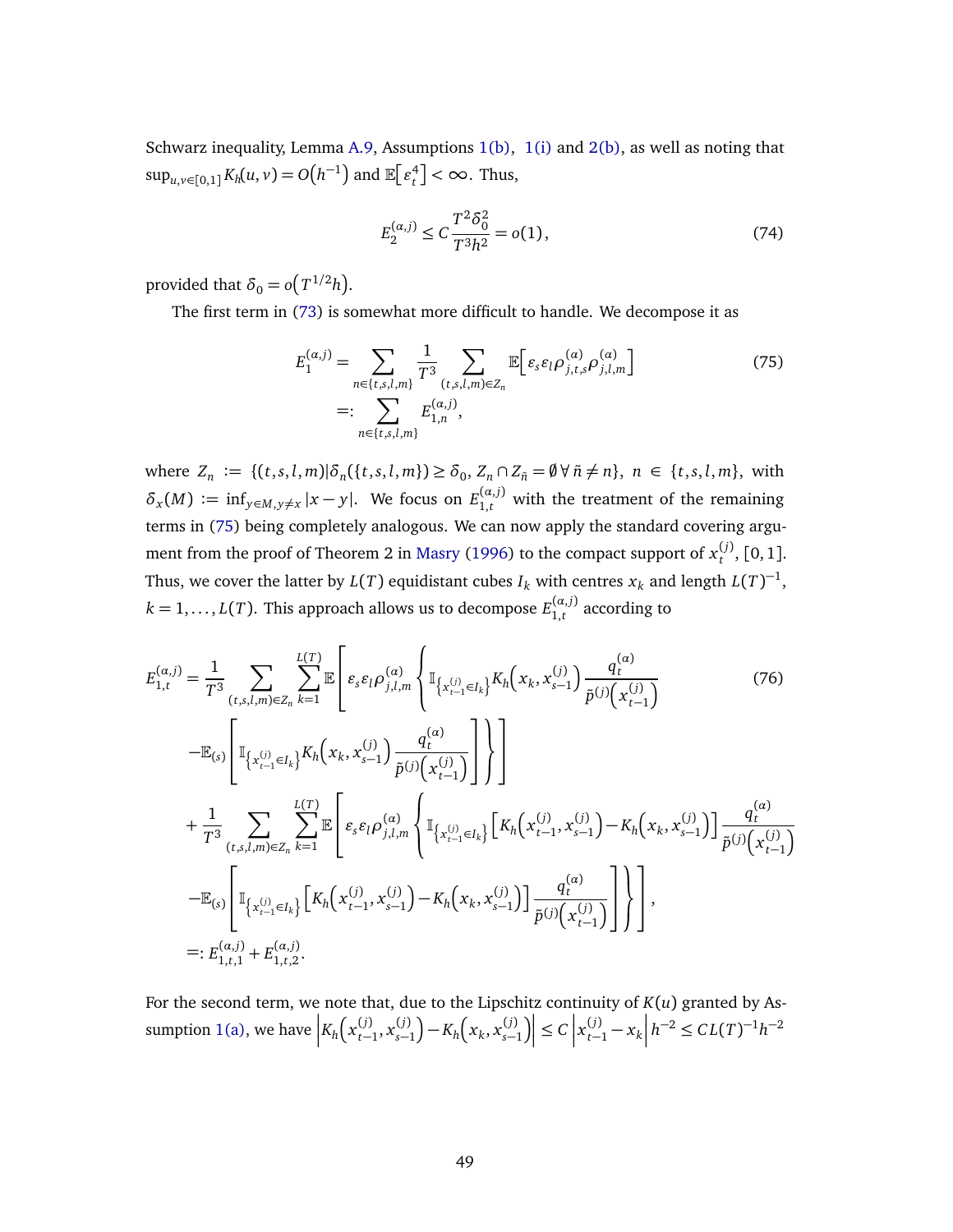Schwarz inequality, Lemma A.9, Assumptions 1(b), 1(i) and 2(b), as well as noting that $\sup_{u,v\in[0,1]} K_h(u,v) = O\big(h^{-1}\big)$ and $\mathbb{E}\big[\varepsilon_t^4\big] < \infty$. Thus,

$$E_2^{(\alpha,j)} \leq C\frac{T^2\delta_0^2}{T^3h^2} = o(1), \tag{74}$$

provided that $\delta_0 = o\big(T^{1/2}h\big)$.

The first term in (73) is somewhat more difficult to handle. We decompose it as

$$\begin{aligned} E_1^{(\alpha,j)} &= \sum_{n\in\{t,s,l,m\}} \frac{1}{T^3} \sum_{(t,s,l,m)\in Z_n} \mathbb{E}\Big[\varepsilon_s\varepsilon_l\rho_{j,t,s}^{(\alpha)}\rho_{j,l,m}^{(\alpha)}\Big] \\ &=: \sum_{n\in\{t,s,l,m\}} E_{1,n}^{(\alpha,j)}, \end{aligned} \tag{75}$$

where $Z_n := \{(t,s,l,m)|\delta_n(\{t,s,l,m\}) \geq \delta_0,\, Z_n \cap Z_{\tilde{n}} = \emptyset\,\forall\,\tilde{n} \neq n\}$, $n \in \{t,s,l,m\}$, with $\delta_x(M) := \inf_{y\in M, y\neq x}|x-y|$. We focus on $E_{1,t}^{(\alpha,j)}$ with the treatment of the remaining terms in (75) being completely analogous. We can now apply the standard covering argument from the proof of Theorem 2 in Masry (1996) to the compact support of $x_t^{(j)}$, $[0,1]$. Thus, we cover the latter by $L(T)$ equidistant cubes $I_k$ with centres $x_k$ and length $L(T)^{-1}$, $k = 1,\ldots,L(T)$. This approach allows us to decompose $E_{1,t}^{(\alpha,j)}$ according to

$$\begin{aligned} E_{1,t}^{(\alpha,j)} &= \frac{1}{T^3}\sum_{(t,s,l,m)\in Z_n}\sum_{k=1}^{L(T)} \mathbb{E}\Bigg[\varepsilon_s\varepsilon_l\rho_{j,l,m}^{(\alpha)}\Bigg\{\mathbb{I}_{\big\{x_{t-1}^{(j)}\in I_k\big\}}K_h\Big(x_k, x_{s-1}^{(j)}\Big)\frac{q_t^{(\alpha)}}{\tilde{p}^{(j)}\Big(x_{t-1}^{(j)}\Big)} \\ &\quad -\mathbb{E}_{(s)}\Bigg[\mathbb{I}_{\big\{x_{t-1}^{(j)}\in I_k\big\}}K_h\Big(x_k, x_{s-1}^{(j)}\Big)\frac{q_t^{(\alpha)}}{\tilde{p}^{(j)}\Big(x_{t-1}^{(j)}\Big)}\Bigg]\Bigg\}\Bigg] \\ &\quad + \frac{1}{T^3}\sum_{(t,s,l,m)\in Z_n}\sum_{k=1}^{L(T)} \mathbb{E}\Bigg[\varepsilon_s\varepsilon_l\rho_{j,l,m}^{(\alpha)}\Bigg\{\mathbb{I}_{\big\{x_{t-1}^{(j)}\in I_k\big\}}\Big[K_h\Big(x_{t-1}^{(j)}, x_{s-1}^{(j)}\Big) - K_h\Big(x_k, x_{s-1}^{(j)}\Big)\Big]\frac{q_t^{(\alpha)}}{\tilde{p}^{(j)}\Big(x_{t-1}^{(j)}\Big)} \\ &\quad -\mathbb{E}_{(s)}\Bigg[\mathbb{I}_{\big\{x_{t-1}^{(j)}\in I_k\big\}}\Big[K_h\Big(x_{t-1}^{(j)}, x_{s-1}^{(j)}\Big) - K_h\Big(x_k, x_{s-1}^{(j)}\Big)\Big]\frac{q_t^{(\alpha)}}{\tilde{p}^{(j)}\Big(x_{t-1}^{(j)}\Big)}\Bigg]\Bigg\}\Bigg], \\ &=: E_{1,t,1}^{(\alpha,j)} + E_{1,t,2}^{(\alpha,j)}. \end{aligned} \tag{76}$$

For the second term, we note that, due to the Lipschitz continuity of $K(u)$ granted by Assumption 1(a), we have $\Big|K_h\Big(x_{t-1}^{(j)}, x_{s-1}^{(j)}\Big) - K_h\Big(x_k, x_{s-1}^{(j)}\Big)\Big| \leq C\Big|x_{t-1}^{(j)} - x_k\Big|h^{-2} \leq CL(T)^{-1}h^{-2}$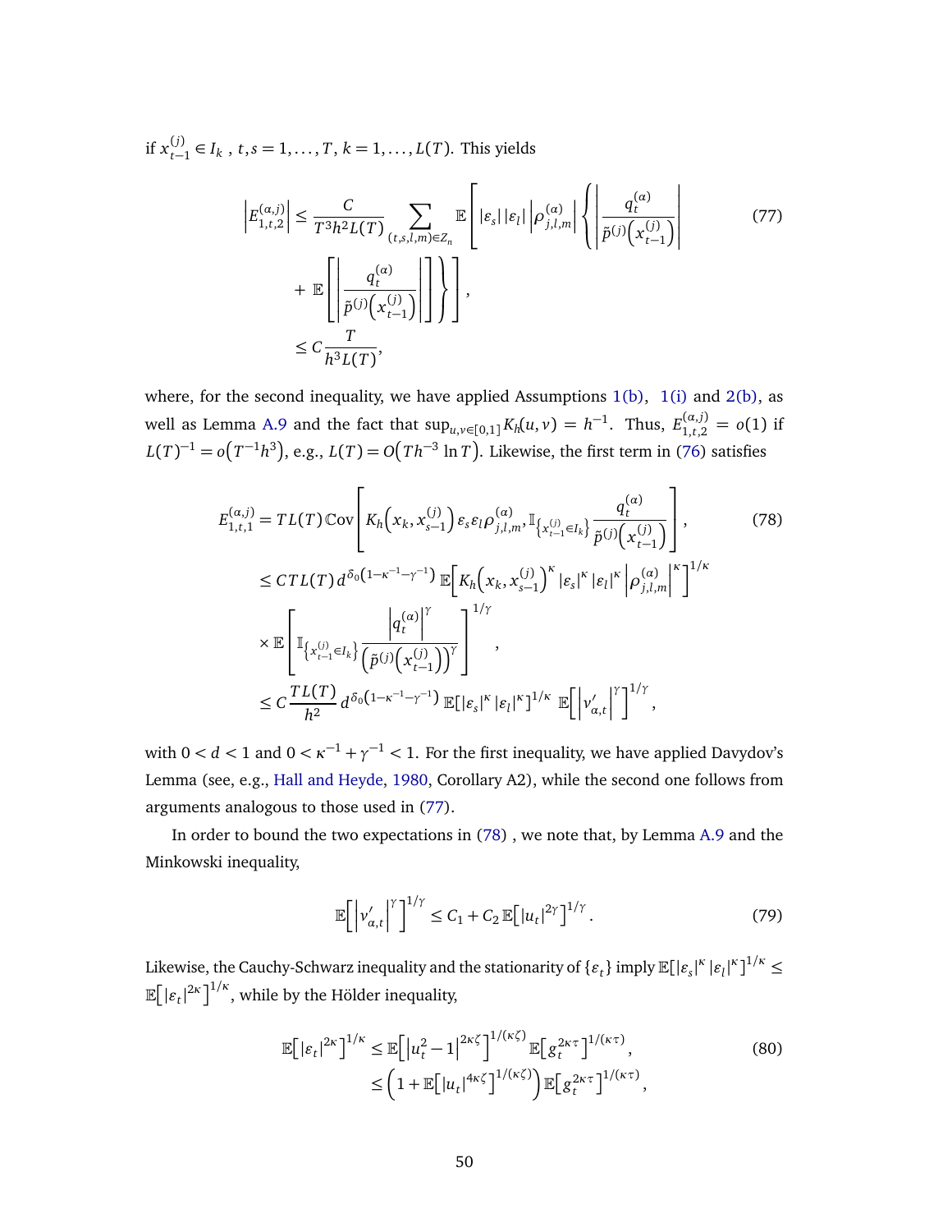if $x_{t-1}^{(j)} \in I_k$ , $t,s = 1,\ldots,T$, $k = 1,\ldots,L(T)$. This yields

$$
\begin{aligned}
\left|E_{1,t,2}^{(\alpha,j)}\right| &\leq \frac{C}{T^3 h^2 L(T)} \sum_{(t,s,l,m)\in Z_n} \mathbb{E}\left[ |\varepsilon_s|\,|\varepsilon_l| \left|\rho_{j,l,m}^{(\alpha)}\right| \left\{ \left| \frac{q_t^{(\alpha)}}{\tilde{p}^{(j)}\left(x_{t-1}^{(j)}\right)} \right| \right.\right. \\
&\quad \left.\left. + \mathbb{E}\left[ \left| \frac{q_t^{(\alpha)}}{\tilde{p}^{(j)}\left(x_{t-1}^{(j)}\right)} \right| \right] \right\} \right], \\
&\leq C \frac{T}{h^3 L(T)},
\end{aligned}
\tag{77}
$$

where, for the second inequality, we have applied Assumptions 1(b), 1(i) and 2(b), as well as Lemma A.9 and the fact that $\sup_{u,v\in[0,1]} K_h(u,v) = h^{-1}$. Thus, $E_{1,t,2}^{(\alpha,j)} = o(1)$ if $L(T)^{-1} = o\left(T^{-1}h^3\right)$, e.g., $L(T) = O\left(Th^{-3}\ln T\right)$. Likewise, the first term in (76) satisfies

$$
\begin{aligned}
E_{1,t,1}^{(\alpha,j)} &= T L(T)\, \mathbb{C}\text{ov}\left[ K_h\left(x_k, x_{s-1}^{(j)}\right) \varepsilon_s \varepsilon_l \rho_{j,l,m}^{(\alpha)}, \mathbb{I}_{\left\{x_{t-1}^{(j)}\in I_k\right\}} \frac{q_t^{(\alpha)}}{\tilde{p}^{(j)}\left(x_{t-1}^{(j)}\right)} \right], \\
&\leq C T L(T)\, d^{\delta_0\left(1-\kappa^{-1}-\gamma^{-1}\right)}\, \mathbb{E}\left[ K_h\left(x_k, x_{s-1}^{(j)}\right)^{\kappa} |\varepsilon_s|^{\kappa} |\varepsilon_l|^{\kappa} \left|\rho_{j,l,m}^{(\alpha)}\right|^{\kappa} \right]^{1/\kappa} \\
&\quad \times \mathbb{E}\left[ \mathbb{I}_{\left\{x_{t-1}^{(j)}\in I_k\right\}} \frac{\left|q_t^{(\alpha)}\right|^{\gamma}}{\left(\tilde{p}^{(j)}\left(x_{t-1}^{(j)}\right)\right)^{\gamma}} \right]^{1/\gamma}, \\
&\leq C \frac{T L(T)}{h^2}\, d^{\delta_0\left(1-\kappa^{-1}-\gamma^{-1}\right)}\, \mathbb{E}\left[|\varepsilon_s|^{\kappa} |\varepsilon_l|^{\kappa}\right]^{1/\kappa}\, \mathbb{E}\left[ \left|v_{\alpha,t}'\right|^{\gamma} \right]^{1/\gamma},
\end{aligned}
\tag{78}
$$

with $0 < d < 1$ and $0 < \kappa^{-1} + \gamma^{-1} < 1$. For the first inequality, we have applied Davydov's Lemma (see, e.g., Hall and Heyde, 1980, Corollary A2), while the second one follows from arguments analogous to those used in (77).

In order to bound the two expectations in (78) , we note that, by Lemma A.9 and the Minkowski inequality,

$$
\mathbb{E}\left[ \left|v_{\alpha,t}'\right|^{\gamma} \right]^{1/\gamma} \leq C_1 + C_2\, \mathbb{E}\left[|u_t|^{2\gamma}\right]^{1/\gamma}.
\tag{79}
$$

Likewise, the Cauchy-Schwarz inequality and the stationarity of $\{\varepsilon_t\}$ imply $\mathbb{E}\left[|\varepsilon_s|^{\kappa} |\varepsilon_l|^{\kappa}\right]^{1/\kappa} \leq \mathbb{E}\left[|\varepsilon_t|^{2\kappa}\right]^{1/\kappa}$, while by the Hölder inequality,

$$
\begin{aligned}
\mathbb{E}\left[|\varepsilon_t|^{2\kappa}\right]^{1/\kappa} &\leq \mathbb{E}\left[\left|u_t^2 - 1\right|^{2\kappa\zeta}\right]^{1/(\kappa\zeta)} \mathbb{E}\left[g_t^{2\kappa\tau}\right]^{1/(\kappa\tau)}, \\
&\leq \left(1 + \mathbb{E}\left[|u_t|^{4\kappa\zeta}\right]^{1/(\kappa\zeta)}\right) \mathbb{E}\left[g_t^{2\kappa\tau}\right]^{1/(\kappa\tau)},
\end{aligned}
\tag{80}
$$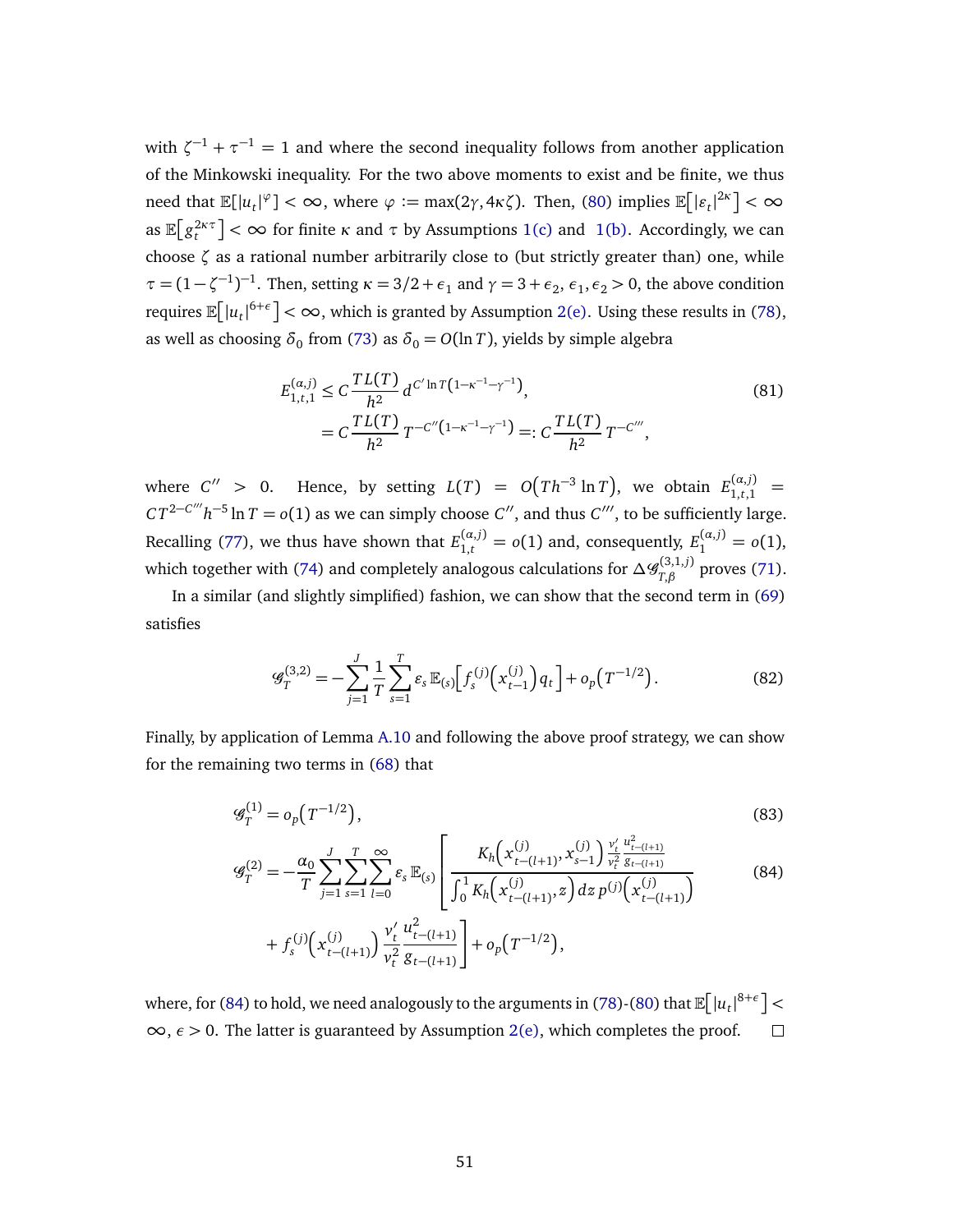with $\zeta^{-1} + \tau^{-1} = 1$ and where the second inequality follows from another application of the Minkowski inequality. For the two above moments to exist and be finite, we thus need that $\mathbb{E}[|u_t|^{\varphi}] < \infty$, where $\varphi := \max(2\gamma, 4\kappa\zeta)$. Then, (80) implies $\mathbb{E}\big[|\varepsilon_t|^{2\kappa}\big] < \infty$ as $\mathbb{E}\big[g_t^{2\kappa\tau}\big] < \infty$ for finite $\kappa$ and $\tau$ by Assumptions 1(c) and 1(b). Accordingly, we can choose $\zeta$ as a rational number arbitrarily close to (but strictly greater than) one, while $\tau = (1-\zeta^{-1})^{-1}$. Then, setting $\kappa = 3/2 + \epsilon_1$ and $\gamma = 3 + \epsilon_2$, $\epsilon_1, \epsilon_2 > 0$, the above condition requires $\mathbb{E}\big[|u_t|^{6+\epsilon}\big] < \infty$, which is granted by Assumption 2(e). Using these results in (78), as well as choosing $\delta_0$ from (73) as $\delta_0 = O(\ln T)$, yields by simple algebra

$$
\begin{aligned}
E_{1,t,1}^{(\alpha,j)} &\leq C\,\frac{T L(T)}{h^2}\, d^{C' \ln T\left(1-\kappa^{-1}-\gamma^{-1}\right)}, \\
&= C\,\frac{T L(T)}{h^2}\, T^{-C''\left(1-\kappa^{-1}-\gamma^{-1}\right)} =: C\,\frac{T L(T)}{h^2}\, T^{-C'''},
\end{aligned}
\tag{81}
$$

where $C'' > 0$. Hence, by setting $L(T) = O\big(T h^{-3} \ln T\big)$, we obtain $E_{1,t,1}^{(\alpha,j)} = C T^{2-C'''} h^{-5} \ln T = o(1)$ as we can simply choose $C''$, and thus $C'''$, to be sufficiently large. Recalling (77), we thus have shown that $E_{1,t}^{(\alpha,j)} = o(1)$ and, consequently, $E_{1}^{(\alpha,j)} = o(1)$, which together with (74) and completely analogous calculations for $\Delta\mathscr{G}_{T,\beta}^{(3,1,j)}$ proves (71).

In a similar (and slightly simplified) fashion, we can show that the second term in (69) satisfies

$$
\mathscr{G}_T^{(3,2)} = -\sum_{j=1}^{J} \frac{1}{T} \sum_{s=1}^{T} \varepsilon_s\, \mathbb{E}_{(s)}\Big[f_s^{(j)}\Big(x_{t-1}^{(j)}\Big) q_t\Big] + o_p\big(T^{-1/2}\big).
\tag{82}
$$

Finally, by application of Lemma A.10 and following the above proof strategy, we can show for the remaining two terms in (68) that

$$
\mathscr{G}_T^{(1)} = o_p\big(T^{-1/2}\big),
\tag{83}
$$

$$
\begin{aligned}
\mathscr{G}_T^{(2)} = -\frac{\alpha_0}{T} \sum_{j=1}^{J} \sum_{s=1}^{T} \sum_{l=0}^{\infty} \varepsilon_s\, \mathbb{E}_{(s)} \Bigg[ & \frac{K_h\Big(x_{t-(l+1)}^{(j)}, x_{s-1}^{(j)}\Big) \frac{v_t'}{v_t^2} \frac{u_{t-(l+1)}^2}{g_{t-(l+1)}}}{\int_0^1 K_h\Big(x_{t-(l+1)}^{(j)}, z\Big)\, dz\, p^{(j)}\Big(x_{t-(l+1)}^{(j)}\Big)} \\
& + f_s^{(j)}\Big(x_{t-(l+1)}^{(j)}\Big) \frac{v_t'}{v_t^2} \frac{u_{t-(l+1)}^2}{g_{t-(l+1)}} \Bigg] + o_p\big(T^{-1/2}\big),
\end{aligned}
\tag{84}
$$

where, for (84) to hold, we need analogously to the arguments in (78)-(80) that $\mathbb{E}\big[|u_t|^{8+\epsilon}\big] < \infty$, $\epsilon > 0$. The latter is guaranteed by Assumption 2(e), which completes the proof. □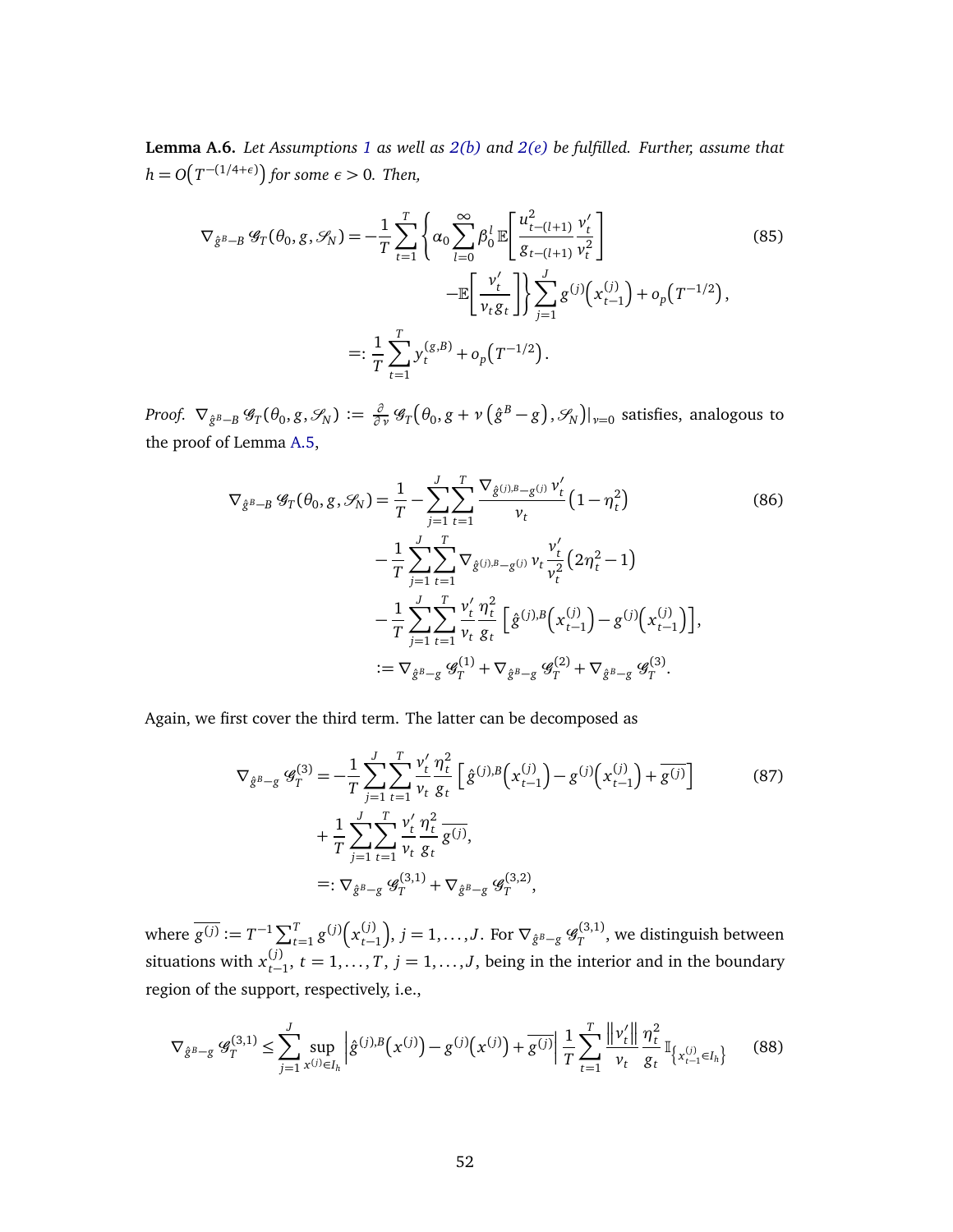**Lemma A.6.** *Let Assumptions 1 as well as 2(b) and 2(e) be fulfilled. Further, assume that $h = O\big(T^{-(1/4+\epsilon)}\big)$ for some $\epsilon > 0$. Then,*

$$
\begin{aligned}
\nabla_{\hat{g}^B - B}\, \mathscr{G}_T(\theta_0, g, \mathscr{S}_N) = &-\frac{1}{T}\sum_{t=1}^{T}\Bigg\{\alpha_0 \sum_{l=0}^{\infty}\beta_0^l\, \mathbb{E}\Bigg[\frac{u_{t-(l+1)}^2}{g_{t-(l+1)}}\frac{v_t'}{v_t^2}\Bigg] \\
&\qquad -\mathbb{E}\Bigg[\frac{v_t'}{v_t g_t}\Bigg]\Bigg\}\sum_{j=1}^{J} g^{(j)}\Big(x_{t-1}^{(j)}\Big) + o_p\big(T^{-1/2}\big), \\
=: &\ \frac{1}{T}\sum_{t=1}^{T} y_t^{(g,B)} + o_p\big(T^{-1/2}\big).
\end{aligned}
\tag{85}
$$

*Proof.* $\nabla_{\hat{g}^B - B}\, \mathscr{G}_T(\theta_0, g, \mathscr{S}_N) := \frac{\partial}{\partial \nu}\mathscr{G}_T\big(\theta_0, g + \nu\left(\hat{g}^B - g\right), \mathscr{S}_N\big)|_{\nu=0}$ satisfies, analogous to the proof of Lemma A.5,

$$
\begin{aligned}
\nabla_{\hat{g}^B - B}\, \mathscr{G}_T(\theta_0, g, \mathscr{S}_N) = &\ \frac{1}{T} - \sum_{j=1}^{J}\sum_{t=1}^{T}\frac{\nabla_{\hat{g}^{(j),B}-g^{(j)}}\, v_t'}{v_t}\left(1-\eta_t^2\right) \\
&-\frac{1}{T}\sum_{j=1}^{J}\sum_{t=1}^{T}\nabla_{\hat{g}^{(j),B}-g^{(j)}}\, v_t \frac{v_t'}{v_t^2}\left(2\eta_t^2 - 1\right) \\
&-\frac{1}{T}\sum_{j=1}^{J}\sum_{t=1}^{T}\frac{v_t'}{v_t}\frac{\eta_t^2}{g_t}\left[\hat{g}^{(j),B}\Big(x_{t-1}^{(j)}\Big) - g^{(j)}\Big(x_{t-1}^{(j)}\Big)\right], \\
:= &\ \nabla_{\hat{g}^B - g}\, \mathscr{G}_T^{(1)} + \nabla_{\hat{g}^B - g}\, \mathscr{G}_T^{(2)} + \nabla_{\hat{g}^B - g}\, \mathscr{G}_T^{(3)}.
\end{aligned}
\tag{86}
$$

Again, we first cover the third term. The latter can be decomposed as

$$
\begin{aligned}
\nabla_{\hat{g}^B - g}\, \mathscr{G}_T^{(3)} = &-\frac{1}{T}\sum_{j=1}^{J}\sum_{t=1}^{T}\frac{v_t'}{v_t}\frac{\eta_t^2}{g_t}\left[\hat{g}^{(j),B}\Big(x_{t-1}^{(j)}\Big) - g^{(j)}\Big(x_{t-1}^{(j)}\Big) + \overline{g^{(j)}}\right] \\
&+\frac{1}{T}\sum_{j=1}^{J}\sum_{t=1}^{T}\frac{v_t'}{v_t}\frac{\eta_t^2}{g_t}\overline{g^{(j)}}, \\
=: &\ \nabla_{\hat{g}^B - g}\, \mathscr{G}_T^{(3,1)} + \nabla_{\hat{g}^B - g}\, \mathscr{G}_T^{(3,2)},
\end{aligned}
\tag{87}
$$

where $\overline{g^{(j)}} := T^{-1}\sum_{t=1}^{T} g^{(j)}\Big(x_{t-1}^{(j)}\Big)$, $j = 1, \ldots, J$. For $\nabla_{\hat{g}^B - g}\, \mathscr{G}_T^{(3,1)}$, we distinguish between situations with $x_{t-1}^{(j)}$, $t = 1, \ldots, T$, $j = 1, \ldots, J$, being in the interior and in the boundary region of the support, respectively, i.e.,

$$
\nabla_{\hat{g}^B - g}\, \mathscr{G}_T^{(3,1)} \le \sum_{j=1}^{J}\sup_{x^{(j)} \in I_h}\left|\hat{g}^{(j),B}\Big(x^{(j)}\Big) - g^{(j)}\Big(x^{(j)}\Big) + \overline{g^{(j)}}\right| \frac{1}{T}\sum_{t=1}^{T}\frac{\left\|v_t'\right\|}{v_t}\frac{\eta_t^2}{g_t}\mathbb{I}_{\left\{x_{t-1}^{(j)} \in I_h\right\}}
\tag{88}
$$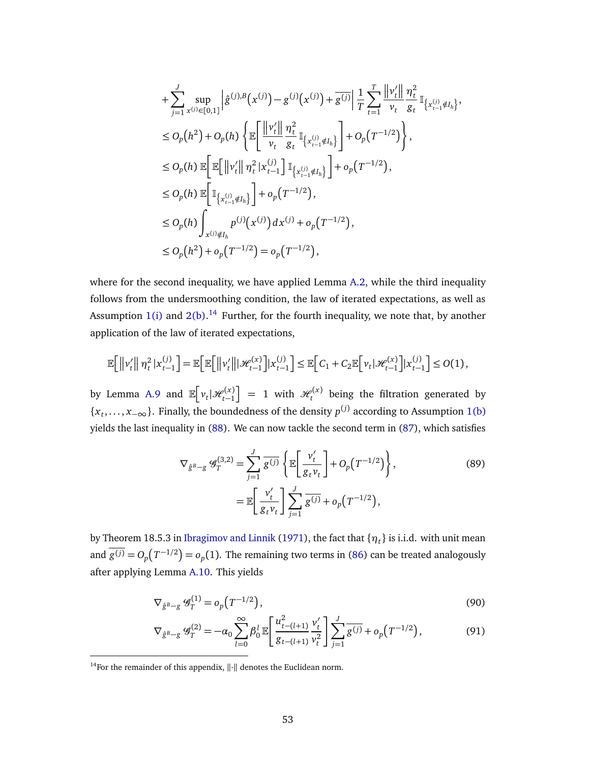$$
\begin{aligned}
&+\sum_{j=1}^{J}\sup_{x^{(j)}\in[0,1]}\left|\hat{g}^{(j),B}\left(x^{(j)}\right)-g^{(j)}\left(x^{(j)}\right)+\overline{g^{(j)}}\right|\frac{1}{T}\sum_{t=1}^{T}\frac{\left\|v_t'\right\|}{v_t}\frac{\eta_t^2}{g_t}\mathbb{I}_{\left\{x_{t-1}^{(j)}\notin I_h\right\}},\\
&\leq O_p\left(h^2\right)+O_p(h)\left\{\mathbb{E}\left[\frac{\left\|v_t'\right\|}{v_t}\frac{\eta_t^2}{g_t}\mathbb{I}_{\left\{x_{t-1}^{(j)}\notin I_h\right\}}\right]+O_p\left(T^{-1/2}\right)\right\},\\
&\leq O_p(h)\,\mathbb{E}\left[\mathbb{E}\left[\left\|v_t'\right\|\eta_t^2\,|x_{t-1}^{(j)}\right]\mathbb{I}_{\left\{x_{t-1}^{(j)}\notin I_h\right\}}\right]+o_p\left(T^{-1/2}\right),\\
&\leq O_p(h)\,\mathbb{E}\left[\mathbb{I}_{\left\{x_{t-1}^{(j)}\notin I_h\right\}}\right]+o_p\left(T^{-1/2}\right),\\
&\leq O_p(h)\int_{x^{(j)}\notin I_h}p^{(j)}\left(x^{(j)}\right)dx^{(j)}+o_p\left(T^{-1/2}\right),\\
&\leq O_p\left(h^2\right)+o_p\left(T^{-1/2}\right)=o_p\left(T^{-1/2}\right),
\end{aligned}
$$

where for the second inequality, we have applied Lemma A.2, while the third inequality follows from the undersmoothing condition, the law of iterated expectations, as well as Assumption 1(i) and 2(b).[14] Further, for the fourth inequality, we note that, by another application of the law of iterated expectations,

$$
\mathbb{E}\left[\left\|v_t'\right\|\eta_t^2\,|x_{t-1}^{(j)}\right]=\mathbb{E}\left[\mathbb{E}\left[\left\|v_t'\right\||\mathscr{H}_{t-1}^{(x)}\right]|x_{t-1}^{(j)}\right]\leq\mathbb{E}\left[C_1+C_2\mathbb{E}\left[v_t|\mathscr{H}_{t-1}^{(x)}\right]|x_{t-1}^{(j)}\right]\leq O(1),
$$

by Lemma A.9 and $\mathbb{E}\left[v_t|\mathscr{H}_{t-1}^{(x)}\right]=1$ with $\mathscr{H}_t^{(x)}$ being the filtration generated by $\{x_t,\ldots,x_{-\infty}\}$. Finally, the boundedness of the density $p^{(j)}$ according to Assumption 1(b) yields the last inequality in (88). We can now tackle the second term in (87), which satisfies

$$
\begin{aligned}
\nabla_{\hat{g}^B-g}\,\mathscr{G}_T^{(3,2)}&=\sum_{j=1}^{J}\overline{g^{(j)}}\left\{\mathbb{E}\left[\frac{v_t'}{g_tv_t}\right]+O_p\left(T^{-1/2}\right)\right\},\\
&=\mathbb{E}\left[\frac{v_t'}{g_tv_t}\right]\sum_{j=1}^{J}\overline{g^{(j)}}+o_p\left(T^{-1/2}\right),
\end{aligned}\tag{89}
$$

by Theorem 18.5.3 in Ibragimov and Linnik (1971), the fact that $\{\eta_t\}$ is i.i.d. with unit mean and $\overline{g^{(j)}}=O_p\left(T^{-1/2}\right)=o_p(1)$. The remaining two terms in (86) can be treated analogously after applying Lemma A.10. This yields

$$
\nabla_{\hat{g}^B-g}\,\mathscr{G}_T^{(1)}=o_p\left(T^{-1/2}\right),\tag{90}
$$

$$
\nabla_{\hat{g}^B-g}\,\mathscr{G}_T^{(2)}=-\alpha_0\sum_{l=0}^{\infty}\beta_0^l\,\mathbb{E}\left[\frac{u_{t-(l+1)}^2}{g_{t-(l+1)}}\frac{v_t'}{v_t^2}\right]\sum_{j=1}^{J}\overline{g^{(j)}}+o_p\left(T^{-1/2}\right),\tag{91}
$$

[14] For the remainder of this appendix, $\|\cdot\|$ denotes the Euclidean norm.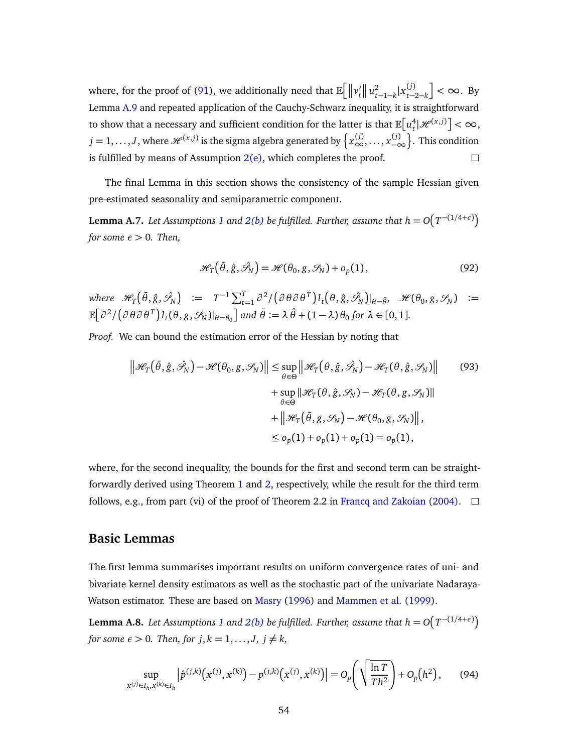where, for the proof of (91), we additionally need that $\mathbb{E}\Big[\big\|v_t'\big\|\, u_{t-1-k}^2 |x_{t-2-k}^{(j)}\Big] < \infty$. By Lemma A.9 and repeated application of the Cauchy-Schwarz inequality, it is straightforward to show that a necessary and sufficient condition for the latter is that $\mathbb{E}\big[u_t^4 | \mathscr{H}^{(x,j)}\big] < \infty$, $j = 1,\ldots,J$, where $\mathscr{H}^{(x,j)}$ is the sigma algebra generated by $\big\{x_{\infty}^{(j)},\ldots,x_{-\infty}^{(j)}\big\}$. This condition is fulfilled by means of Assumption 2(e), which completes the proof. □

The final Lemma in this section shows the consistency of the sample Hessian given pre-estimated seasonality and semiparametric component.

**Lemma A.7.** *Let Assumptions 1 and 2(b) be fulfilled. Further, assume that $h = O\big(T^{-(1/4+\epsilon)}\big)$ for some $\epsilon > 0$. Then,*

$$\mathscr{H}_T\big(\bar{\theta}, \hat{g}, \hat{\mathscr{S}}_N\big) = \mathscr{H}(\theta_0, g, \mathscr{S}_N) + o_p(1), \tag{92}$$

*where* $\mathscr{H}_T\big(\bar{\theta}, \hat{g}, \hat{\mathscr{S}}_N\big) := T^{-1}\sum_{t=1}^T \partial^2/\big(\partial\theta\partial\theta^T\big)\, l_t\big(\theta, \hat{g}, \hat{\mathscr{S}}_N\big)|_{\theta=\bar{\theta}}$, $\mathscr{H}(\theta_0, g, \mathscr{S}_N) := \mathbb{E}\big[\partial^2/\big(\partial\theta\partial\theta^T\big)\, l_t(\theta, g, \mathscr{S}_N)|_{\theta=\theta_0}\big]$ *and* $\bar{\theta} := \lambda\,\hat{\theta} + (1-\lambda)\,\theta_0$ *for* $\lambda \in [0,1]$.

*Proof.* We can bound the estimation error of the Hessian by noting that

$$\begin{aligned}
\Big\|\mathscr{H}_T\big(\bar{\theta}, \hat{g}, \hat{\mathscr{S}}_N\big) - \mathscr{H}(\theta_0, g, \mathscr{S}_N)\Big\| &\le \sup_{\theta\in\Theta}\Big\|\mathscr{H}_T\big(\theta, \hat{g}, \hat{\mathscr{S}}_N\big) - \mathscr{H}_T\big(\theta, \hat{g}, \mathscr{S}_N\big)\Big\| \\
&\quad + \sup_{\theta\in\Theta}\|\mathscr{H}_T(\theta, \hat{g}, \mathscr{S}_N) - \mathscr{H}_T(\theta, g, \mathscr{S}_N)\| \\
&\quad + \Big\|\mathscr{H}_T\big(\bar{\theta}, g, \mathscr{S}_N\big) - \mathscr{H}(\theta_0, g, \mathscr{S}_N)\Big\|, \\
&\le o_p(1) + o_p(1) + o_p(1) = o_p(1),
\end{aligned} \tag{93}$$

where, for the second inequality, the bounds for the first and second term can be straightforwardly derived using Theorem 1 and 2, respectively, while the result for the third term follows, e.g., from part (vi) of the proof of Theorem 2.2 in Francq and Zakoian (2004). □

## Basic Lemmas

The first lemma summarises important results on uniform convergence rates of uni- and bivariate kernel density estimators as well as the stochastic part of the univariate Nadaraya-Watson estimator. These are based on Masry (1996) and Mammen et al. (1999).

**Lemma A.8.** *Let Assumptions 1 and 2(b) be fulfilled. Further, assume that $h = O\big(T^{-(1/4+\epsilon)}\big)$ for some $\epsilon > 0$. Then, for $j,k = 1,\ldots,J$, $j \neq k$,*

$$\sup_{x^{(j)}\in I_h, x^{(k)}\in I_h}\Big|\hat{p}^{(j,k)}\big(x^{(j)}, x^{(k)}\big) - p^{(j,k)}\big(x^{(j)}, x^{(k)}\big)\Big| = O_p\left(\sqrt{\frac{\ln T}{Th^2}}\right) + O_p\big(h^2\big), \tag{94}$$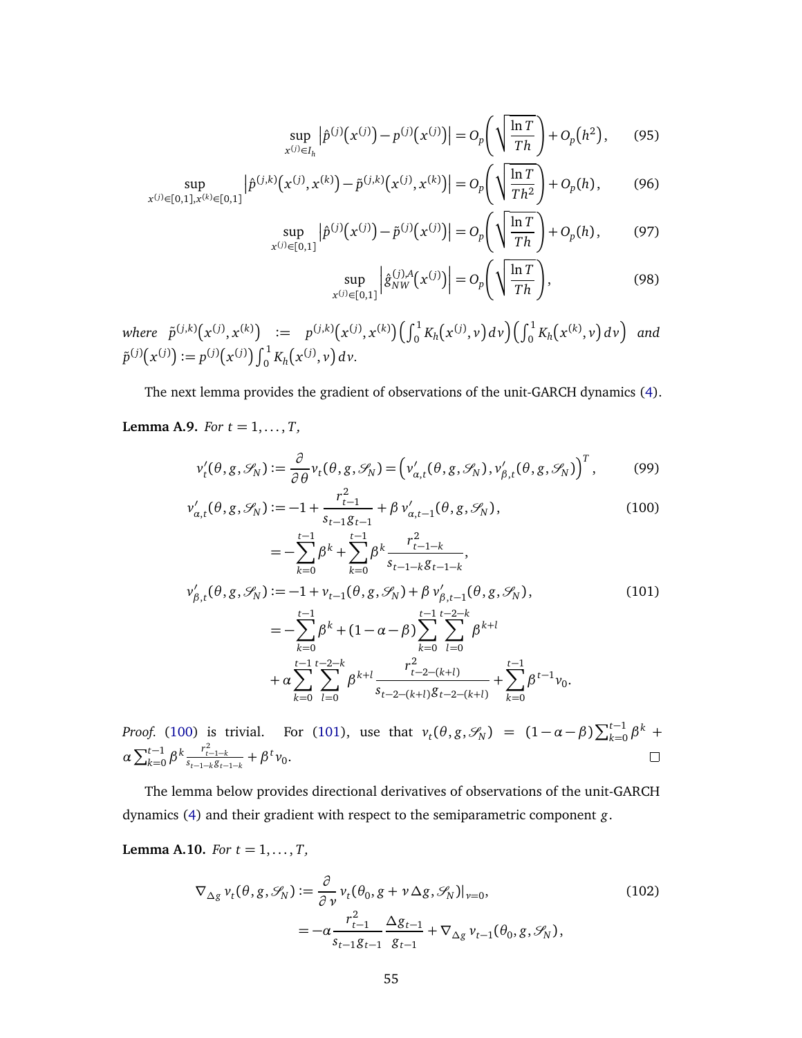$$\sup_{x^{(j)} \in I_h} \left| \hat{p}^{(j)}\big(x^{(j)}\big) - p^{(j)}\big(x^{(j)}\big) \right| = O_p\left( \sqrt{\frac{\ln T}{Th}} \right) + O_p\big(h^2\big), \tag{95}$$

$$\sup_{x^{(j)} \in [0,1], x^{(k)} \in [0,1]} \left| \hat{p}^{(j,k)}\big(x^{(j)}, x^{(k)}\big) - \tilde{p}^{(j,k)}\big(x^{(j)}, x^{(k)}\big) \right| = O_p\left( \sqrt{\frac{\ln T}{Th^2}} \right) + O_p(h), \tag{96}$$

$$\sup_{x^{(j)} \in [0,1]} \left| \hat{p}^{(j)}\big(x^{(j)}\big) - \tilde{p}^{(j)}\big(x^{(j)}\big) \right| = O_p\left( \sqrt{\frac{\ln T}{Th}} \right) + O_p(h), \tag{97}$$

$$\sup_{x^{(j)} \in [0,1]} \left| \hat{g}_{NW}^{(j),A}\big(x^{(j)}\big) \right| = O_p\left( \sqrt{\frac{\ln T}{Th}} \right), \tag{98}$$

*where* $\tilde{p}^{(j,k)}\big(x^{(j)}, x^{(k)}\big) := p^{(j,k)}\big(x^{(j)}, x^{(k)}\big) \left( \int_0^1 K_h\big(x^{(j)}, v\big)\, dv \right) \left( \int_0^1 K_h\big(x^{(k)}, v\big)\, dv \right)$ *and* $\tilde{p}^{(j)}\big(x^{(j)}\big) := p^{(j)}\big(x^{(j)}\big) \int_0^1 K_h\big(x^{(j)}, v\big)\, dv$.

The next lemma provides the gradient of observations of the unit-GARCH dynamics (4).

**Lemma A.9.** *For* $t = 1, \ldots, T$,

$$v_t'(\theta, g, \mathscr{S}_N) := \frac{\partial}{\partial \theta} v_t(\theta, g, \mathscr{S}_N) = \left( v_{\alpha,t}'(\theta, g, \mathscr{S}_N), v_{\beta,t}'(\theta, g, \mathscr{S}_N) \right)^T, \tag{99}$$

$$\begin{aligned} v_{\alpha,t}'(\theta, g, \mathscr{S}_N) &:= -1 + \frac{r_{t-1}^2}{s_{t-1} g_{t-1}} + \beta\, v_{\alpha,t-1}'(\theta, g, \mathscr{S}_N), \\ &= -\sum_{k=0}^{t-1} \beta^k + \sum_{k=0}^{t-1} \beta^k \frac{r_{t-1-k}^2}{s_{t-1-k} g_{t-1-k}}, \end{aligned} \tag{100}$$

$$\begin{aligned} v_{\beta,t}'(\theta, g, \mathscr{S}_N) &:= -1 + v_{t-1}(\theta, g, \mathscr{S}_N) + \beta\, v_{\beta,t-1}'(\theta, g, \mathscr{S}_N), \\ &= -\sum_{k=0}^{t-1} \beta^k + (1 - \alpha - \beta) \sum_{k=0}^{t-1} \sum_{l=0}^{t-2-k} \beta^{k+l} \\ &\quad + \alpha \sum_{k=0}^{t-1} \sum_{l=0}^{t-2-k} \beta^{k+l} \frac{r_{t-2-(k+l)}^2}{s_{t-2-(k+l)} g_{t-2-(k+l)}} + \sum_{k=0}^{t-1} \beta^{t-1} v_0. \end{aligned} \tag{101}$$

*Proof.* (100) is trivial. For (101), use that $v_t(\theta, g, \mathscr{S}_N) = (1 - \alpha - \beta) \sum_{k=0}^{t-1} \beta^k + \alpha \sum_{k=0}^{t-1} \beta^k \frac{r_{t-1-k}^2}{s_{t-1-k} g_{t-1-k}} + \beta^t v_0$. □

The lemma below provides directional derivatives of observations of the unit-GARCH dynamics (4) and their gradient with respect to the semiparametric component $g$.

**Lemma A.10.** *For* $t = 1, \ldots, T$,

$$\begin{aligned} \nabla_{\Delta g}\, v_t(\theta, g, \mathscr{S}_N) &:= \frac{\partial}{\partial \nu}\, v_t(\theta_0, g + \nu \Delta g, \mathscr{S}_N)|_{\nu=0}, \\ &= -\alpha \frac{r_{t-1}^2}{s_{t-1} g_{t-1}} \frac{\Delta g_{t-1}}{g_{t-1}} + \nabla_{\Delta g}\, v_{t-1}(\theta_0, g, \mathscr{S}_N), \end{aligned} \tag{102}$$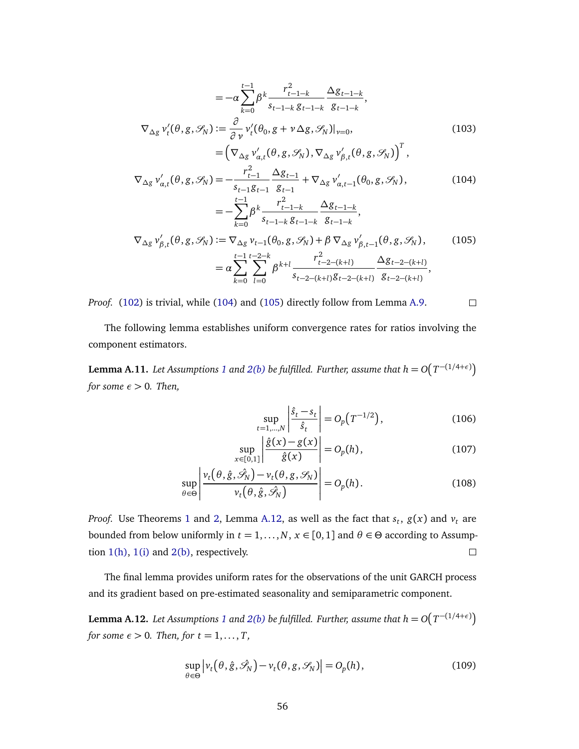$$= -\alpha \sum_{k=0}^{t-1} \beta^k \frac{r_{t-1-k}^2}{s_{t-1-k}\, g_{t-1-k}} \frac{\Delta g_{t-1-k}}{g_{t-1-k}},$$

$$\nabla_{\Delta g}\, v_t'(\theta, g, \mathscr{S}_N) := \frac{\partial}{\partial \nu} v_t'(\theta_0, g + \nu \Delta g, \mathscr{S}_N)|_{\nu=0}, \tag{103}$$

$$= \left(\nabla_{\Delta g}\, v_{\alpha,t}'(\theta, g, \mathscr{S}_N), \nabla_{\Delta g}\, v_{\beta,t}'(\theta, g, \mathscr{S}_N)\right)^T,$$

$$\nabla_{\Delta g}\, v_{\alpha,t}'(\theta, g, \mathscr{S}_N) = -\frac{r_{t-1}^2}{s_{t-1} g_{t-1}} \frac{\Delta g_{t-1}}{g_{t-1}} + \nabla_{\Delta g}\, v_{\alpha,t-1}'(\theta_0, g, \mathscr{S}_N), \tag{104}$$

$$= -\sum_{k=0}^{t-1} \beta^k \frac{r_{t-1-k}^2}{s_{t-1-k}\, g_{t-1-k}} \frac{\Delta g_{t-1-k}}{g_{t-1-k}},$$

$$\nabla_{\Delta g}\, v_{\beta,t}'(\theta, g, \mathscr{S}_N) := \nabla_{\Delta g}\, v_{t-1}(\theta_0, g, \mathscr{S}_N) + \beta\, \nabla_{\Delta g}\, v_{\beta,t-1}'(\theta, g, \mathscr{S}_N), \tag{105}$$

$$= \alpha \sum_{k=0}^{t-1} \sum_{l=0}^{t-2-k} \beta^{k+l} \frac{r_{t-2-(k+l)}^2}{s_{t-2-(k+l)} g_{t-2-(k+l)}} \frac{\Delta g_{t-2-(k+l)}}{g_{t-2-(k+l)}},$$

*Proof.* (102) is trivial, while (104) and (105) directly follow from Lemma A.9. ☐

The following lemma establishes uniform convergence rates for ratios involving the component estimators.

**Lemma A.11.** *Let Assumptions 1 and 2(b) be fulfilled. Further, assume that $h = O\big(T^{-(1/4+\epsilon)}\big)$ for some $\epsilon > 0$. Then,*

$$\sup_{t=1,\ldots,N} \left| \frac{\hat{s}_t - s_t}{\hat{s}_t} \right| = O_p\big(T^{-1/2}\big), \tag{106}$$

$$\sup_{x \in [0,1]} \left| \frac{\hat{g}(x) - g(x)}{\hat{g}(x)} \right| = O_p(h), \tag{107}$$

$$\sup_{\theta \in \Theta} \left| \frac{v_t\big(\theta, \hat{g}, \hat{\mathscr{S}}_N\big) - v_t\big(\theta, g, \mathscr{S}_N\big)}{v_t\big(\theta, \hat{g}, \hat{\mathscr{S}}_N\big)} \right| = O_p(h). \tag{108}$$

*Proof.* Use Theorems 1 and 2, Lemma A.12, as well as the fact that $s_t$, $g(x)$ and $v_t$ are bounded from below uniformly in $t = 1, \ldots, N$, $x \in [0,1]$ and $\theta \in \Theta$ according to Assumption 1(h), 1(i) and 2(b), respectively. ☐

The final lemma provides uniform rates for the observations of the unit GARCH process and its gradient based on pre-estimated seasonality and semiparametric component.

**Lemma A.12.** *Let Assumptions 1 and 2(b) be fulfilled. Further, assume that $h = O\big(T^{-(1/4+\epsilon)}\big)$ for some $\epsilon > 0$. Then, for $t = 1, \ldots, T$,*

$$\sup_{\theta \in \Theta} \left| v_t\big(\theta, \hat{g}, \hat{\mathscr{S}}_N\big) - v_t\big(\theta, g, \mathscr{S}_N\big) \right| = O_p(h), \tag{109}$$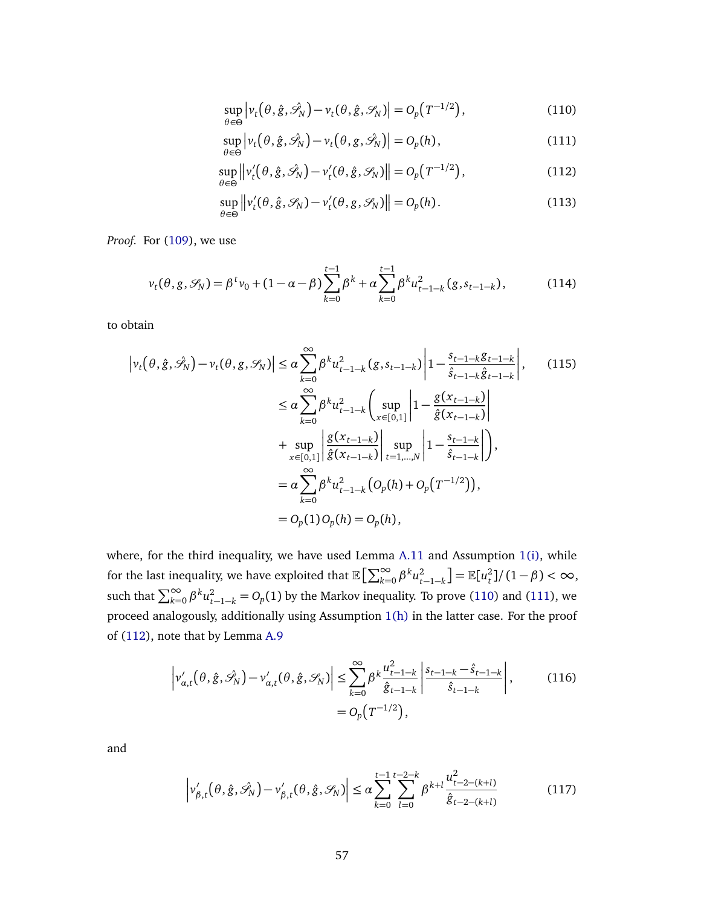$$\sup_{\theta\in\Theta}\left|v_t\big(\theta,\hat{g},\hat{\mathscr{S}}_N\big)-v_t\big(\theta,\hat{g},\mathscr{S}_N\big)\right| = O_p\big(T^{-1/2}\big), \tag{110}$$

$$\sup_{\theta\in\Theta}\left|v_t\big(\theta,\hat{g},\hat{\mathscr{S}}_N\big)-v_t\big(\theta,g,\hat{\mathscr{S}}_N\big)\right| = O_p(h), \tag{111}$$

$$\sup_{\theta\in\Theta}\left\|v_t'\big(\theta,\hat{g},\hat{\mathscr{S}}_N\big)-v_t'\big(\theta,\hat{g},\mathscr{S}_N\big)\right\| = O_p\big(T^{-1/2}\big), \tag{112}$$

$$\sup_{\theta\in\Theta}\left\|v_t'\big(\theta,\hat{g},\mathscr{S}_N\big)-v_t'\big(\theta,g,\mathscr{S}_N\big)\right\| = O_p(h). \tag{113}$$

*Proof.* For (109), we use

$$v_t(\theta,g,\mathscr{S}_N) = \beta^t v_0 + (1-\alpha-\beta)\sum_{k=0}^{t-1}\beta^k + \alpha\sum_{k=0}^{t-1}\beta^k u_{t-1-k}^2(g,s_{t-1-k}), \tag{114}$$

to obtain

$$\begin{aligned}
\left|v_t\big(\theta,\hat{g},\hat{\mathscr{S}}_N\big)-v_t(\theta,g,\mathscr{S}_N)\right| &\leq \alpha\sum_{k=0}^{\infty}\beta^k u_{t-1-k}^2(g,s_{t-1-k})\left|1-\frac{s_{t-1-k}g_{t-1-k}}{\hat{s}_{t-1-k}\hat{g}_{t-1-k}}\right|, \\
&\leq \alpha\sum_{k=0}^{\infty}\beta^k u_{t-1-k}^2\left(\sup_{x\in[0,1]}\left|1-\frac{g(x_{t-1-k})}{\hat{g}(x_{t-1-k})}\right|\right. \\
&\quad \left.+\sup_{x\in[0,1]}\left|\frac{g(x_{t-1-k})}{\hat{g}(x_{t-1-k})}\right|\sup_{t=1,\ldots,N}\left|1-\frac{s_{t-1-k}}{\hat{s}_{t-1-k}}\right|\right), \\
&= \alpha\sum_{k=0}^{\infty}\beta^k u_{t-1-k}^2\big(O_p(h)+O_p\big(T^{-1/2}\big)\big), \\
&= O_p(1)O_p(h) = O_p(h),
\end{aligned} \tag{115}$$

where, for the third inequality, we have used Lemma A.11 and Assumption 1(i), while for the last inequality, we have exploited that $\mathbb{E}\big[\sum_{k=0}^{\infty}\beta^k u_{t-1-k}^2\big] = \mathbb{E}[u_t^2]/(1-\beta) < \infty$, such that $\sum_{k=0}^{\infty}\beta^k u_{t-1-k}^2 = O_p(1)$ by the Markov inequality. To prove (110) and (111), we proceed analogously, additionally using Assumption 1(h) in the latter case. For the proof of (112), note that by Lemma A.9

$$\begin{aligned}
\left|v_{\alpha,t}'\big(\theta,\hat{g},\hat{\mathscr{S}}_N\big)-v_{\alpha,t}'\big(\theta,\hat{g},\mathscr{S}_N\big)\right| &\leq \sum_{k=0}^{\infty}\beta^k\frac{u_{t-1-k}^2}{\hat{g}_{t-1-k}}\left|\frac{s_{t-1-k}-\hat{s}_{t-1-k}}{\hat{s}_{t-1-k}}\right|, \\
&= O_p\big(T^{-1/2}\big),
\end{aligned} \tag{116}$$

and

$$\left|v_{\beta,t}'\big(\theta,\hat{g},\hat{\mathscr{S}}_N\big)-v_{\beta,t}'\big(\theta,\hat{g},\mathscr{S}_N\big)\right| \leq \alpha\sum_{k=0}^{t-1}\sum_{l=0}^{t-2-k}\beta^{k+l}\frac{u_{t-2-(k+l)}^2}{\hat{g}_{t-2-(k+l)}} \tag{117}$$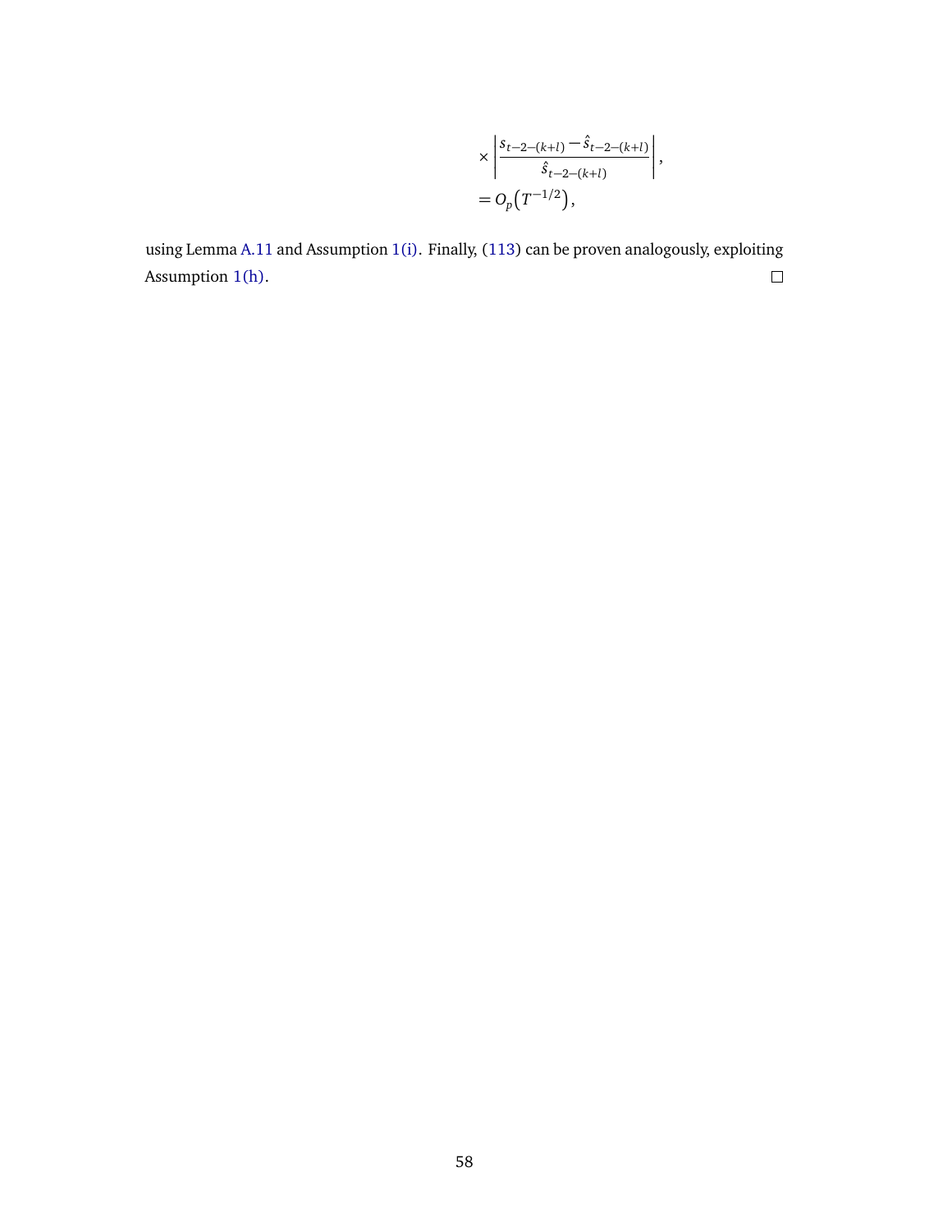$$
\begin{aligned}
&\times \left| \frac{s_{t-2-(k+l)} - \hat{s}_{t-2-(k+l)}}{\hat{s}_{t-2-(k+l)}} \right|, \\
&= O_p\left(T^{-1/2}\right),
\end{aligned}
$$

using Lemma A.11 and Assumption 1(i). Finally, (113) can be proven analogously, exploiting Assumption 1(h). □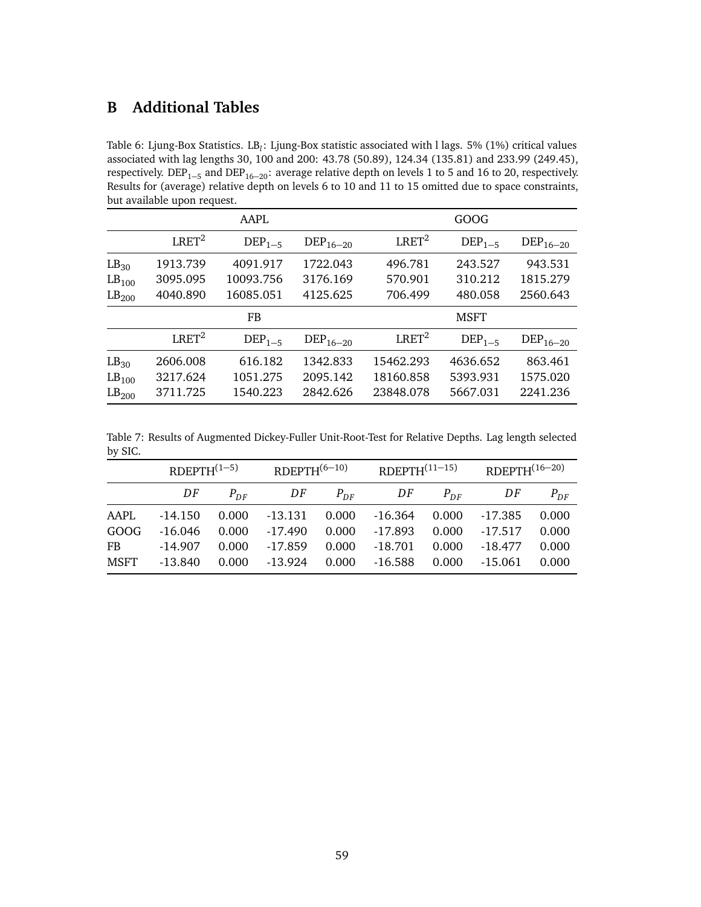# B Additional Tables

Table 6: Ljung-Box Statistics. $LB_l$: Ljung-Box statistic associated with l lags. 5% (1%) critical values associated with lag lengths 30, 100 and 200: 43.78 (50.89), 124.34 (135.81) and 233.99 (249.45), respectively. $DEP_{1-5}$ and $DEP_{16-20}$: average relative depth on levels 1 to 5 and 16 to 20, respectively. Results for (average) relative depth on levels 6 to 10 and 11 to 15 omitted due to space constraints, but available upon request.

| | AAPL | | | GOOG | | |
|---|---|---|---|---|---|---|
| | $LRET^2$ | $DEP_{1-5}$ | $DEP_{16-20}$ | $LRET^2$ | $DEP_{1-5}$ | $DEP_{16-20}$ |
| $LB_{30}$ | 1913.739 | 4091.917 | 1722.043 | 496.781 | 243.527 | 943.531 |
| $LB_{100}$ | 3095.095 | 10093.756 | 3176.169 | 570.901 | 310.212 | 1815.279 |
| $LB_{200}$ | 4040.890 | 16085.051 | 4125.625 | 706.499 | 480.058 | 2560.643 |
| | FB | | | MSFT | | |
| | $LRET^2$ | $DEP_{1-5}$ | $DEP_{16-20}$ | $LRET^2$ | $DEP_{1-5}$ | $DEP_{16-20}$ |
| $LB_{30}$ | 2606.008 | 616.182 | 1342.833 | 15462.293 | 4636.652 | 863.461 |
| $LB_{100}$ | 3217.624 | 1051.275 | 2095.142 | 18160.858 | 5393.931 | 1575.020 |
| $LB_{200}$ | 3711.725 | 1540.223 | 2842.626 | 23848.078 | 5667.031 | 2241.236 |

Table 7: Results of Augmented Dickey-Fuller Unit-Root-Test for Relative Depths. Lag length selected by SIC.

| | $RDEPTH^{(1-5)}$ | | $RDEPTH^{(6-10)}$ | | $RDEPTH^{(11-15)}$ | | $RDEPTH^{(16-20)}$ | |
|---|---|---|---|---|---|---|---|---|
| | $DF$ | $P_{DF}$ | $DF$ | $P_{DF}$ | $DF$ | $P_{DF}$ | $DF$ | $P_{DF}$ |
| AAPL | -14.150 | 0.000 | -13.131 | 0.000 | -16.364 | 0.000 | -17.385 | 0.000 |
| GOOG | -16.046 | 0.000 | -17.490 | 0.000 | -17.893 | 0.000 | -17.517 | 0.000 |
| FB | -14.907 | 0.000 | -17.859 | 0.000 | -18.701 | 0.000 | -18.477 | 0.000 |
| MSFT | -13.840 | 0.000 | -13.924 | 0.000 | -16.588 | 0.000 | -15.061 | 0.000 |